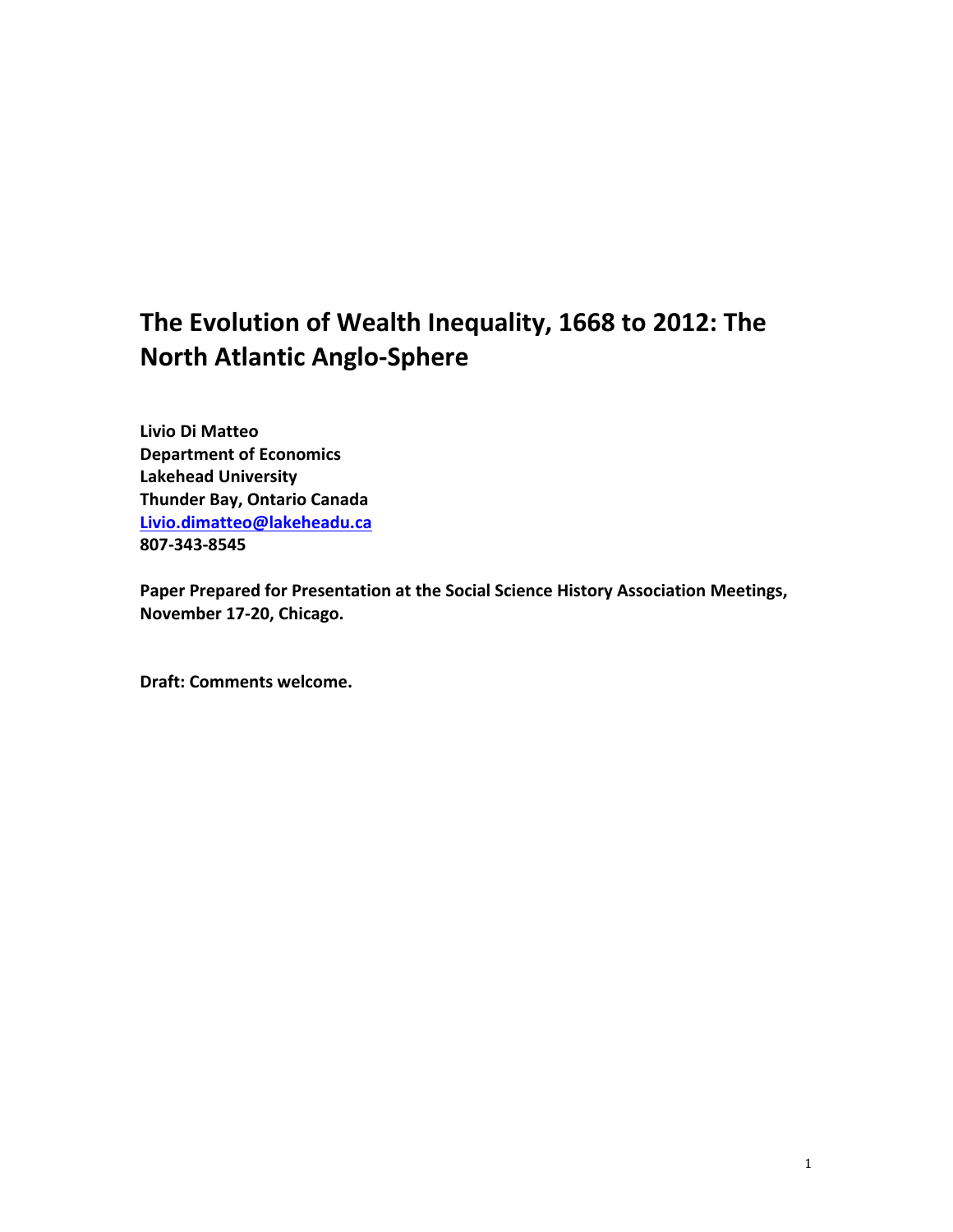# The Evolution of Wealth Inequality, 1668 to 2012: The North Atlantic Anglo-Sphere

**Livio Di Matteo**
**Department of Economics**
**Lakehead University**
**Thunder Bay, Ontario Canada**
**Livio.dimatteo@lakeheadu.ca**
**807-343-8545**

**Paper Prepared for Presentation at the Social Science History Association Meetings, November 17-20, Chicago.**

**Draft: Comments welcome.**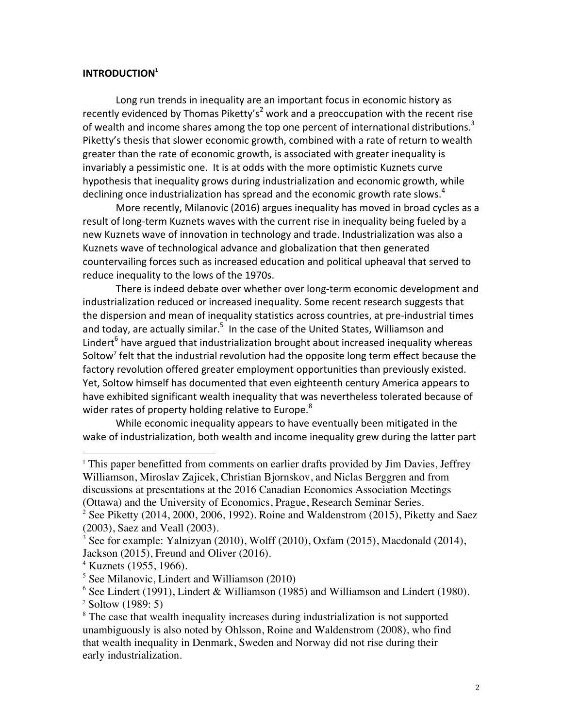## INTRODUCTION[1]

Long run trends in inequality are an important focus in economic history as recently evidenced by Thomas Piketty's[2] work and a preoccupation with the recent rise of wealth and income shares among the top one percent of international distributions.[3] Piketty's thesis that slower economic growth, combined with a rate of return to wealth greater than the rate of economic growth, is associated with greater inequality is invariably a pessimistic one. It is at odds with the more optimistic Kuznets curve hypothesis that inequality grows during industrialization and economic growth, while declining once industrialization has spread and the economic growth rate slows.[4]

More recently, Milanovic (2016) argues inequality has moved in broad cycles as a result of long-term Kuznets waves with the current rise in inequality being fueled by a new Kuznets wave of innovation in technology and trade. Industrialization was also a Kuznets wave of technological advance and globalization that then generated countervailing forces such as increased education and political upheaval that served to reduce inequality to the lows of the 1970s.

There is indeed debate over whether over long-term economic development and industrialization reduced or increased inequality. Some recent research suggests that the dispersion and mean of inequality statistics across countries, at pre-industrial times and today, are actually similar.[5] In the case of the United States, Williamson and Lindert[6] have argued that industrialization brought about increased inequality whereas Soltow[7] felt that the industrial revolution had the opposite long term effect because the factory revolution offered greater employment opportunities than previously existed. Yet, Soltow himself has documented that even eighteenth century America appears to have exhibited significant wealth inequality that was nevertheless tolerated because of wider rates of property holding relative to Europe.[8]

While economic inequality appears to have eventually been mitigated in the wake of industrialization, both wealth and income inequality grew during the latter part

---

[1] This paper benefitted from comments on earlier drafts provided by Jim Davies, Jeffrey Williamson, Miroslav Zajicek, Christian Bjornskov, and Niclas Berggren and from discussions at presentations at the 2016 Canadian Economics Association Meetings (Ottawa) and the University of Economics, Prague, Research Seminar Series.

[2] See Piketty (2014, 2000, 2006, 1992). Roine and Waldenstrom (2015), Piketty and Saez (2003), Saez and Veall (2003).

[3] See for example: Yalnizyan (2010), Wolff (2010), Oxfam (2015), Macdonald (2014), Jackson (2015), Freund and Oliver (2016).

[4] Kuznets (1955, 1966).

[5] See Milanovic, Lindert and Williamson (2010)

[6] See Lindert (1991), Lindert & Williamson (1985) and Williamson and Lindert (1980).

[7] Soltow (1989: 5)

[8] The case that wealth inequality increases during industrialization is not supported unambiguously is also noted by Ohlsson, Roine and Waldenstrom (2008), who find that wealth inequality in Denmark, Sweden and Norway did not rise during their early industrialization.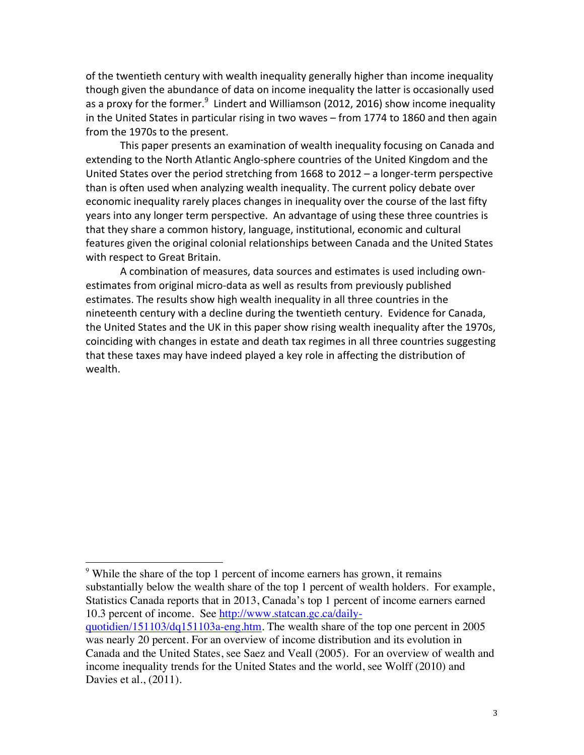of the twentieth century with wealth inequality generally higher than income inequality though given the abundance of data on income inequality the latter is occasionally used as a proxy for the former.[9] Lindert and Williamson (2012, 2016) show income inequality in the United States in particular rising in two waves – from 1774 to 1860 and then again from the 1970s to the present.

This paper presents an examination of wealth inequality focusing on Canada and extending to the North Atlantic Anglo-sphere countries of the United Kingdom and the United States over the period stretching from 1668 to 2012 – a longer-term perspective than is often used when analyzing wealth inequality. The current policy debate over economic inequality rarely places changes in inequality over the course of the last fifty years into any longer term perspective. An advantage of using these three countries is that they share a common history, language, institutional, economic and cultural features given the original colonial relationships between Canada and the United States with respect to Great Britain.

A combination of measures, data sources and estimates is used including own-estimates from original micro-data as well as results from previously published estimates. The results show high wealth inequality in all three countries in the nineteenth century with a decline during the twentieth century. Evidence for Canada, the United States and the UK in this paper show rising wealth inequality after the 1970s, coinciding with changes in estate and death tax regimes in all three countries suggesting that these taxes may have indeed played a key role in affecting the distribution of wealth.

---

[9] While the share of the top 1 percent of income earners has grown, it remains substantially below the wealth share of the top 1 percent of wealth holders. For example, Statistics Canada reports that in 2013, Canada's top 1 percent of income earners earned 10.3 percent of income. See http://www.statcan.gc.ca/daily-quotidien/151103/dq151103a-eng.htm. The wealth share of the top one percent in 2005 was nearly 20 percent. For an overview of income distribution and its evolution in Canada and the United States, see Saez and Veall (2005). For an overview of wealth and income inequality trends for the United States and the world, see Wolff (2010) and Davies et al., (2011).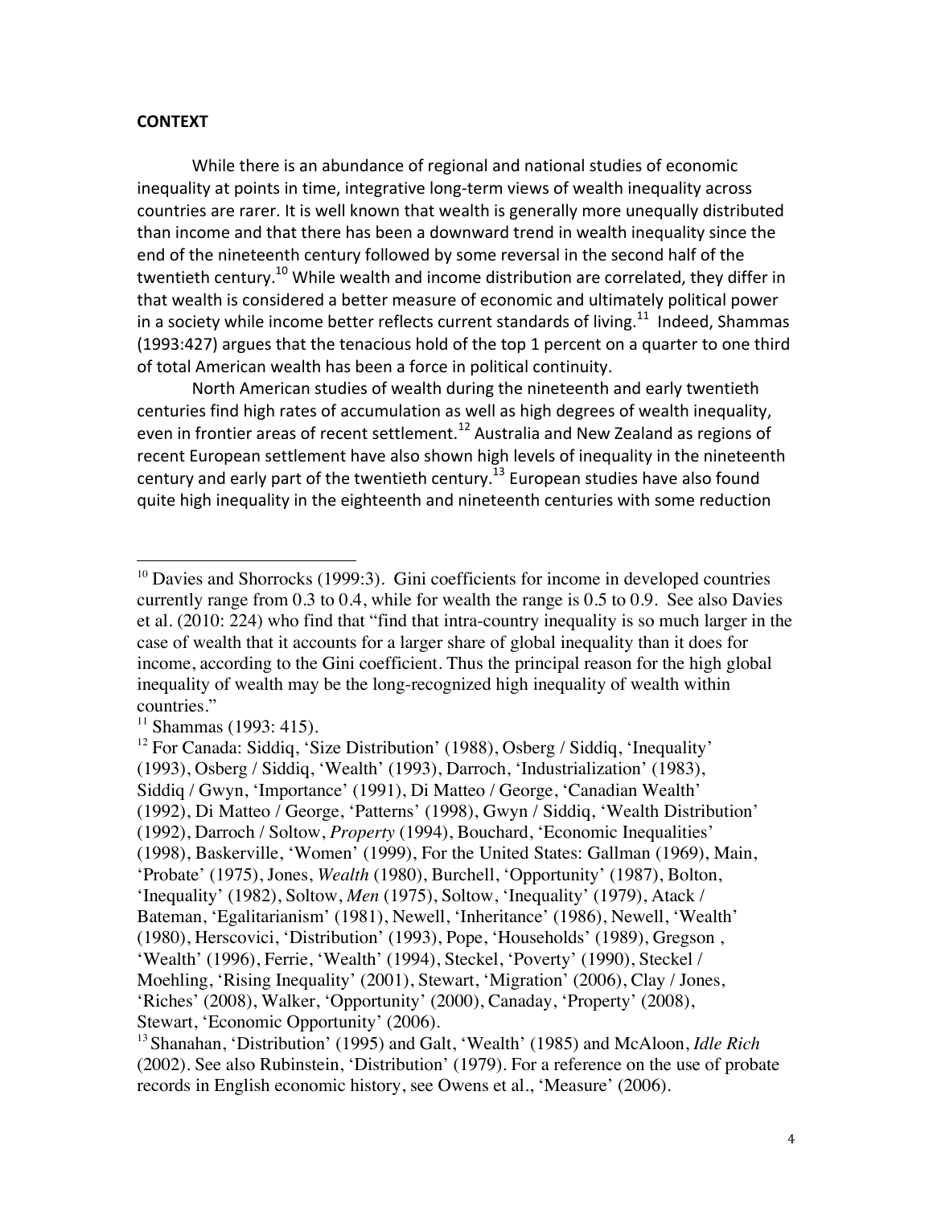**CONTEXT**

While there is an abundance of regional and national studies of economic inequality at points in time, integrative long-term views of wealth inequality across countries are rarer. It is well known that wealth is generally more unequally distributed than income and that there has been a downward trend in wealth inequality since the end of the nineteenth century followed by some reversal in the second half of the twentieth century.[10] While wealth and income distribution are correlated, they differ in that wealth is considered a better measure of economic and ultimately political power in a society while income better reflects current standards of living.[11] Indeed, Shammas (1993:427) argues that the tenacious hold of the top 1 percent on a quarter to one third of total American wealth has been a force in political continuity.

North American studies of wealth during the nineteenth and early twentieth centuries find high rates of accumulation as well as high degrees of wealth inequality, even in frontier areas of recent settlement.[12] Australia and New Zealand as regions of recent European settlement have also shown high levels of inequality in the nineteenth century and early part of the twentieth century.[13] European studies have also found quite high inequality in the eighteenth and nineteenth centuries with some reduction

---

[10] Davies and Shorrocks (1999:3). Gini coefficients for income in developed countries currently range from 0.3 to 0.4, while for wealth the range is 0.5 to 0.9. See also Davies et al. (2010: 224) who find that "find that intra-country inequality is so much larger in the case of wealth that it accounts for a larger share of global inequality than it does for income, according to the Gini coefficient. Thus the principal reason for the high global inequality of wealth may be the long-recognized high inequality of wealth within countries."

[11] Shammas (1993: 415).

[12] For Canada: Siddiq, 'Size Distribution' (1988), Osberg / Siddiq, 'Inequality' (1993), Osberg / Siddiq, 'Wealth' (1993), Darroch, 'Industrialization' (1983), Siddiq / Gwyn, 'Importance' (1991), Di Matteo / George, 'Canadian Wealth' (1992), Di Matteo / George, 'Patterns' (1998), Gwyn / Siddiq, 'Wealth Distribution' (1992), Darroch / Soltow, *Property* (1994), Bouchard, 'Economic Inequalities' (1998), Baskerville, 'Women' (1999), For the United States: Gallman (1969), Main, 'Probate' (1975), Jones, *Wealth* (1980), Burchell, 'Opportunity' (1987), Bolton, 'Inequality' (1982), Soltow, *Men* (1975), Soltow, 'Inequality' (1979), Atack / Bateman, 'Egalitarianism' (1981), Newell, 'Inheritance' (1986), Newell, 'Wealth' (1980), Herscovici, 'Distribution' (1993), Pope, 'Households' (1989), Gregson , 'Wealth' (1996), Ferrie, 'Wealth' (1994), Steckel, 'Poverty' (1990), Steckel / Moehling, 'Rising Inequality' (2001), Stewart, 'Migration' (2006), Clay / Jones, 'Riches' (2008), Walker, 'Opportunity' (2000), Canaday, 'Property' (2008), Stewart, 'Economic Opportunity' (2006).

[13] Shanahan, 'Distribution' (1995) and Galt, 'Wealth' (1985) and McAloon, *Idle Rich* (2002). See also Rubinstein, 'Distribution' (1979). For a reference on the use of probate records in English economic history, see Owens et al., 'Measure' (2006).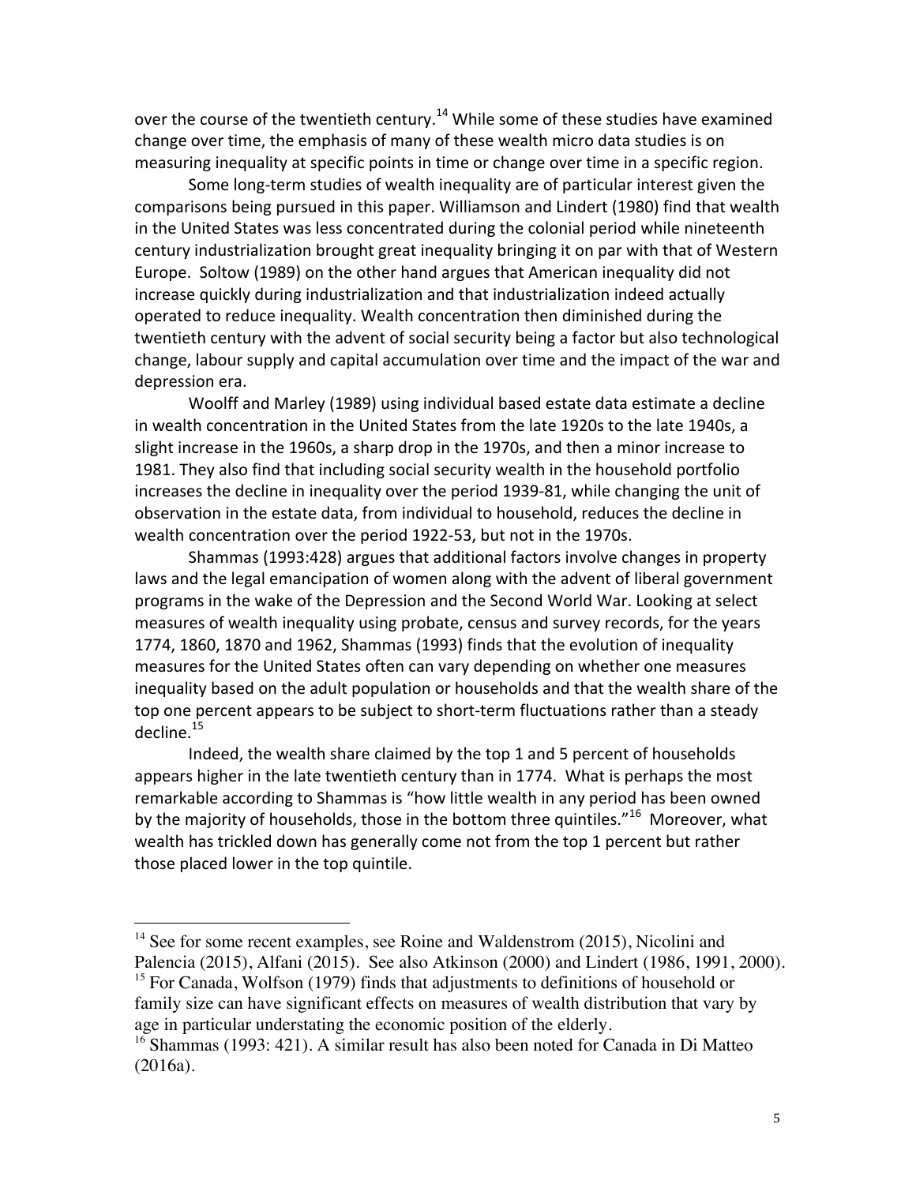over the course of the twentieth century.[14] While some of these studies have examined change over time, the emphasis of many of these wealth micro data studies is on measuring inequality at specific points in time or change over time in a specific region.

Some long-term studies of wealth inequality are of particular interest given the comparisons being pursued in this paper. Williamson and Lindert (1980) find that wealth in the United States was less concentrated during the colonial period while nineteenth century industrialization brought great inequality bringing it on par with that of Western Europe. Soltow (1989) on the other hand argues that American inequality did not increase quickly during industrialization and that industrialization indeed actually operated to reduce inequality. Wealth concentration then diminished during the twentieth century with the advent of social security being a factor but also technological change, labour supply and capital accumulation over time and the impact of the war and depression era.

Woolff and Marley (1989) using individual based estate data estimate a decline in wealth concentration in the United States from the late 1920s to the late 1940s, a slight increase in the 1960s, a sharp drop in the 1970s, and then a minor increase to 1981. They also find that including social security wealth in the household portfolio increases the decline in inequality over the period 1939-81, while changing the unit of observation in the estate data, from individual to household, reduces the decline in wealth concentration over the period 1922-53, but not in the 1970s.

Shammas (1993:428) argues that additional factors involve changes in property laws and the legal emancipation of women along with the advent of liberal government programs in the wake of the Depression and the Second World War. Looking at select measures of wealth inequality using probate, census and survey records, for the years 1774, 1860, 1870 and 1962, Shammas (1993) finds that the evolution of inequality measures for the United States often can vary depending on whether one measures inequality based on the adult population or households and that the wealth share of the top one percent appears to be subject to short-term fluctuations rather than a steady decline.[15]

Indeed, the wealth share claimed by the top 1 and 5 percent of households appears higher in the late twentieth century than in 1774. What is perhaps the most remarkable according to Shammas is "how little wealth in any period has been owned by the majority of households, those in the bottom three quintiles."[16] Moreover, what wealth has trickled down has generally come not from the top 1 percent but rather those placed lower in the top quintile.

---

[14] See for some recent examples, see Roine and Waldenstrom (2015), Nicolini and Palencia (2015), Alfani (2015). See also Atkinson (2000) and Lindert (1986, 1991, 2000).

[15] For Canada, Wolfson (1979) finds that adjustments to definitions of household or family size can have significant effects on measures of wealth distribution that vary by age in particular understating the economic position of the elderly.

[16] Shammas (1993: 421). A similar result has also been noted for Canada in Di Matteo (2016a).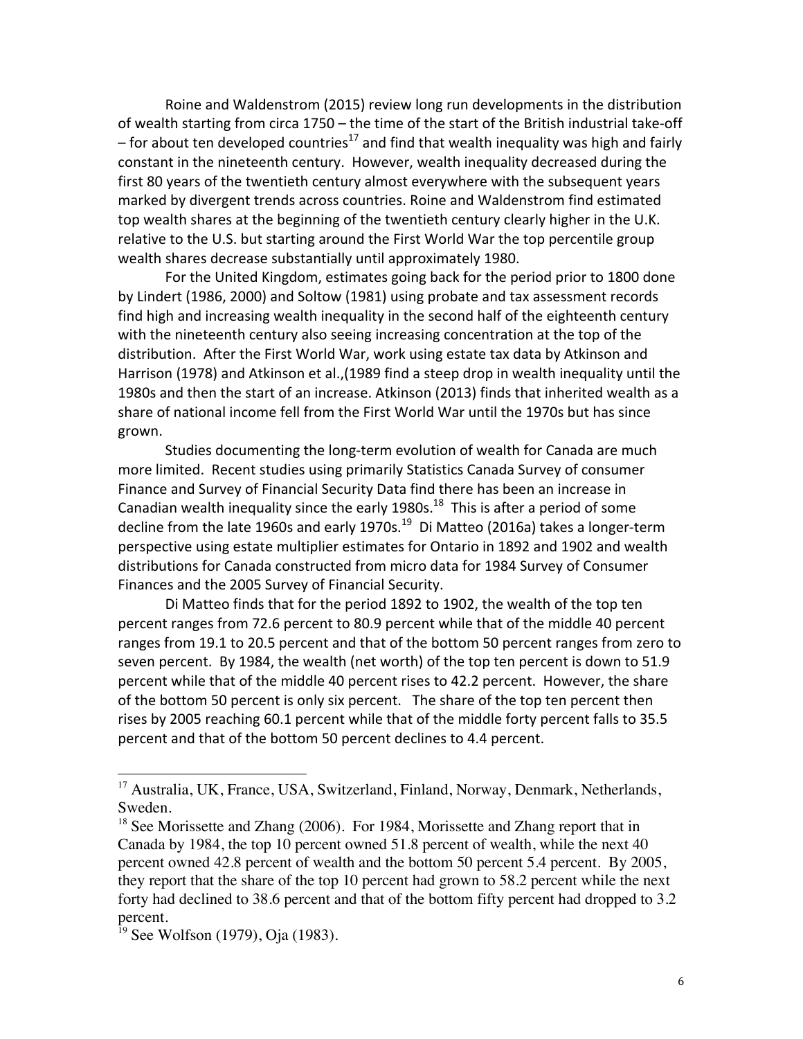Roine and Waldenstrom (2015) review long run developments in the distribution of wealth starting from circa 1750 – the time of the start of the British industrial take-off – for about ten developed countries[17] and find that wealth inequality was high and fairly constant in the nineteenth century. However, wealth inequality decreased during the first 80 years of the twentieth century almost everywhere with the subsequent years marked by divergent trends across countries. Roine and Waldenstrom find estimated top wealth shares at the beginning of the twentieth century clearly higher in the U.K. relative to the U.S. but starting around the First World War the top percentile group wealth shares decrease substantially until approximately 1980.

For the United Kingdom, estimates going back for the period prior to 1800 done by Lindert (1986, 2000) and Soltow (1981) using probate and tax assessment records find high and increasing wealth inequality in the second half of the eighteenth century with the nineteenth century also seeing increasing concentration at the top of the distribution. After the First World War, work using estate tax data by Atkinson and Harrison (1978) and Atkinson et al.,(1989 find a steep drop in wealth inequality until the 1980s and then the start of an increase. Atkinson (2013) finds that inherited wealth as a share of national income fell from the First World War until the 1970s but has since grown.

Studies documenting the long-term evolution of wealth for Canada are much more limited. Recent studies using primarily Statistics Canada Survey of consumer Finance and Survey of Financial Security Data find there has been an increase in Canadian wealth inequality since the early 1980s.[18] This is after a period of some decline from the late 1960s and early 1970s.[19] Di Matteo (2016a) takes a longer-term perspective using estate multiplier estimates for Ontario in 1892 and 1902 and wealth distributions for Canada constructed from micro data for 1984 Survey of Consumer Finances and the 2005 Survey of Financial Security.

Di Matteo finds that for the period 1892 to 1902, the wealth of the top ten percent ranges from 72.6 percent to 80.9 percent while that of the middle 40 percent ranges from 19.1 to 20.5 percent and that of the bottom 50 percent ranges from zero to seven percent. By 1984, the wealth (net worth) of the top ten percent is down to 51.9 percent while that of the middle 40 percent rises to 42.2 percent. However, the share of the bottom 50 percent is only six percent. The share of the top ten percent then rises by 2005 reaching 60.1 percent while that of the middle forty percent falls to 35.5 percent and that of the bottom 50 percent declines to 4.4 percent.

---

[17] Australia, UK, France, USA, Switzerland, Finland, Norway, Denmark, Netherlands, Sweden.

[18] See Morissette and Zhang (2006). For 1984, Morissette and Zhang report that in Canada by 1984, the top 10 percent owned 51.8 percent of wealth, while the next 40 percent owned 42.8 percent of wealth and the bottom 50 percent 5.4 percent. By 2005, they report that the share of the top 10 percent had grown to 58.2 percent while the next forty had declined to 38.6 percent and that of the bottom fifty percent had dropped to 3.2 percent.

[19] See Wolfson (1979), Oja (1983).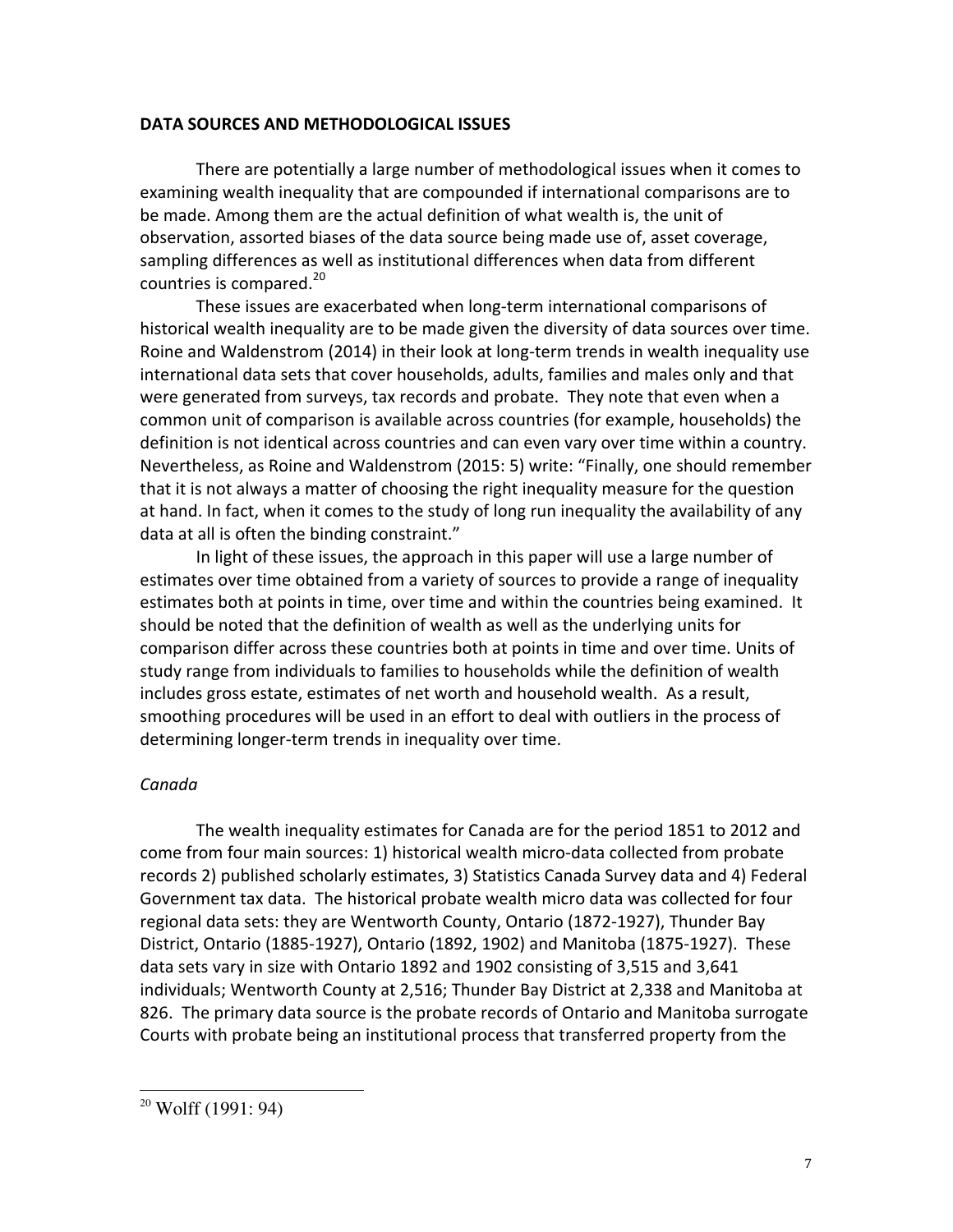## DATA SOURCES AND METHODOLOGICAL ISSUES

There are potentially a large number of methodological issues when it comes to examining wealth inequality that are compounded if international comparisons are to be made. Among them are the actual definition of what wealth is, the unit of observation, assorted biases of the data source being made use of, asset coverage, sampling differences as well as institutional differences when data from different countries is compared.[20]

These issues are exacerbated when long-term international comparisons of historical wealth inequality are to be made given the diversity of data sources over time. Roine and Waldenstrom (2014) in their look at long-term trends in wealth inequality use international data sets that cover households, adults, families and males only and that were generated from surveys, tax records and probate. They note that even when a common unit of comparison is available across countries (for example, households) the definition is not identical across countries and can even vary over time within a country. Nevertheless, as Roine and Waldenstrom (2015: 5) write: "Finally, one should remember that it is not always a matter of choosing the right inequality measure for the question at hand. In fact, when it comes to the study of long run inequality the availability of any data at all is often the binding constraint."

In light of these issues, the approach in this paper will use a large number of estimates over time obtained from a variety of sources to provide a range of inequality estimates both at points in time, over time and within the countries being examined. It should be noted that the definition of wealth as well as the underlying units for comparison differ across these countries both at points in time and over time. Units of study range from individuals to families to households while the definition of wealth includes gross estate, estimates of net worth and household wealth. As a result, smoothing procedures will be used in an effort to deal with outliers in the process of determining longer-term trends in inequality over time.

*Canada*

The wealth inequality estimates for Canada are for the period 1851 to 2012 and come from four main sources: 1) historical wealth micro-data collected from probate records 2) published scholarly estimates, 3) Statistics Canada Survey data and 4) Federal Government tax data. The historical probate wealth micro data was collected for four regional data sets: they are Wentworth County, Ontario (1872-1927), Thunder Bay District, Ontario (1885-1927), Ontario (1892, 1902) and Manitoba (1875-1927). These data sets vary in size with Ontario 1892 and 1902 consisting of 3,515 and 3,641 individuals; Wentworth County at 2,516; Thunder Bay District at 2,338 and Manitoba at 826. The primary data source is the probate records of Ontario and Manitoba surrogate Courts with probate being an institutional process that transferred property from the

[20] Wolff (1991: 94)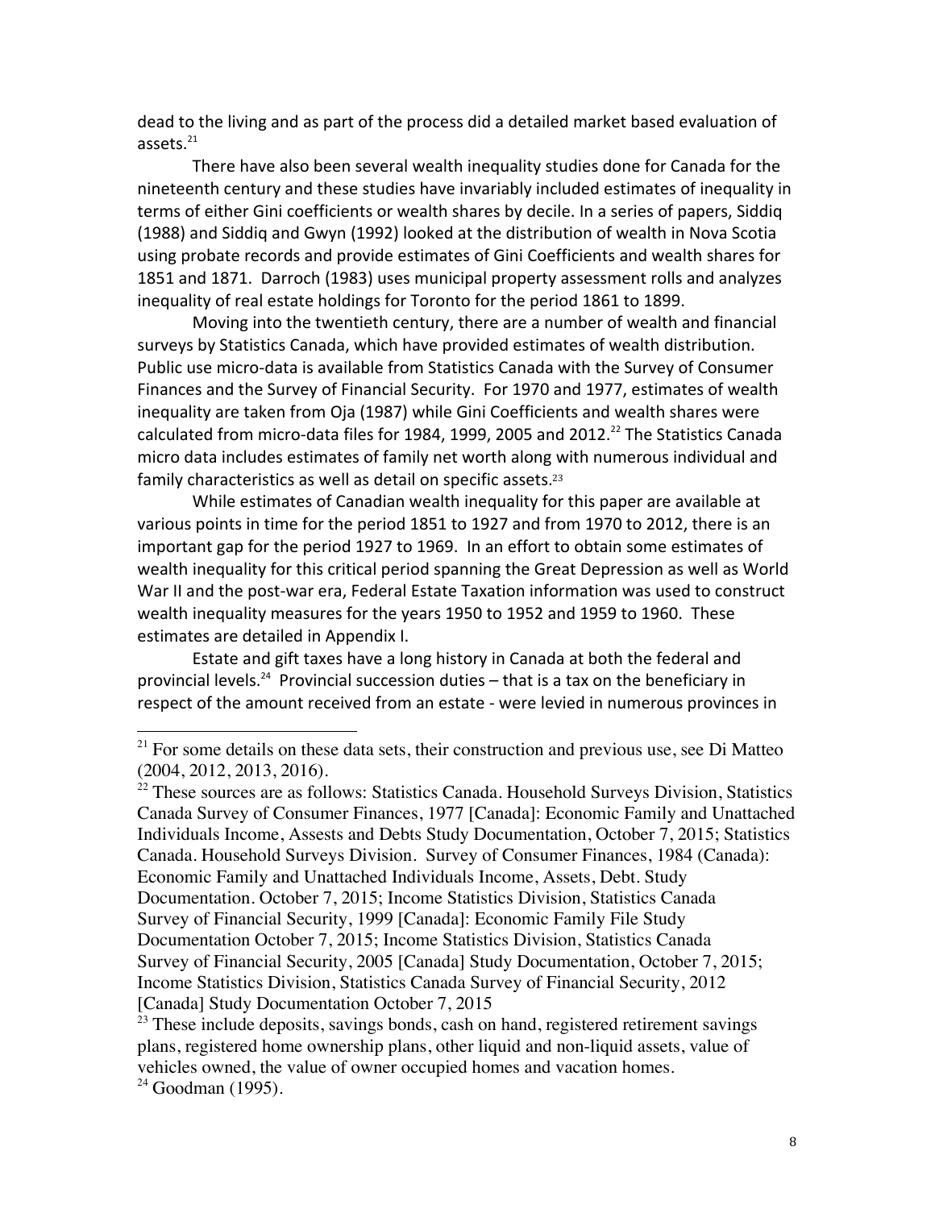dead to the living and as part of the process did a detailed market based evaluation of assets.[21]

There have also been several wealth inequality studies done for Canada for the nineteenth century and these studies have invariably included estimates of inequality in terms of either Gini coefficients or wealth shares by decile. In a series of papers, Siddiq (1988) and Siddiq and Gwyn (1992) looked at the distribution of wealth in Nova Scotia using probate records and provide estimates of Gini Coefficients and wealth shares for 1851 and 1871. Darroch (1983) uses municipal property assessment rolls and analyzes inequality of real estate holdings for Toronto for the period 1861 to 1899.

Moving into the twentieth century, there are a number of wealth and financial surveys by Statistics Canada, which have provided estimates of wealth distribution. Public use micro-data is available from Statistics Canada with the Survey of Consumer Finances and the Survey of Financial Security. For 1970 and 1977, estimates of wealth inequality are taken from Oja (1987) while Gini Coefficients and wealth shares were calculated from micro-data files for 1984, 1999, 2005 and 2012.[22] The Statistics Canada micro data includes estimates of family net worth along with numerous individual and family characteristics as well as detail on specific assets.[23]

While estimates of Canadian wealth inequality for this paper are available at various points in time for the period 1851 to 1927 and from 1970 to 2012, there is an important gap for the period 1927 to 1969. In an effort to obtain some estimates of wealth inequality for this critical period spanning the Great Depression as well as World War II and the post-war era, Federal Estate Taxation information was used to construct wealth inequality measures for the years 1950 to 1952 and 1959 to 1960. These estimates are detailed in Appendix I.

Estate and gift taxes have a long history in Canada at both the federal and provincial levels.[24] Provincial succession duties – that is a tax on the beneficiary in respect of the amount received from an estate - were levied in numerous provinces in

---

[21] For some details on these data sets, their construction and previous use, see Di Matteo (2004, 2012, 2013, 2016).

[22] These sources are as follows: Statistics Canada. Household Surveys Division, Statistics Canada Survey of Consumer Finances, 1977 [Canada]: Economic Family and Unattached Individuals Income, Assests and Debts Study Documentation, October 7, 2015; Statistics Canada. Household Surveys Division. Survey of Consumer Finances, 1984 (Canada): Economic Family and Unattached Individuals Income, Assets, Debt. Study Documentation. October 7, 2015; Income Statistics Division, Statistics Canada Survey of Financial Security, 1999 [Canada]: Economic Family File Study Documentation October 7, 2015; Income Statistics Division, Statistics Canada Survey of Financial Security, 2005 [Canada] Study Documentation, October 7, 2015; Income Statistics Division, Statistics Canada Survey of Financial Security, 2012 [Canada] Study Documentation October 7, 2015

[23] These include deposits, savings bonds, cash on hand, registered retirement savings plans, registered home ownership plans, other liquid and non-liquid assets, value of vehicles owned, the value of owner occupied homes and vacation homes.

[24] Goodman (1995).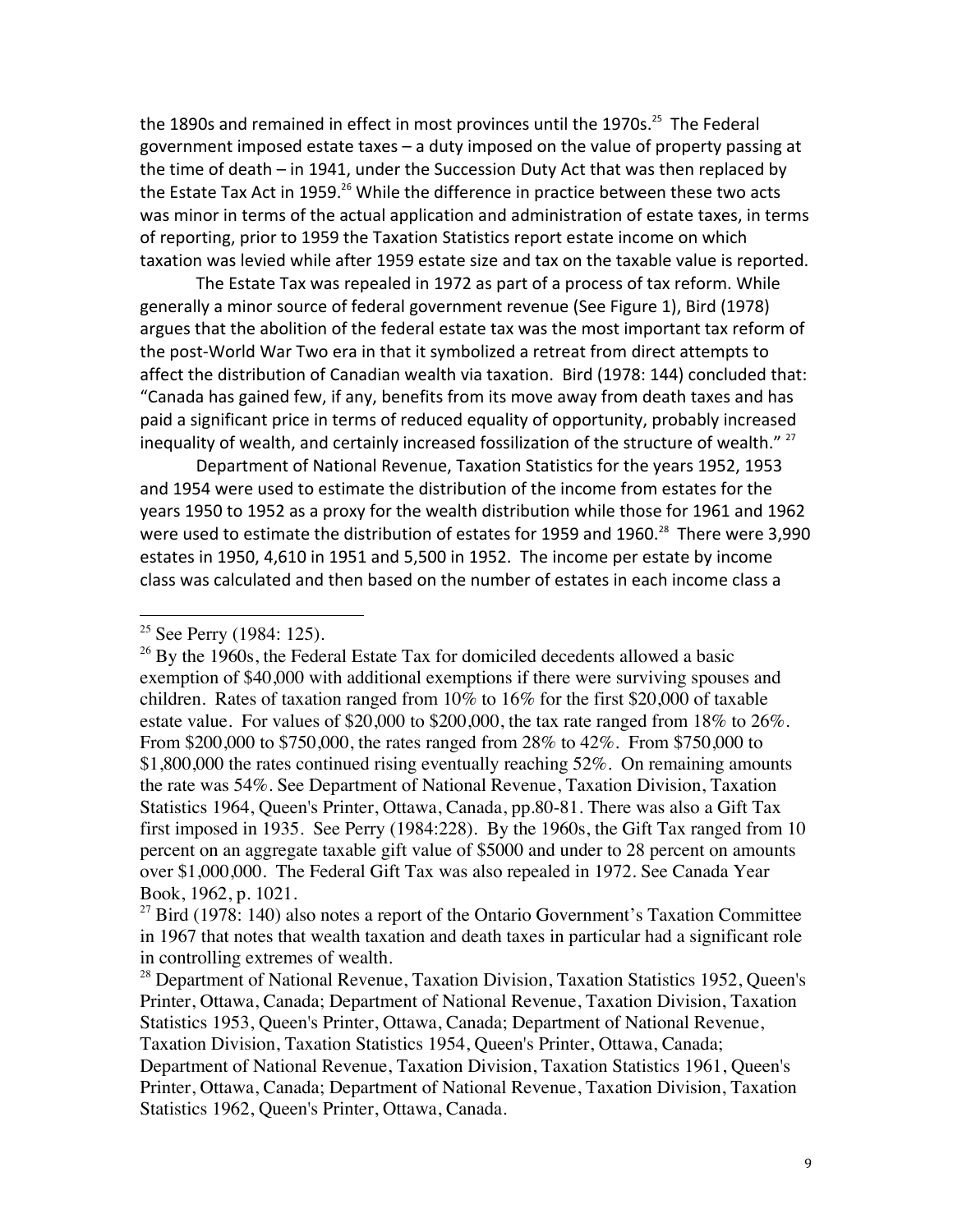the 1890s and remained in effect in most provinces until the 1970s.[25] The Federal government imposed estate taxes – a duty imposed on the value of property passing at the time of death – in 1941, under the Succession Duty Act that was then replaced by the Estate Tax Act in 1959.[26] While the difference in practice between these two acts was minor in terms of the actual application and administration of estate taxes, in terms of reporting, prior to 1959 the Taxation Statistics report estate income on which taxation was levied while after 1959 estate size and tax on the taxable value is reported.

The Estate Tax was repealed in 1972 as part of a process of tax reform. While generally a minor source of federal government revenue (See Figure 1), Bird (1978) argues that the abolition of the federal estate tax was the most important tax reform of the post-World War Two era in that it symbolized a retreat from direct attempts to affect the distribution of Canadian wealth via taxation. Bird (1978: 144) concluded that: "Canada has gained few, if any, benefits from its move away from death taxes and has paid a significant price in terms of reduced equality of opportunity, probably increased inequality of wealth, and certainly increased fossilization of the structure of wealth." [27]

Department of National Revenue, Taxation Statistics for the years 1952, 1953 and 1954 were used to estimate the distribution of the income from estates for the years 1950 to 1952 as a proxy for the wealth distribution while those for 1961 and 1962 were used to estimate the distribution of estates for 1959 and 1960.[28] There were 3,990 estates in 1950, 4,610 in 1951 and 5,500 in 1952. The income per estate by income class was calculated and then based on the number of estates in each income class a

---

[25] See Perry (1984: 125).

[26] By the 1960s, the Federal Estate Tax for domiciled decedents allowed a basic exemption of $40,000 with additional exemptions if there were surviving spouses and children. Rates of taxation ranged from 10% to 16% for the first $20,000 of taxable estate value. For values of $20,000 to $200,000, the tax rate ranged from 18% to 26%. From $200,000 to $750,000, the rates ranged from 28% to 42%. From $750,000 to $1,800,000 the rates continued rising eventually reaching 52%. On remaining amounts the rate was 54%. See Department of National Revenue, Taxation Division, Taxation Statistics 1964, Queen's Printer, Ottawa, Canada, pp.80-81. There was also a Gift Tax first imposed in 1935. See Perry (1984:228). By the 1960s, the Gift Tax ranged from 10 percent on an aggregate taxable gift value of $5000 and under to 28 percent on amounts over $1,000,000. The Federal Gift Tax was also repealed in 1972. See Canada Year Book, 1962, p. 1021.

[27] Bird (1978: 140) also notes a report of the Ontario Government's Taxation Committee in 1967 that notes that wealth taxation and death taxes in particular had a significant role in controlling extremes of wealth.

[28] Department of National Revenue, Taxation Division, Taxation Statistics 1952, Queen's Printer, Ottawa, Canada; Department of National Revenue, Taxation Division, Taxation Statistics 1953, Queen's Printer, Ottawa, Canada; Department of National Revenue, Taxation Division, Taxation Statistics 1954, Queen's Printer, Ottawa, Canada; Department of National Revenue, Taxation Division, Taxation Statistics 1961, Queen's Printer, Ottawa, Canada; Department of National Revenue, Taxation Division, Taxation Statistics 1962, Queen's Printer, Ottawa, Canada.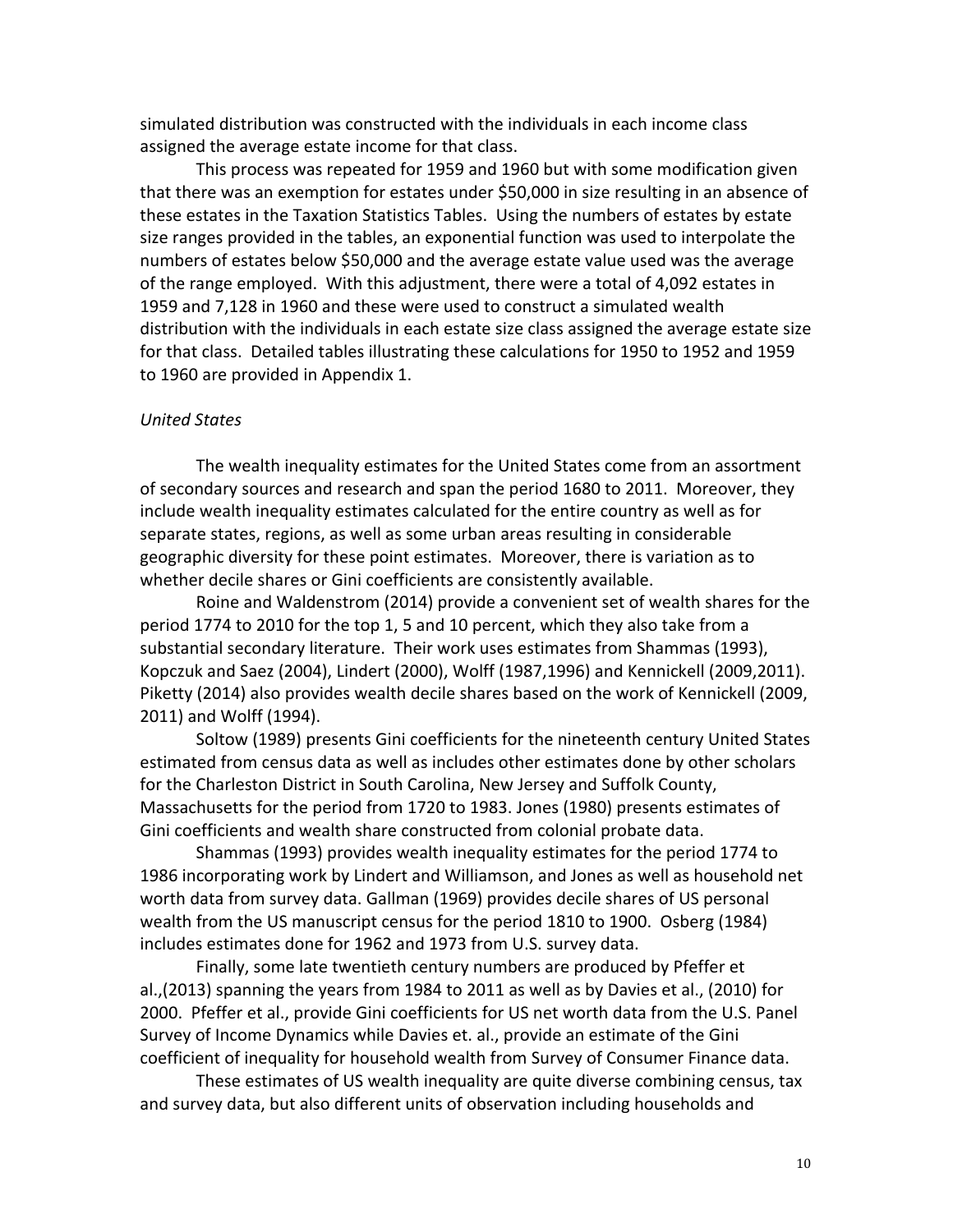simulated distribution was constructed with the individuals in each income class assigned the average estate income for that class.

This process was repeated for 1959 and 1960 but with some modification given that there was an exemption for estates under $50,000 in size resulting in an absence of these estates in the Taxation Statistics Tables. Using the numbers of estates by estate size ranges provided in the tables, an exponential function was used to interpolate the numbers of estates below $50,000 and the average estate value used was the average of the range employed. With this adjustment, there were a total of 4,092 estates in 1959 and 7,128 in 1960 and these were used to construct a simulated wealth distribution with the individuals in each estate size class assigned the average estate size for that class. Detailed tables illustrating these calculations for 1950 to 1952 and 1959 to 1960 are provided in Appendix 1.

*United States*

The wealth inequality estimates for the United States come from an assortment of secondary sources and research and span the period 1680 to 2011. Moreover, they include wealth inequality estimates calculated for the entire country as well as for separate states, regions, as well as some urban areas resulting in considerable geographic diversity for these point estimates. Moreover, there is variation as to whether decile shares or Gini coefficients are consistently available.

Roine and Waldenstrom (2014) provide a convenient set of wealth shares for the period 1774 to 2010 for the top 1, 5 and 10 percent, which they also take from a substantial secondary literature. Their work uses estimates from Shammas (1993), Kopczuk and Saez (2004), Lindert (2000), Wolff (1987,1996) and Kennickell (2009,2011). Piketty (2014) also provides wealth decile shares based on the work of Kennickell (2009, 2011) and Wolff (1994).

Soltow (1989) presents Gini coefficients for the nineteenth century United States estimated from census data as well as includes other estimates done by other scholars for the Charleston District in South Carolina, New Jersey and Suffolk County, Massachusetts for the period from 1720 to 1983. Jones (1980) presents estimates of Gini coefficients and wealth share constructed from colonial probate data.

Shammas (1993) provides wealth inequality estimates for the period 1774 to 1986 incorporating work by Lindert and Williamson, and Jones as well as household net worth data from survey data. Gallman (1969) provides decile shares of US personal wealth from the US manuscript census for the period 1810 to 1900. Osberg (1984) includes estimates done for 1962 and 1973 from U.S. survey data.

Finally, some late twentieth century numbers are produced by Pfeffer et al.,(2013) spanning the years from 1984 to 2011 as well as by Davies et al., (2010) for 2000. Pfeffer et al., provide Gini coefficients for US net worth data from the U.S. Panel Survey of Income Dynamics while Davies et. al., provide an estimate of the Gini coefficient of inequality for household wealth from Survey of Consumer Finance data.

These estimates of US wealth inequality are quite diverse combining census, tax and survey data, but also different units of observation including households and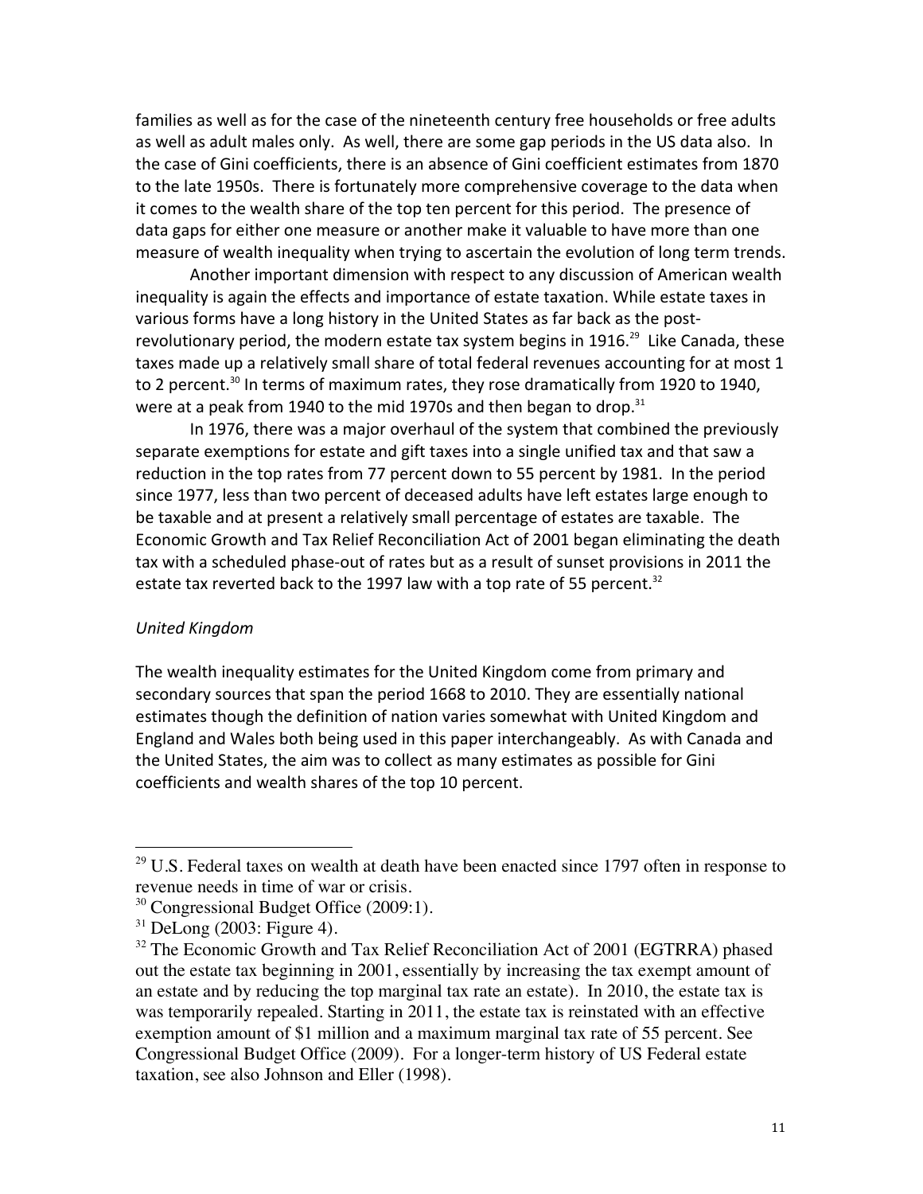families as well as for the case of the nineteenth century free households or free adults as well as adult males only. As well, there are some gap periods in the US data also. In the case of Gini coefficients, there is an absence of Gini coefficient estimates from 1870 to the late 1950s. There is fortunately more comprehensive coverage to the data when it comes to the wealth share of the top ten percent for this period. The presence of data gaps for either one measure or another make it valuable to have more than one measure of wealth inequality when trying to ascertain the evolution of long term trends.

Another important dimension with respect to any discussion of American wealth inequality is again the effects and importance of estate taxation. While estate taxes in various forms have a long history in the United States as far back as the post-revolutionary period, the modern estate tax system begins in 1916.[29] Like Canada, these taxes made up a relatively small share of total federal revenues accounting for at most 1 to 2 percent.[30] In terms of maximum rates, they rose dramatically from 1920 to 1940, were at a peak from 1940 to the mid 1970s and then began to drop.[31]

In 1976, there was a major overhaul of the system that combined the previously separate exemptions for estate and gift taxes into a single unified tax and that saw a reduction in the top rates from 77 percent down to 55 percent by 1981. In the period since 1977, less than two percent of deceased adults have left estates large enough to be taxable and at present a relatively small percentage of estates are taxable. The Economic Growth and Tax Relief Reconciliation Act of 2001 began eliminating the death tax with a scheduled phase-out of rates but as a result of sunset provisions in 2011 the estate tax reverted back to the 1997 law with a top rate of 55 percent.[32]

*United Kingdom*

The wealth inequality estimates for the United Kingdom come from primary and secondary sources that span the period 1668 to 2010. They are essentially national estimates though the definition of nation varies somewhat with United Kingdom and England and Wales both being used in this paper interchangeably. As with Canada and the United States, the aim was to collect as many estimates as possible for Gini coefficients and wealth shares of the top 10 percent.

---

[29] U.S. Federal taxes on wealth at death have been enacted since 1797 often in response to revenue needs in time of war or crisis.

[30] Congressional Budget Office (2009:1).

[31] DeLong (2003: Figure 4).

[32] The Economic Growth and Tax Relief Reconciliation Act of 2001 (EGTRRA) phased out the estate tax beginning in 2001, essentially by increasing the tax exempt amount of an estate and by reducing the top marginal tax rate an estate). In 2010, the estate tax is was temporarily repealed. Starting in 2011, the estate tax is reinstated with an effective exemption amount of $1 million and a maximum marginal tax rate of 55 percent. See Congressional Budget Office (2009). For a longer-term history of US Federal estate taxation, see also Johnson and Eller (1998).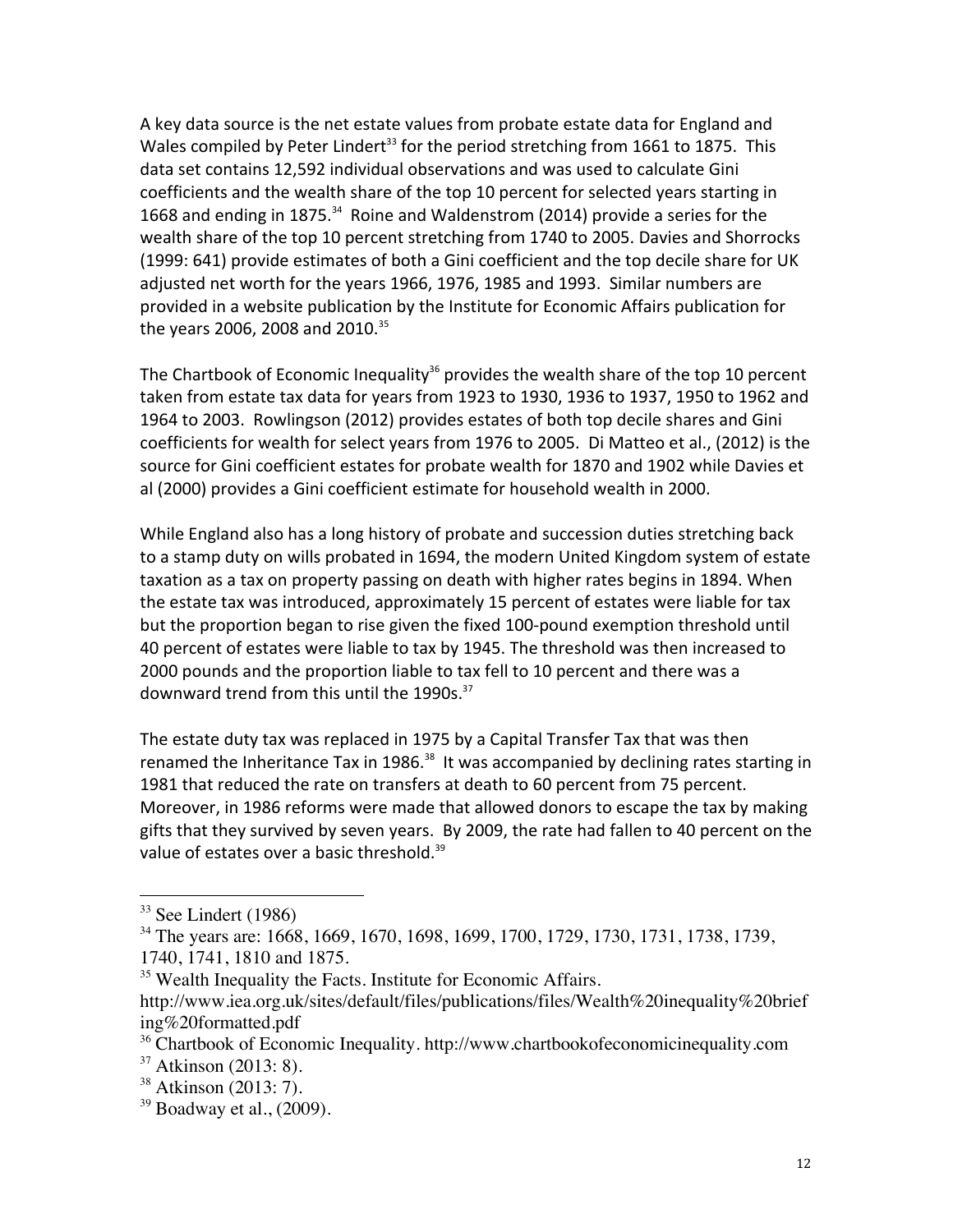A key data source is the net estate values from probate estate data for England and Wales compiled by Peter Lindert[33] for the period stretching from 1661 to 1875. This data set contains 12,592 individual observations and was used to calculate Gini coefficients and the wealth share of the top 10 percent for selected years starting in 1668 and ending in 1875.[34] Roine and Waldenstrom (2014) provide a series for the wealth share of the top 10 percent stretching from 1740 to 2005. Davies and Shorrocks (1999: 641) provide estimates of both a Gini coefficient and the top decile share for UK adjusted net worth for the years 1966, 1976, 1985 and 1993. Similar numbers are provided in a website publication by the Institute for Economic Affairs publication for the years 2006, 2008 and 2010.[35]

The Chartbook of Economic Inequality[36] provides the wealth share of the top 10 percent taken from estate tax data for years from 1923 to 1930, 1936 to 1937, 1950 to 1962 and 1964 to 2003. Rowlingson (2012) provides estates of both top decile shares and Gini coefficients for wealth for select years from 1976 to 2005. Di Matteo et al., (2012) is the source for Gini coefficient estates for probate wealth for 1870 and 1902 while Davies et al (2000) provides a Gini coefficient estimate for household wealth in 2000.

While England also has a long history of probate and succession duties stretching back to a stamp duty on wills probated in 1694, the modern United Kingdom system of estate taxation as a tax on property passing on death with higher rates begins in 1894. When the estate tax was introduced, approximately 15 percent of estates were liable for tax but the proportion began to rise given the fixed 100-pound exemption threshold until 40 percent of estates were liable to tax by 1945. The threshold was then increased to 2000 pounds and the proportion liable to tax fell to 10 percent and there was a downward trend from this until the 1990s.[37]

The estate duty tax was replaced in 1975 by a Capital Transfer Tax that was then renamed the Inheritance Tax in 1986.[38] It was accompanied by declining rates starting in 1981 that reduced the rate on transfers at death to 60 percent from 75 percent. Moreover, in 1986 reforms were made that allowed donors to escape the tax by making gifts that they survived by seven years. By 2009, the rate had fallen to 40 percent on the value of estates over a basic threshold.[39]

---

[33] See Lindert (1986)

[34] The years are: 1668, 1669, 1670, 1698, 1699, 1700, 1729, 1730, 1731, 1738, 1739, 1740, 1741, 1810 and 1875.

[35] Wealth Inequality the Facts. Institute for Economic Affairs. http://www.iea.org.uk/sites/default/files/publications/files/Wealth%20inequality%20briefing%20formatted.pdf

[36] Chartbook of Economic Inequality. http://www.chartbookofeconomicinequality.com

[37] Atkinson (2013: 8).

[38] Atkinson (2013: 7).

[39] Boadway et al., (2009).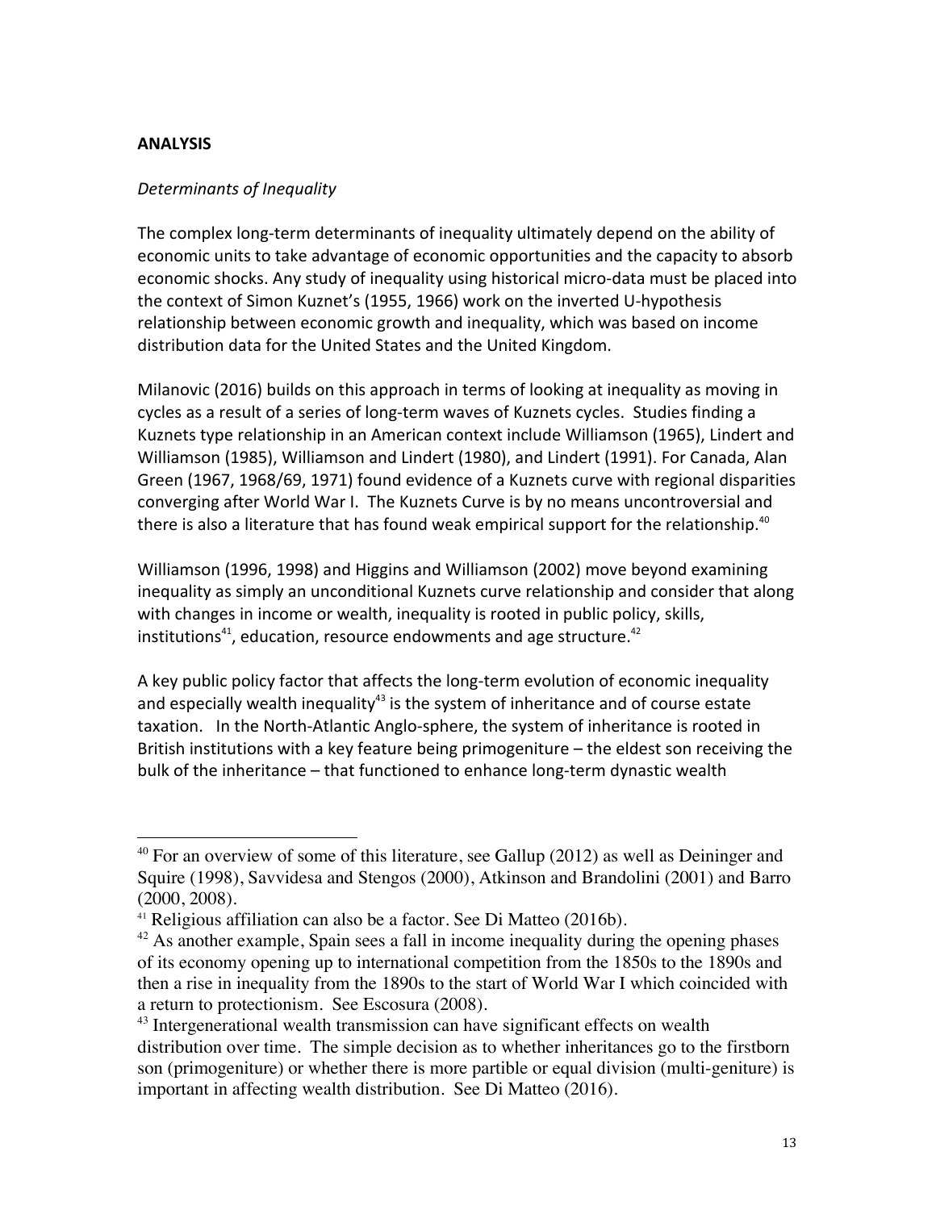**ANALYSIS**

*Determinants of Inequality*

The complex long-term determinants of inequality ultimately depend on the ability of economic units to take advantage of economic opportunities and the capacity to absorb economic shocks. Any study of inequality using historical micro-data must be placed into the context of Simon Kuznet's (1955, 1966) work on the inverted U-hypothesis relationship between economic growth and inequality, which was based on income distribution data for the United States and the United Kingdom.

Milanovic (2016) builds on this approach in terms of looking at inequality as moving in cycles as a result of a series of long-term waves of Kuznets cycles. Studies finding a Kuznets type relationship in an American context include Williamson (1965), Lindert and Williamson (1985), Williamson and Lindert (1980), and Lindert (1991). For Canada, Alan Green (1967, 1968/69, 1971) found evidence of a Kuznets curve with regional disparities converging after World War I. The Kuznets Curve is by no means uncontroversial and there is also a literature that has found weak empirical support for the relationship.[40]

Williamson (1996, 1998) and Higgins and Williamson (2002) move beyond examining inequality as simply an unconditional Kuznets curve relationship and consider that along with changes in income or wealth, inequality is rooted in public policy, skills, institutions[41], education, resource endowments and age structure.[42]

A key public policy factor that affects the long-term evolution of economic inequality and especially wealth inequality[43] is the system of inheritance and of course estate taxation. In the North-Atlantic Anglo-sphere, the system of inheritance is rooted in British institutions with a key feature being primogeniture – the eldest son receiving the bulk of the inheritance – that functioned to enhance long-term dynastic wealth

---

[40] For an overview of some of this literature, see Gallup (2012) as well as Deininger and Squire (1998), Savvidesa and Stengos (2000), Atkinson and Brandolini (2001) and Barro (2000, 2008).

[41] Religious affiliation can also be a factor. See Di Matteo (2016b).

[42] As another example, Spain sees a fall in income inequality during the opening phases of its economy opening up to international competition from the 1850s to the 1890s and then a rise in inequality from the 1890s to the start of World War I which coincided with a return to protectionism. See Escosura (2008).

[43] Intergenerational wealth transmission can have significant effects on wealth distribution over time. The simple decision as to whether inheritances go to the firstborn son (primogeniture) or whether there is more partible or equal division (multi-geniture) is important in affecting wealth distribution. See Di Matteo (2016).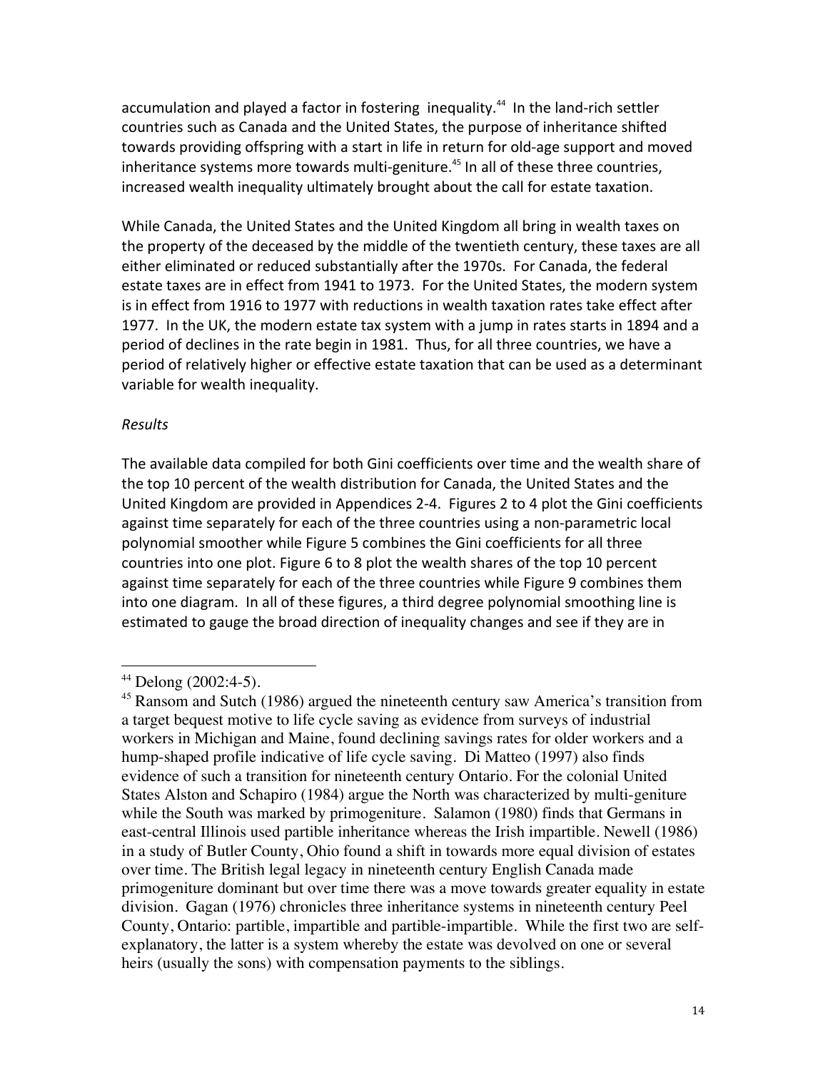accumulation and played a factor in fostering inequality.[44] In the land-rich settler countries such as Canada and the United States, the purpose of inheritance shifted towards providing offspring with a start in life in return for old-age support and moved inheritance systems more towards multi-geniture.[45] In all of these three countries, increased wealth inequality ultimately brought about the call for estate taxation.

While Canada, the United States and the United Kingdom all bring in wealth taxes on the property of the deceased by the middle of the twentieth century, these taxes are all either eliminated or reduced substantially after the 1970s. For Canada, the federal estate taxes are in effect from 1941 to 1973. For the United States, the modern system is in effect from 1916 to 1977 with reductions in wealth taxation rates take effect after 1977. In the UK, the modern estate tax system with a jump in rates starts in 1894 and a period of declines in the rate begin in 1981. Thus, for all three countries, we have a period of relatively higher or effective estate taxation that can be used as a determinant variable for wealth inequality.

*Results*

The available data compiled for both Gini coefficients over time and the wealth share of the top 10 percent of the wealth distribution for Canada, the United States and the United Kingdom are provided in Appendices 2-4. Figures 2 to 4 plot the Gini coefficients against time separately for each of the three countries using a non-parametric local polynomial smoother while Figure 5 combines the Gini coefficients for all three countries into one plot. Figure 6 to 8 plot the wealth shares of the top 10 percent against time separately for each of the three countries while Figure 9 combines them into one diagram. In all of these figures, a third degree polynomial smoothing line is estimated to gauge the broad direction of inequality changes and see if they are in

---

[44] Delong (2002:4-5).

[45] Ransom and Sutch (1986) argued the nineteenth century saw America's transition from a target bequest motive to life cycle saving as evidence from surveys of industrial workers in Michigan and Maine, found declining savings rates for older workers and a hump-shaped profile indicative of life cycle saving. Di Matteo (1997) also finds evidence of such a transition for nineteenth century Ontario. For the colonial United States Alston and Schapiro (1984) argue the North was characterized by multi-geniture while the South was marked by primogeniture. Salamon (1980) finds that Germans in east-central Illinois used partible inheritance whereas the Irish impartible. Newell (1986) in a study of Butler County, Ohio found a shift in towards more equal division of estates over time. The British legal legacy in nineteenth century English Canada made primogeniture dominant but over time there was a move towards greater equality in estate division. Gagan (1976) chronicles three inheritance systems in nineteenth century Peel County, Ontario: partible, impartible and partible-impartible. While the first two are self-explanatory, the latter is a system whereby the estate was devolved on one or several heirs (usually the sons) with compensation payments to the siblings.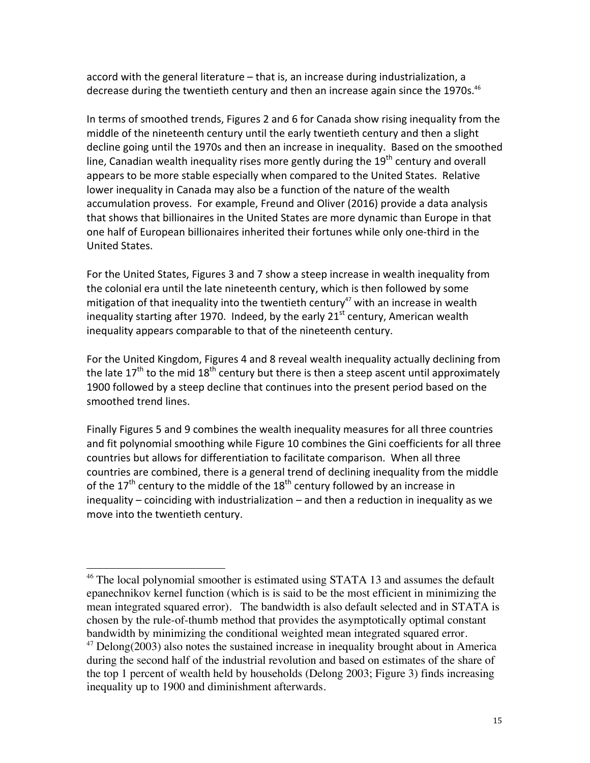accord with the general literature – that is, an increase during industrialization, a decrease during the twentieth century and then an increase again since the 1970s.[46]

In terms of smoothed trends, Figures 2 and 6 for Canada show rising inequality from the middle of the nineteenth century until the early twentieth century and then a slight decline going until the 1970s and then an increase in inequality. Based on the smoothed line, Canadian wealth inequality rises more gently during the 19th century and overall appears to be more stable especially when compared to the United States. Relative lower inequality in Canada may also be a function of the nature of the wealth accumulation provess. For example, Freund and Oliver (2016) provide a data analysis that shows that billionaires in the United States are more dynamic than Europe in that one half of European billionaires inherited their fortunes while only one-third in the United States.

For the United States, Figures 3 and 7 show a steep increase in wealth inequality from the colonial era until the late nineteenth century, which is then followed by some mitigation of that inequality into the twentieth century[47] with an increase in wealth inequality starting after 1970. Indeed, by the early 21st century, American wealth inequality appears comparable to that of the nineteenth century.

For the United Kingdom, Figures 4 and 8 reveal wealth inequality actually declining from the late 17th to the mid 18th century but there is then a steep ascent until approximately 1900 followed by a steep decline that continues into the present period based on the smoothed trend lines.

Finally Figures 5 and 9 combines the wealth inequality measures for all three countries and fit polynomial smoothing while Figure 10 combines the Gini coefficients for all three countries but allows for differentiation to facilitate comparison. When all three countries are combined, there is a general trend of declining inequality from the middle of the 17th century to the middle of the 18th century followed by an increase in inequality – coinciding with industrialization – and then a reduction in inequality as we move into the twentieth century.

---

[46] The local polynomial smoother is estimated using STATA 13 and assumes the default epanechnikov kernel function (which is is said to be the most efficient in minimizing the mean integrated squared error). The bandwidth is also default selected and in STATA is chosen by the rule-of-thumb method that provides the asymptotically optimal constant bandwidth by minimizing the conditional weighted mean integrated squared error.

[47] Delong(2003) also notes the sustained increase in inequality brought about in America during the second half of the industrial revolution and based on estimates of the share of the top 1 percent of wealth held by households (Delong 2003; Figure 3) finds increasing inequality up to 1900 and diminishment afterwards.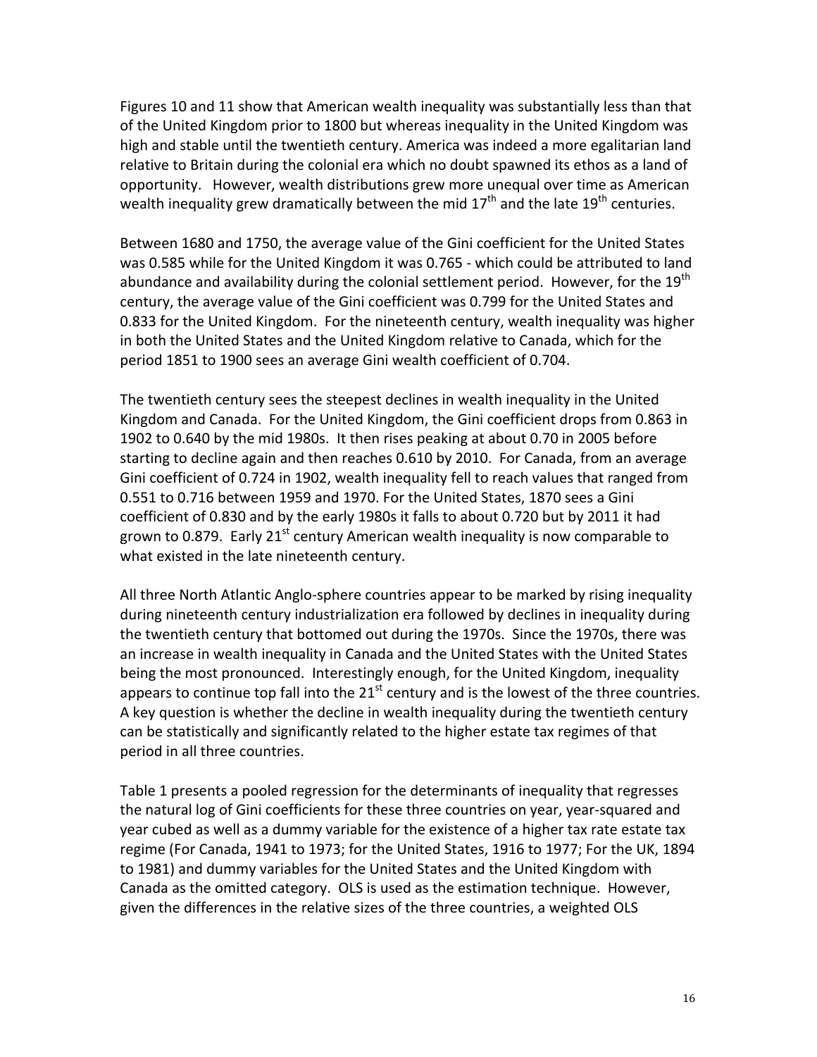Figures 10 and 11 show that American wealth inequality was substantially less than that of the United Kingdom prior to 1800 but whereas inequality in the United Kingdom was high and stable until the twentieth century. America was indeed a more egalitarian land relative to Britain during the colonial era which no doubt spawned its ethos as a land of opportunity. However, wealth distributions grew more unequal over time as American wealth inequality grew dramatically between the mid 17th and the late 19th centuries.

Between 1680 and 1750, the average value of the Gini coefficient for the United States was 0.585 while for the United Kingdom it was 0.765 - which could be attributed to land abundance and availability during the colonial settlement period. However, for the 19th century, the average value of the Gini coefficient was 0.799 for the United States and 0.833 for the United Kingdom. For the nineteenth century, wealth inequality was higher in both the United States and the United Kingdom relative to Canada, which for the period 1851 to 1900 sees an average Gini wealth coefficient of 0.704.

The twentieth century sees the steepest declines in wealth inequality in the United Kingdom and Canada. For the United Kingdom, the Gini coefficient drops from 0.863 in 1902 to 0.640 by the mid 1980s. It then rises peaking at about 0.70 in 2005 before starting to decline again and then reaches 0.610 by 2010. For Canada, from an average Gini coefficient of 0.724 in 1902, wealth inequality fell to reach values that ranged from 0.551 to 0.716 between 1959 and 1970. For the United States, 1870 sees a Gini coefficient of 0.830 and by the early 1980s it falls to about 0.720 but by 2011 it had grown to 0.879. Early 21st century American wealth inequality is now comparable to what existed in the late nineteenth century.

All three North Atlantic Anglo-sphere countries appear to be marked by rising inequality during nineteenth century industrialization era followed by declines in inequality during the twentieth century that bottomed out during the 1970s. Since the 1970s, there was an increase in wealth inequality in Canada and the United States with the United States being the most pronounced. Interestingly enough, for the United Kingdom, inequality appears to continue top fall into the 21st century and is the lowest of the three countries. A key question is whether the decline in wealth inequality during the twentieth century can be statistically and significantly related to the higher estate tax regimes of that period in all three countries.

Table 1 presents a pooled regression for the determinants of inequality that regresses the natural log of Gini coefficients for these three countries on year, year-squared and year cubed as well as a dummy variable for the existence of a higher tax rate estate tax regime (For Canada, 1941 to 1973; for the United States, 1916 to 1977; For the UK, 1894 to 1981) and dummy variables for the United States and the United Kingdom with Canada as the omitted category. OLS is used as the estimation technique. However, given the differences in the relative sizes of the three countries, a weighted OLS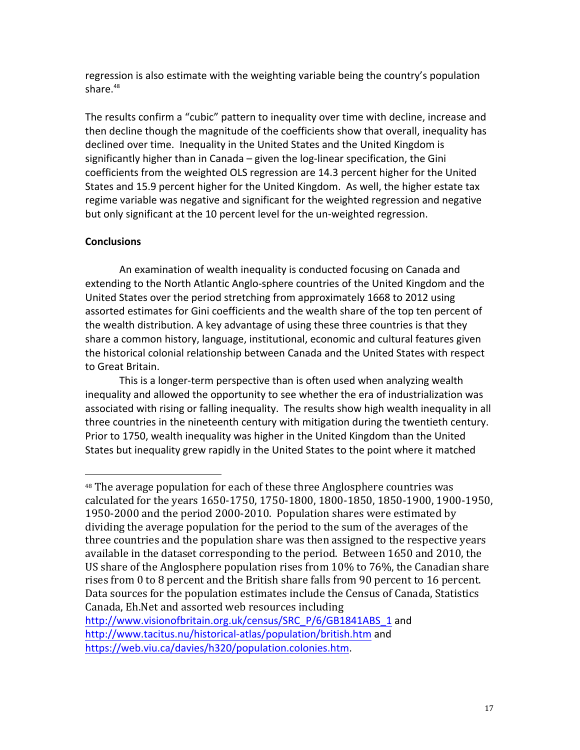regression is also estimate with the weighting variable being the country's population share.[48]

The results confirm a "cubic" pattern to inequality over time with decline, increase and then decline though the magnitude of the coefficients show that overall, inequality has declined over time. Inequality in the United States and the United Kingdom is significantly higher than in Canada – given the log-linear specification, the Gini coefficients from the weighted OLS regression are 14.3 percent higher for the United States and 15.9 percent higher for the United Kingdom. As well, the higher estate tax regime variable was negative and significant for the weighted regression and negative but only significant at the 10 percent level for the un-weighted regression.

**Conclusions**

An examination of wealth inequality is conducted focusing on Canada and extending to the North Atlantic Anglo-sphere countries of the United Kingdom and the United States over the period stretching from approximately 1668 to 2012 using assorted estimates for Gini coefficients and the wealth share of the top ten percent of the wealth distribution. A key advantage of using these three countries is that they share a common history, language, institutional, economic and cultural features given the historical colonial relationship between Canada and the United States with respect to Great Britain.

This is a longer-term perspective than is often used when analyzing wealth inequality and allowed the opportunity to see whether the era of industrialization was associated with rising or falling inequality. The results show high wealth inequality in all three countries in the nineteenth century with mitigation during the twentieth century. Prior to 1750, wealth inequality was higher in the United Kingdom than the United States but inequality grew rapidly in the United States to the point where it matched

---

[48] The average population for each of these three Anglosphere countries was calculated for the years 1650-1750, 1750-1800, 1800-1850, 1850-1900, 1900-1950, 1950-2000 and the period 2000-2010. Population shares were estimated by dividing the average population for the period to the sum of the averages of the three countries and the population share was then assigned to the respective years available in the dataset corresponding to the period. Between 1650 and 2010, the US share of the Anglosphere population rises from 10% to 76%, the Canadian share rises from 0 to 8 percent and the British share falls from 90 percent to 16 percent. Data sources for the population estimates include the Census of Canada, Statistics Canada, Eh.Net and assorted web resources including http://www.visionofbritain.org.uk/census/SRC_P/6/GB1841ABS_1 and http://www.tacitus.nu/historical-atlas/population/british.htm and https://web.viu.ca/davies/h320/population.colonies.htm.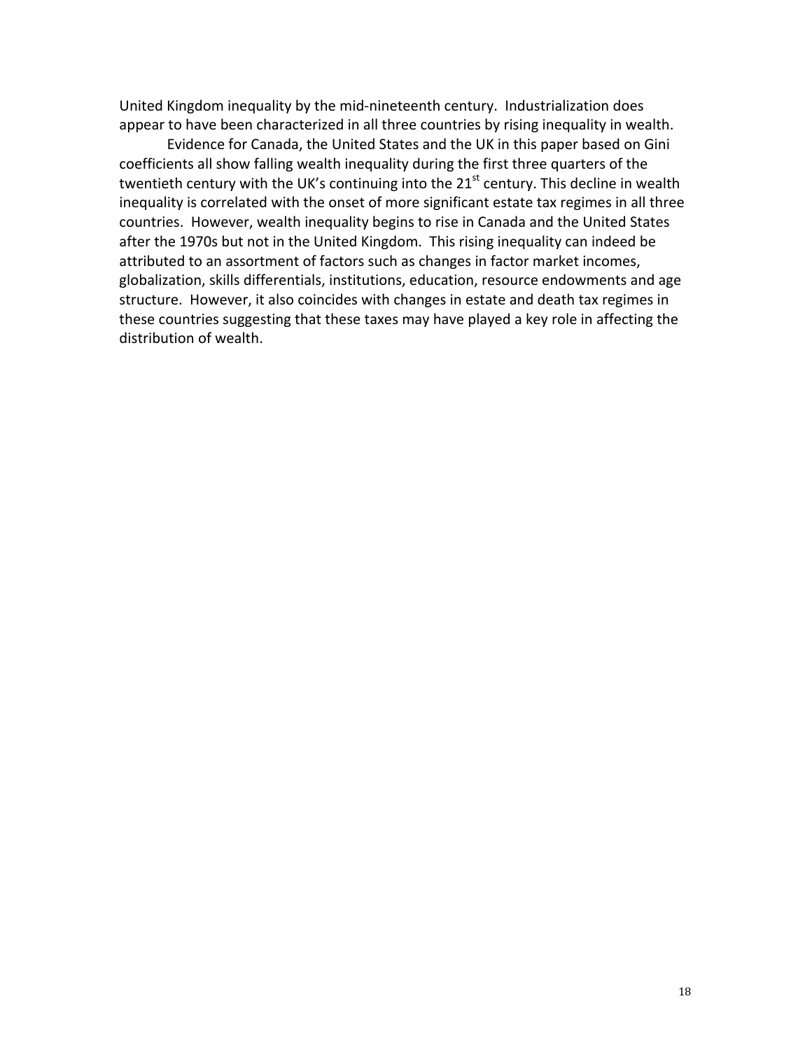United Kingdom inequality by the mid-nineteenth century. Industrialization does appear to have been characterized in all three countries by rising inequality in wealth.

Evidence for Canada, the United States and the UK in this paper based on Gini coefficients all show falling wealth inequality during the first three quarters of the twentieth century with the UK's continuing into the 21st century. This decline in wealth inequality is correlated with the onset of more significant estate tax regimes in all three countries. However, wealth inequality begins to rise in Canada and the United States after the 1970s but not in the United Kingdom. This rising inequality can indeed be attributed to an assortment of factors such as changes in factor market incomes, globalization, skills differentials, institutions, education, resource endowments and age structure. However, it also coincides with changes in estate and death tax regimes in these countries suggesting that these taxes may have played a key role in affecting the distribution of wealth.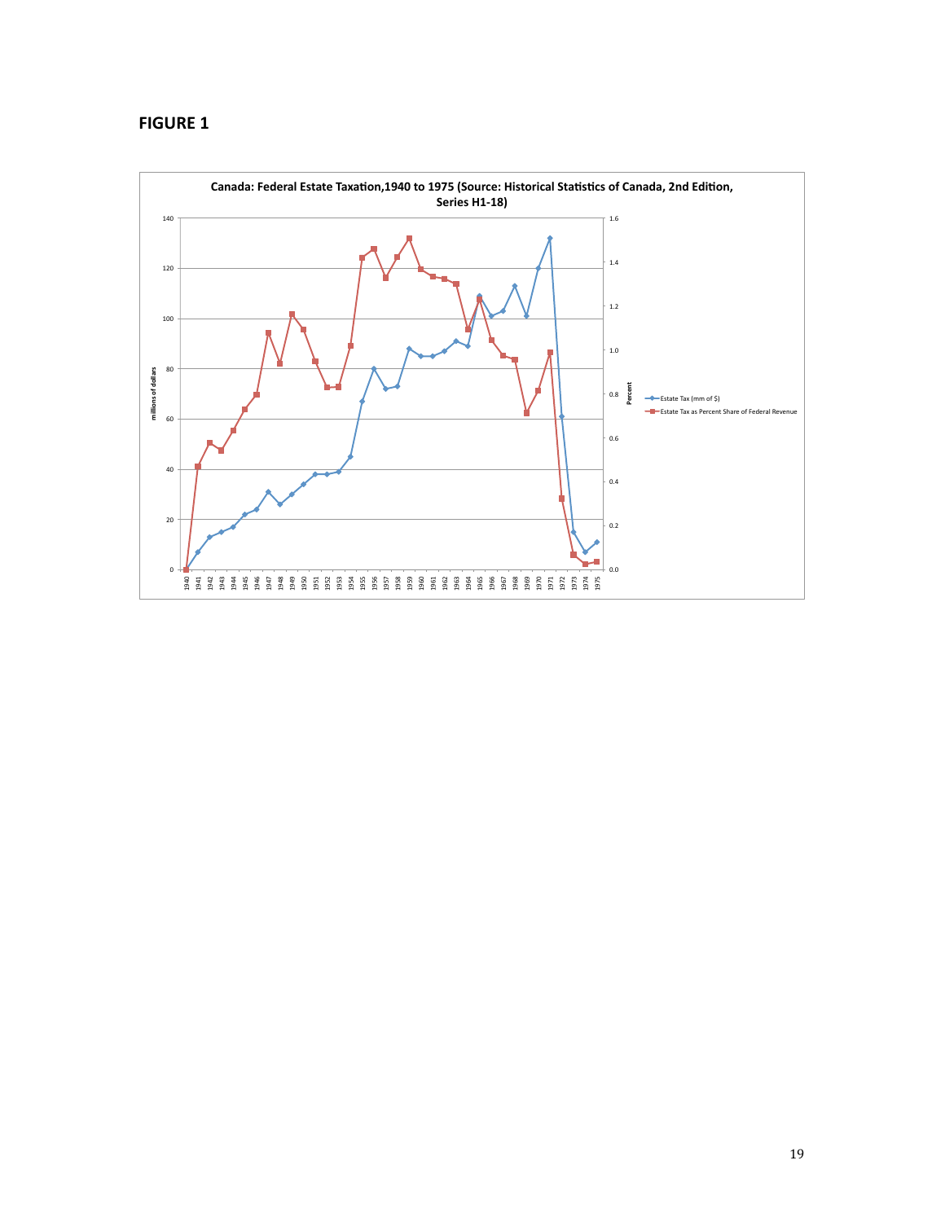**FIGURE 1**

Canada: Federal Estate Taxation,1940 to 1975 (Source: Historical Statistics of Canada, 2nd Edition, Series H1-18)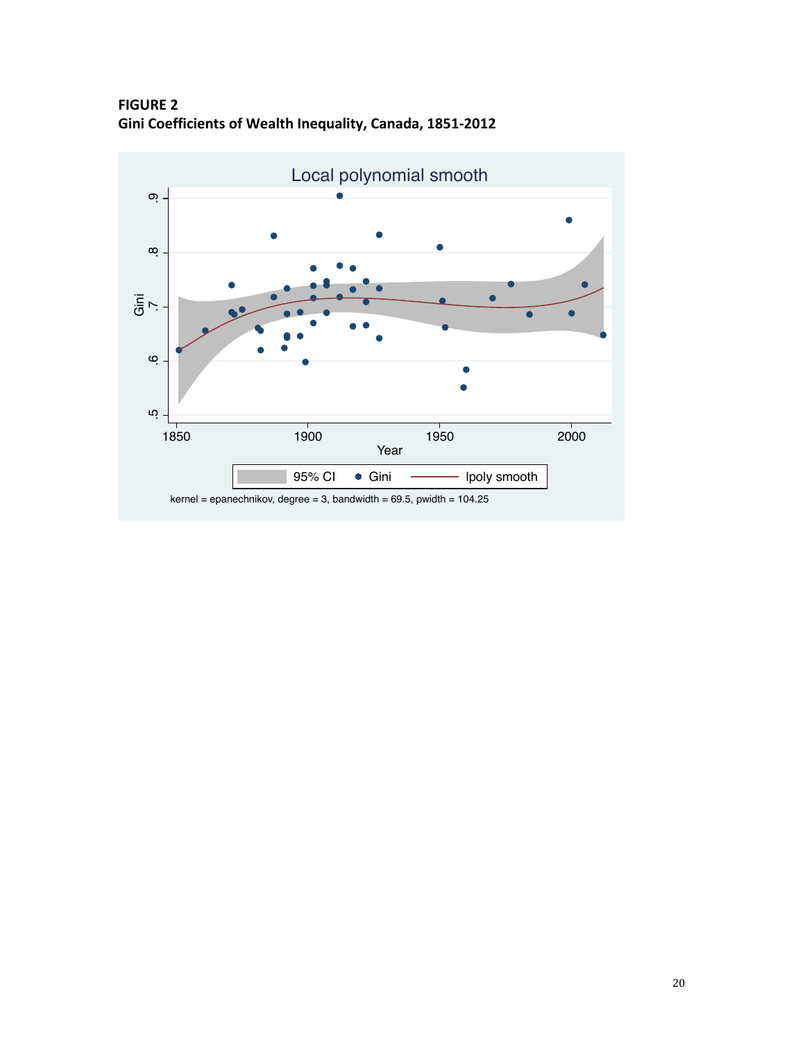**FIGURE 2**
**Gini Coefficients of Wealth Inequality, Canada, 1851-2012**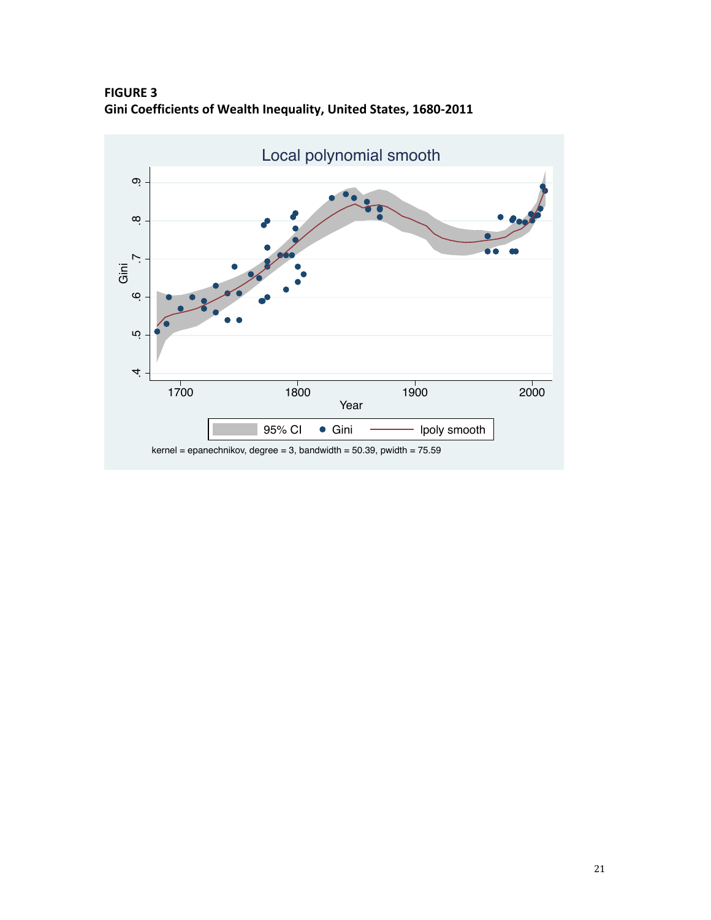**FIGURE 3**
**Gini Coefficients of Wealth Inequality, United States, 1680-2011**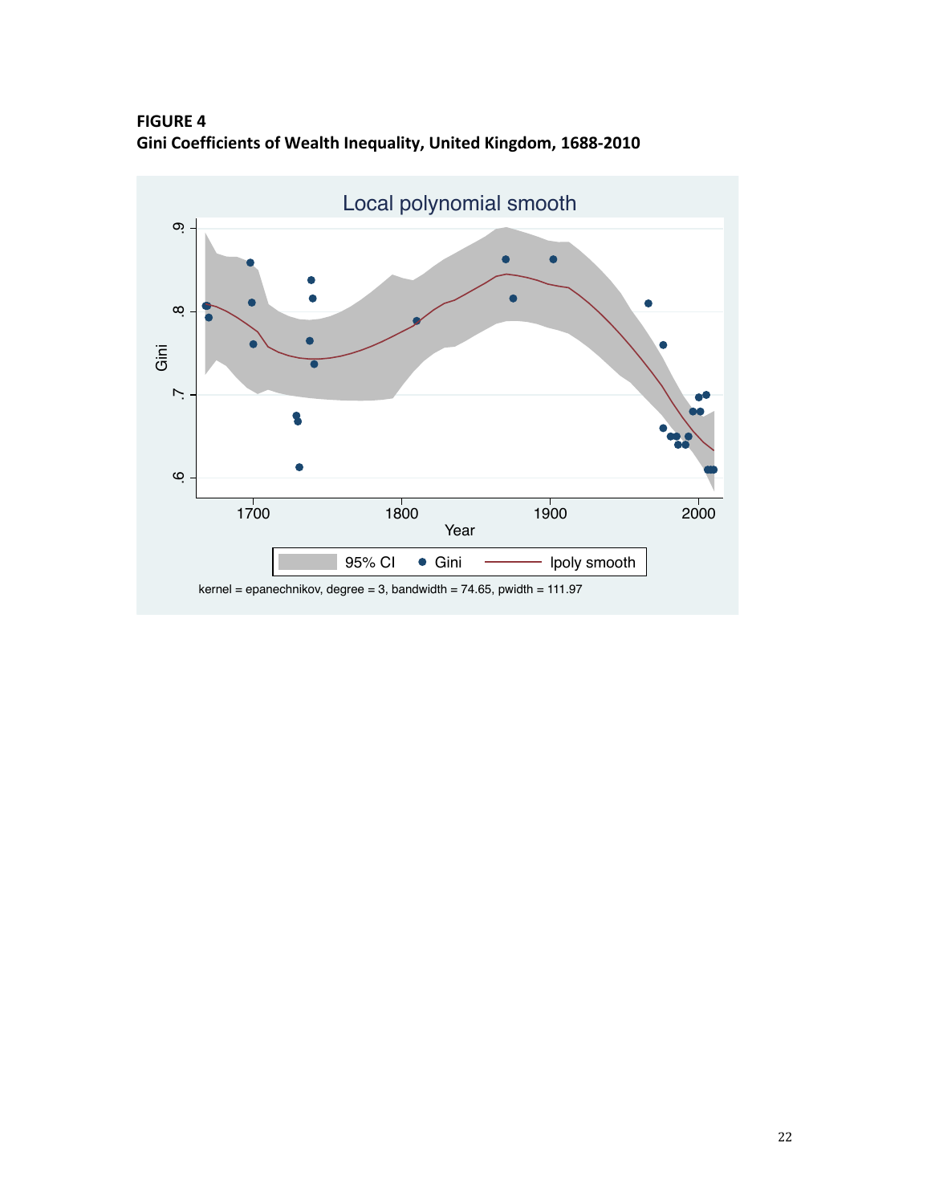**FIGURE 4**
**Gini Coefficients of Wealth Inequality, United Kingdom, 1688-2010**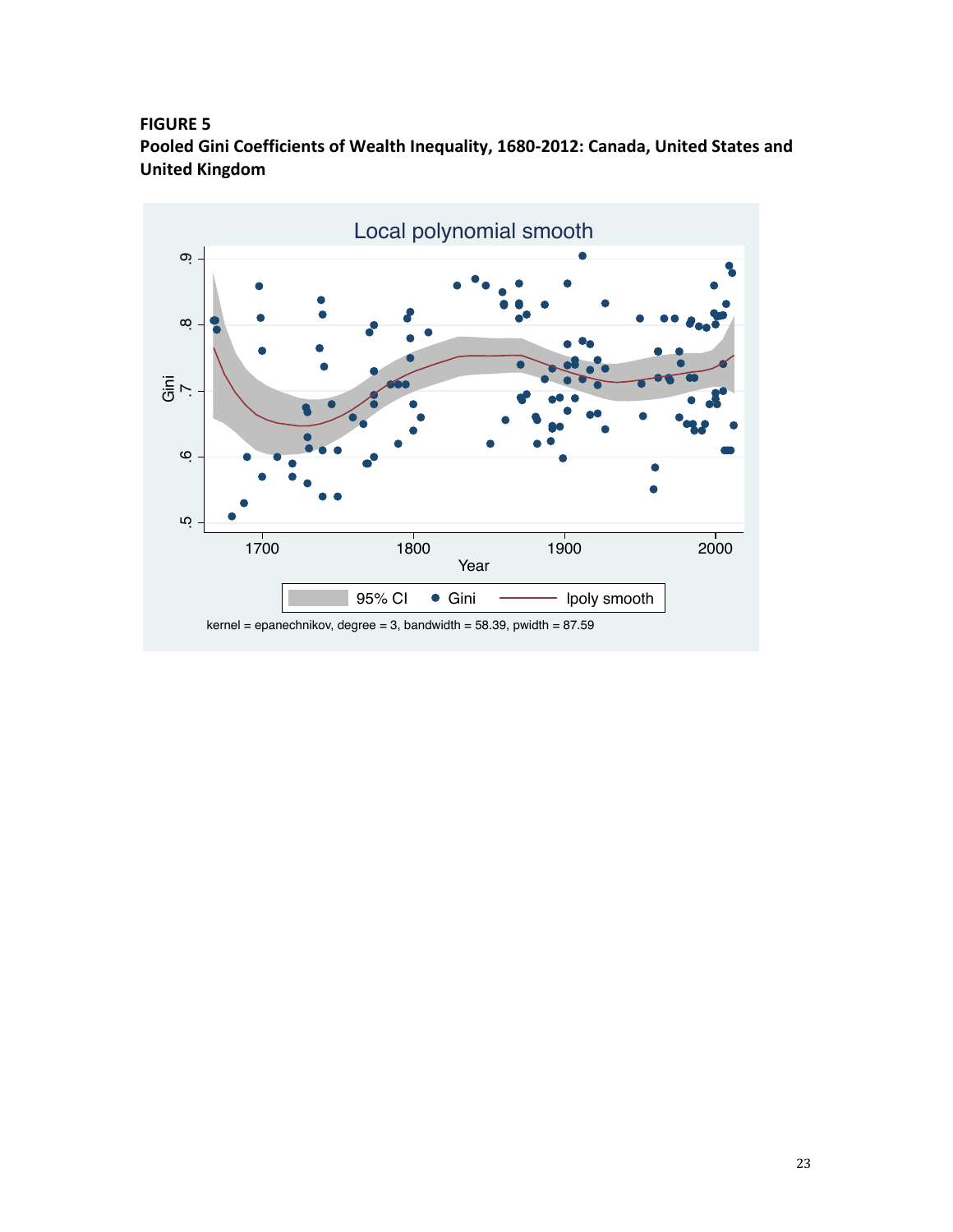**FIGURE 5**
**Pooled Gini Coefficients of Wealth Inequality, 1680-2012: Canada, United States and United Kingdom**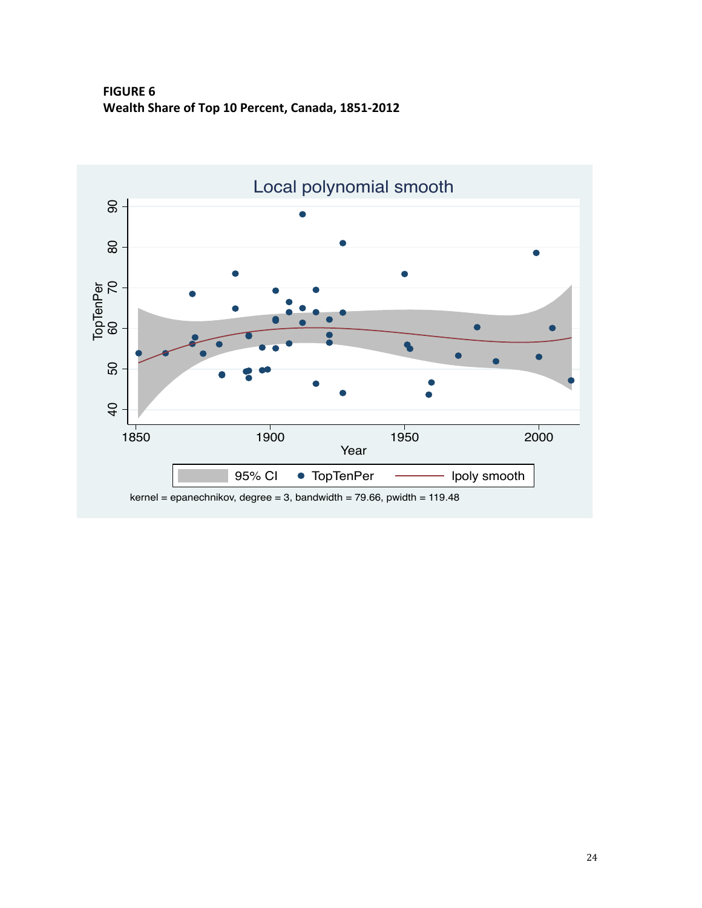**FIGURE 6**
**Wealth Share of Top 10 Percent, Canada, 1851-2012**

Local polynomial smooth

kernel = epanechnikov, degree = 3, bandwidth = 79.66, pwidth = 119.48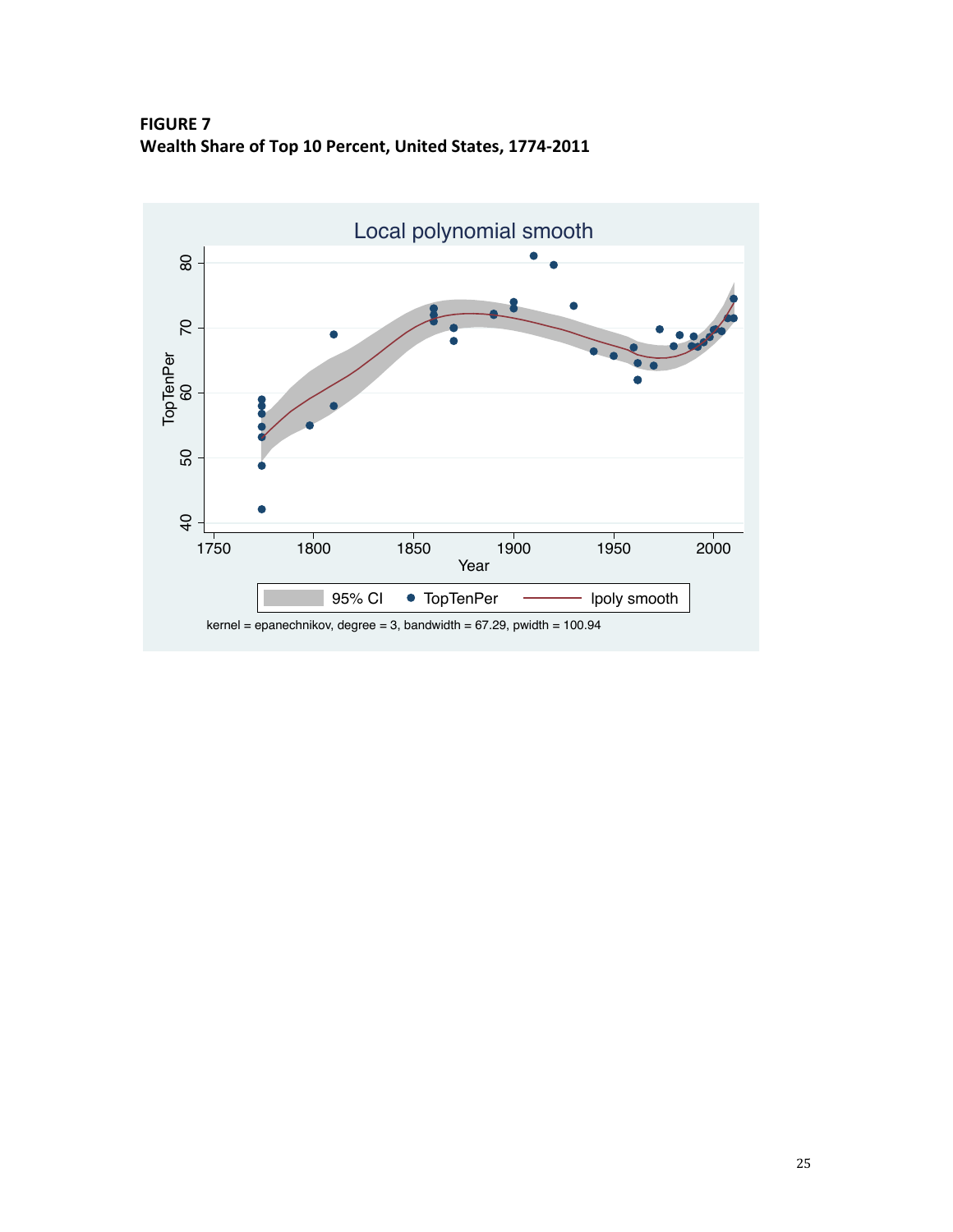**FIGURE 7**
**Wealth Share of Top 10 Percent, United States, 1774-2011**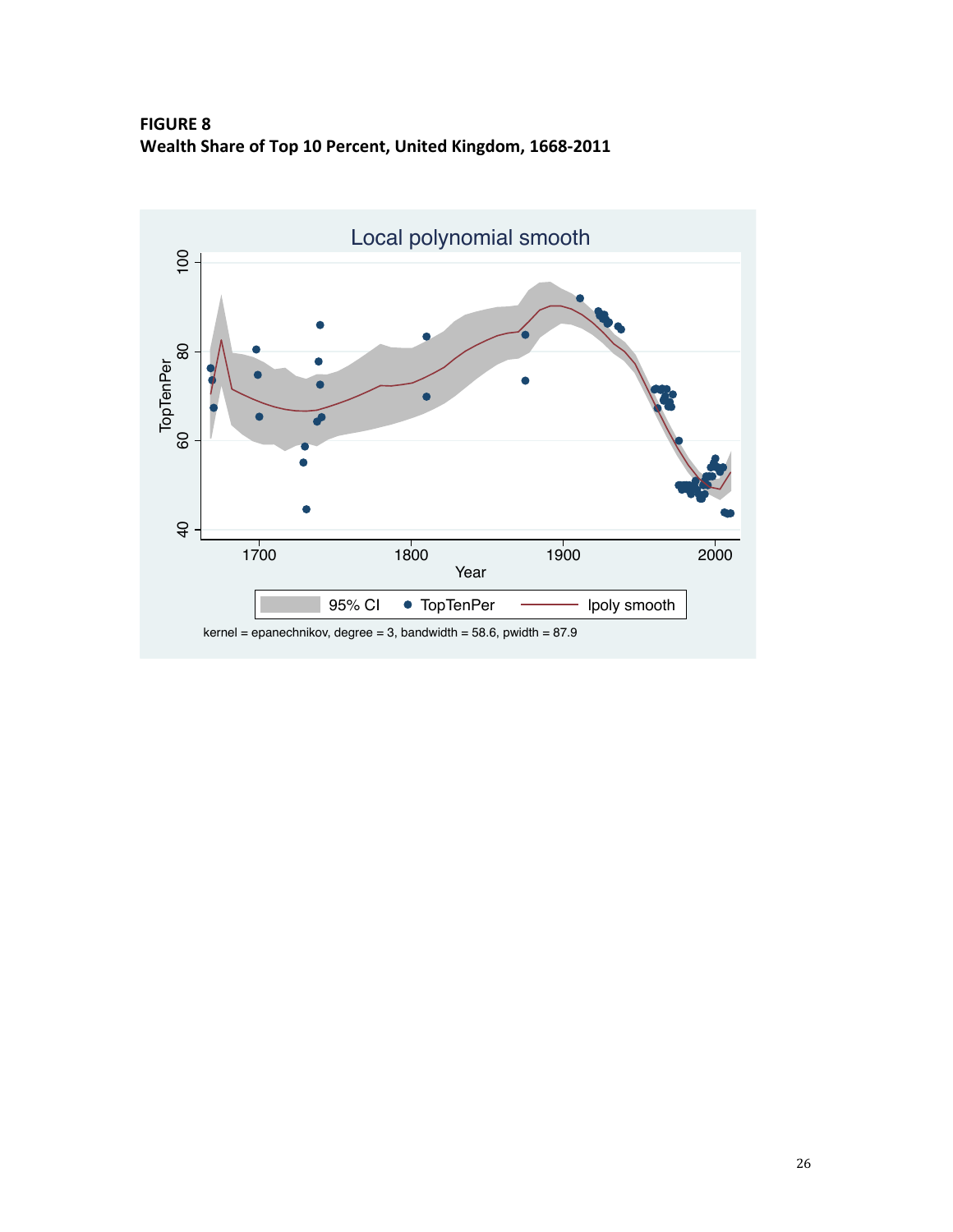**FIGURE 8**
**Wealth Share of Top 10 Percent, United Kingdom, 1668-2011**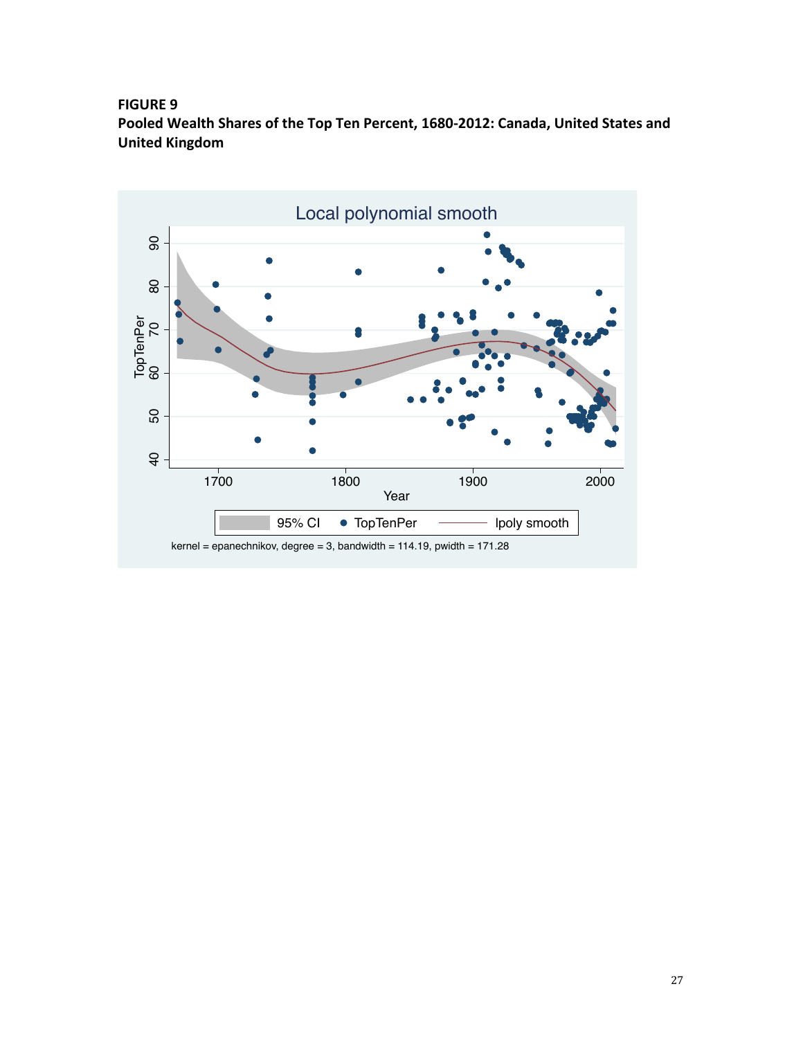**FIGURE 9**
**Pooled Wealth Shares of the Top Ten Percent, 1680-2012: Canada, United States and United Kingdom**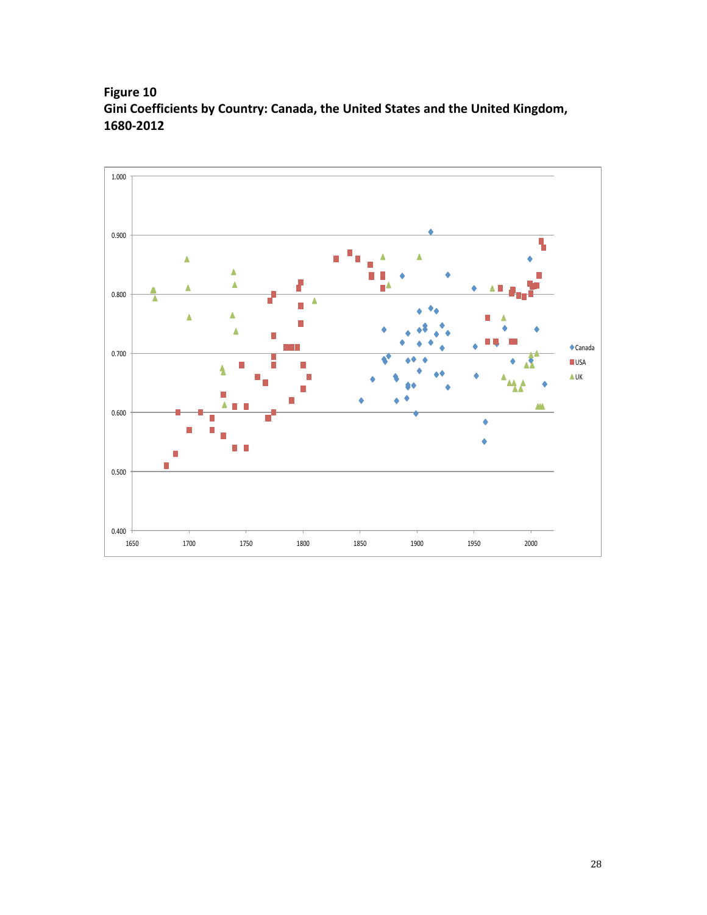**Figure 10**
**Gini Coefficients by Country: Canada, the United States and the United Kingdom, 1680-2012**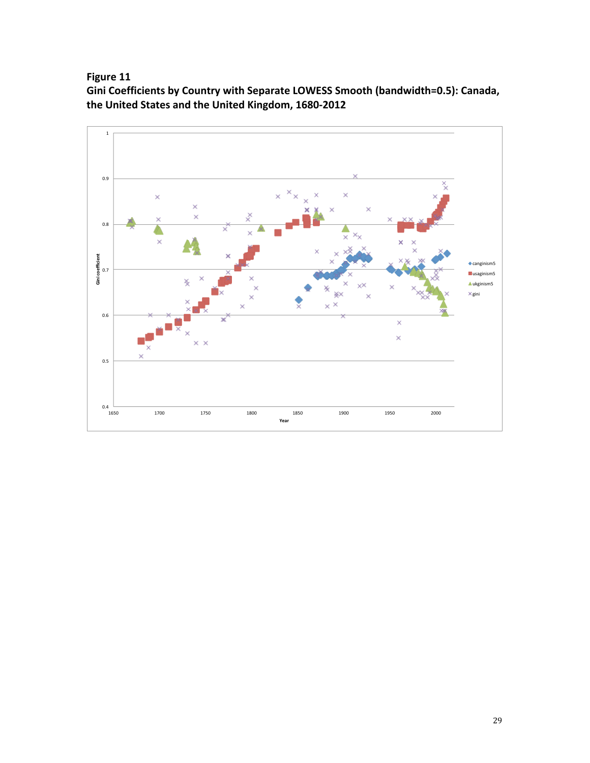**Figure 11**
**Gini Coefficients by Country with Separate LOWESS Smooth (bandwidth=0.5): Canada, the United States and the United Kingdom, 1680-2012**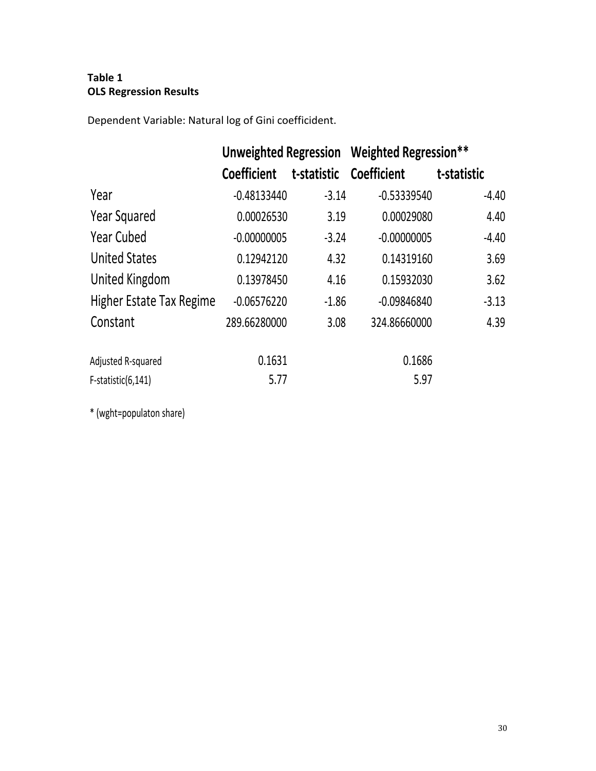**Table 1**
**OLS Regression Results**

Dependent Variable: Natural log of Gini coefficident.

| | Unweighted Regression | | Weighted Regression** | |
|---|---|---|---|---|
| | Coefficient | t-statistic | Coefficient | t-statistic |
| Year | -0.48133440 | -3.14 | -0.53339540 | -4.40 |
| Year Squared | 0.00026530 | 3.19 | 0.00029080 | 4.40 |
| Year Cubed | -0.00000005 | -3.24 | -0.00000005 | -4.40 |
| United States | 0.12942120 | 4.32 | 0.14319160 | 3.69 |
| United Kingdom | 0.13978450 | 4.16 | 0.15932030 | 3.62 |
| Higher Estate Tax Regime | -0.06576220 | -1.86 | -0.09846840 | -3.13 |
| Constant | 289.66280000 | 3.08 | 324.86660000 | 4.39 |
| | | | | |
| Adjusted R-squared | 0.1631 | | 0.1686 | |
| F-statistic(6,141) | 5.77 | | 5.97 | |

* (wght=populaton share)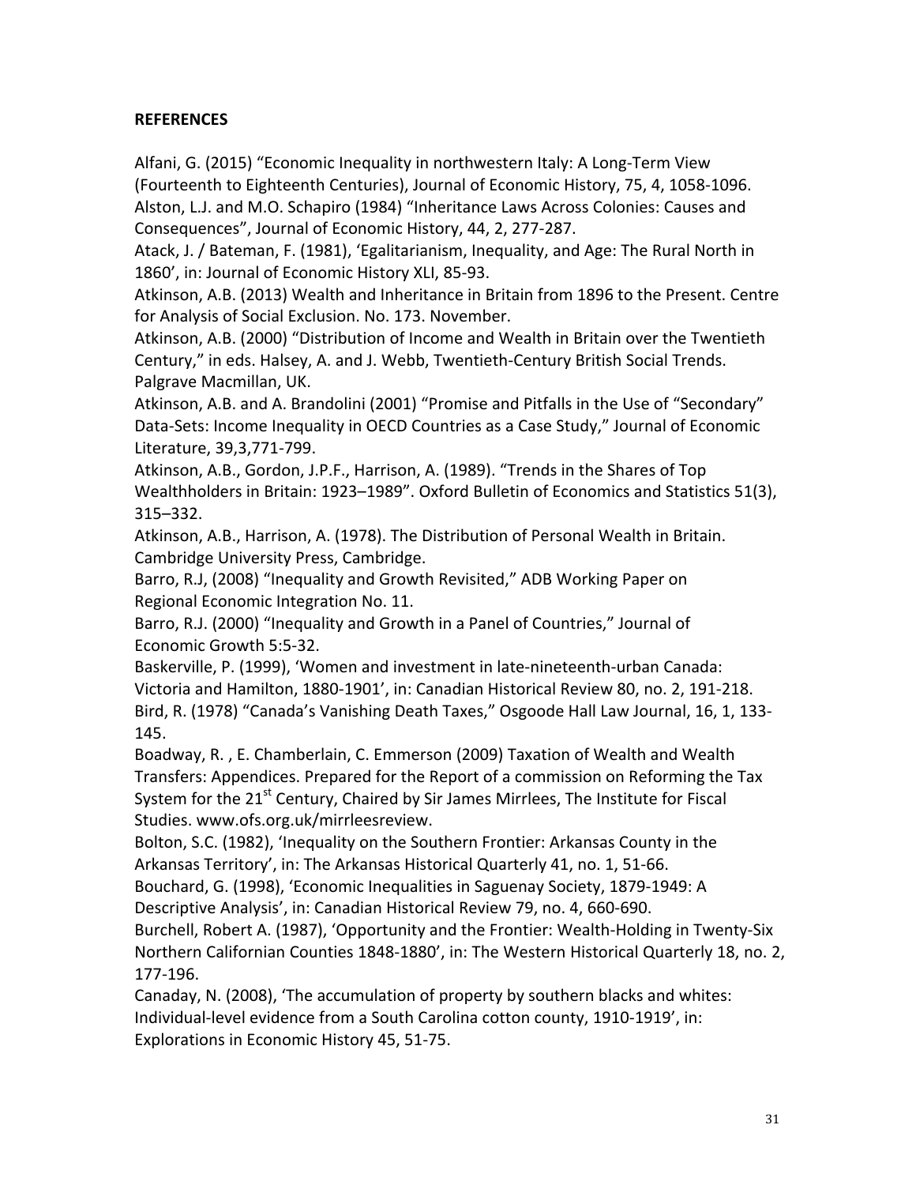## REFERENCES

Alfani, G. (2015) "Economic Inequality in northwestern Italy: A Long-Term View (Fourteenth to Eighteenth Centuries), Journal of Economic History, 75, 4, 1058-1096.

Alston, L.J. and M.O. Schapiro (1984) "Inheritance Laws Across Colonies: Causes and Consequences", Journal of Economic History, 44, 2, 277-287.

Atack, J. / Bateman, F. (1981), 'Egalitarianism, Inequality, and Age: The Rural North in 1860', in: Journal of Economic History XLI, 85-93.

Atkinson, A.B. (2013) Wealth and Inheritance in Britain from 1896 to the Present. Centre for Analysis of Social Exclusion. No. 173. November.

Atkinson, A.B. (2000) "Distribution of Income and Wealth in Britain over the Twentieth Century," in eds. Halsey, A. and J. Webb, Twentieth-Century British Social Trends. Palgrave Macmillan, UK.

Atkinson, A.B. and A. Brandolini (2001) "Promise and Pitfalls in the Use of "Secondary" Data-Sets: Income Inequality in OECD Countries as a Case Study," Journal of Economic Literature, 39,3,771-799.

Atkinson, A.B., Gordon, J.P.F., Harrison, A. (1989). "Trends in the Shares of Top Wealthholders in Britain: 1923–1989". Oxford Bulletin of Economics and Statistics 51(3), 315–332.

Atkinson, A.B., Harrison, A. (1978). The Distribution of Personal Wealth in Britain. Cambridge University Press, Cambridge.

Barro, R.J, (2008) "Inequality and Growth Revisited," ADB Working Paper on Regional Economic Integration No. 11.

Barro, R.J. (2000) "Inequality and Growth in a Panel of Countries," Journal of Economic Growth 5:5-32.

Baskerville, P. (1999), 'Women and investment in late-nineteenth-urban Canada: Victoria and Hamilton, 1880-1901', in: Canadian Historical Review 80, no. 2, 191-218.

Bird, R. (1978) "Canada's Vanishing Death Taxes," Osgoode Hall Law Journal, 16, 1, 133-145.

Boadway, R. , E. Chamberlain, C. Emmerson (2009) Taxation of Wealth and Wealth Transfers: Appendices. Prepared for the Report of a commission on Reforming the Tax System for the 21st Century, Chaired by Sir James Mirrlees, The Institute for Fiscal Studies. www.ofs.org.uk/mirrleesreview.

Bolton, S.C. (1982), 'Inequality on the Southern Frontier: Arkansas County in the Arkansas Territory', in: The Arkansas Historical Quarterly 41, no. 1, 51-66.

Bouchard, G. (1998), 'Economic Inequalities in Saguenay Society, 1879-1949: A Descriptive Analysis', in: Canadian Historical Review 79, no. 4, 660-690.

Burchell, Robert A. (1987), 'Opportunity and the Frontier: Wealth-Holding in Twenty-Six Northern Californian Counties 1848-1880', in: The Western Historical Quarterly 18, no. 2, 177-196.

Canaday, N. (2008), 'The accumulation of property by southern blacks and whites: Individual-level evidence from a South Carolina cotton county, 1910-1919', in: Explorations in Economic History 45, 51-75.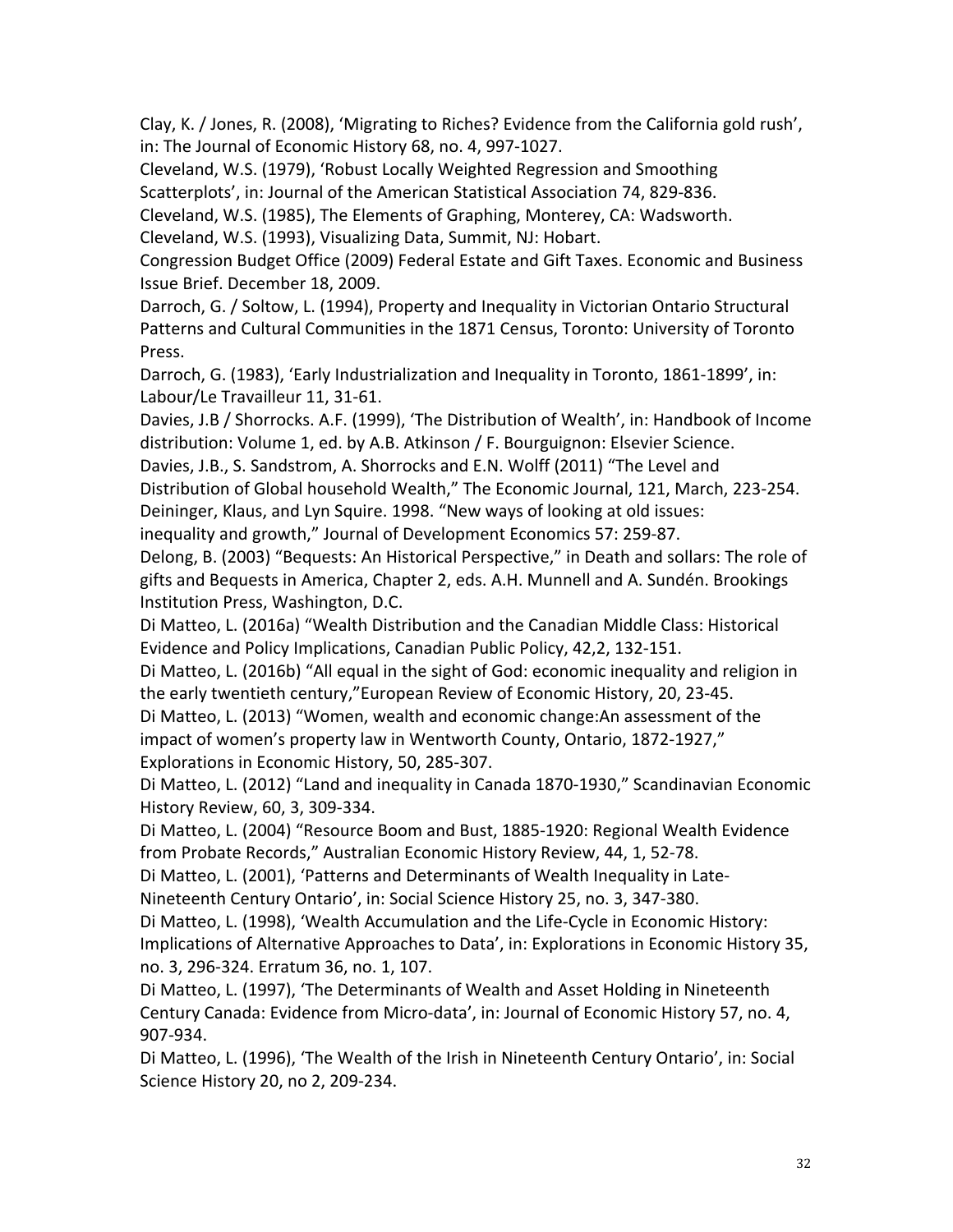Clay, K. / Jones, R. (2008), 'Migrating to Riches? Evidence from the California gold rush', in: The Journal of Economic History 68, no. 4, 997-1027.

Cleveland, W.S. (1979), 'Robust Locally Weighted Regression and Smoothing Scatterplots', in: Journal of the American Statistical Association 74, 829-836.

Cleveland, W.S. (1985), The Elements of Graphing, Monterey, CA: Wadsworth.

Cleveland, W.S. (1993), Visualizing Data, Summit, NJ: Hobart.

Congression Budget Office (2009) Federal Estate and Gift Taxes. Economic and Business Issue Brief. December 18, 2009.

Darroch, G. / Soltow, L. (1994), Property and Inequality in Victorian Ontario Structural Patterns and Cultural Communities in the 1871 Census, Toronto: University of Toronto Press.

Darroch, G. (1983), 'Early Industrialization and Inequality in Toronto, 1861-1899', in: Labour/Le Travailleur 11, 31-61.

Davies, J.B / Shorrocks. A.F. (1999), 'The Distribution of Wealth', in: Handbook of Income distribution: Volume 1, ed. by A.B. Atkinson / F. Bourguignon: Elsevier Science.

Davies, J.B., S. Sandstrom, A. Shorrocks and E.N. Wolff (2011) "The Level and Distribution of Global household Wealth," The Economic Journal, 121, March, 223-254.

Deininger, Klaus, and Lyn Squire. 1998. "New ways of looking at old issues: inequality and growth," Journal of Development Economics 57: 259-87.

Delong, B. (2003) "Bequests: An Historical Perspective," in Death and sollars: The role of gifts and Bequests in America, Chapter 2, eds. A.H. Munnell and A. Sundén. Brookings Institution Press, Washington, D.C.

Di Matteo, L. (2016a) "Wealth Distribution and the Canadian Middle Class: Historical Evidence and Policy Implications, Canadian Public Policy, 42,2, 132-151.

Di Matteo, L. (2016b) "All equal in the sight of God: economic inequality and religion in the early twentieth century,"European Review of Economic History, 20, 23-45.

Di Matteo, L. (2013) "Women, wealth and economic change:An assessment of the impact of women's property law in Wentworth County, Ontario, 1872-1927," Explorations in Economic History, 50, 285-307.

Di Matteo, L. (2012) "Land and inequality in Canada 1870-1930," Scandinavian Economic History Review, 60, 3, 309-334.

Di Matteo, L. (2004) "Resource Boom and Bust, 1885-1920: Regional Wealth Evidence from Probate Records," Australian Economic History Review, 44, 1, 52-78.

Di Matteo, L. (2001), 'Patterns and Determinants of Wealth Inequality in Late-Nineteenth Century Ontario', in: Social Science History 25, no. 3, 347-380.

Di Matteo, L. (1998), 'Wealth Accumulation and the Life-Cycle in Economic History: Implications of Alternative Approaches to Data', in: Explorations in Economic History 35, no. 3, 296-324. Erratum 36, no. 1, 107.

Di Matteo, L. (1997), 'The Determinants of Wealth and Asset Holding in Nineteenth Century Canada: Evidence from Micro-data', in: Journal of Economic History 57, no. 4, 907-934.

Di Matteo, L. (1996), 'The Wealth of the Irish in Nineteenth Century Ontario', in: Social Science History 20, no 2, 209-234.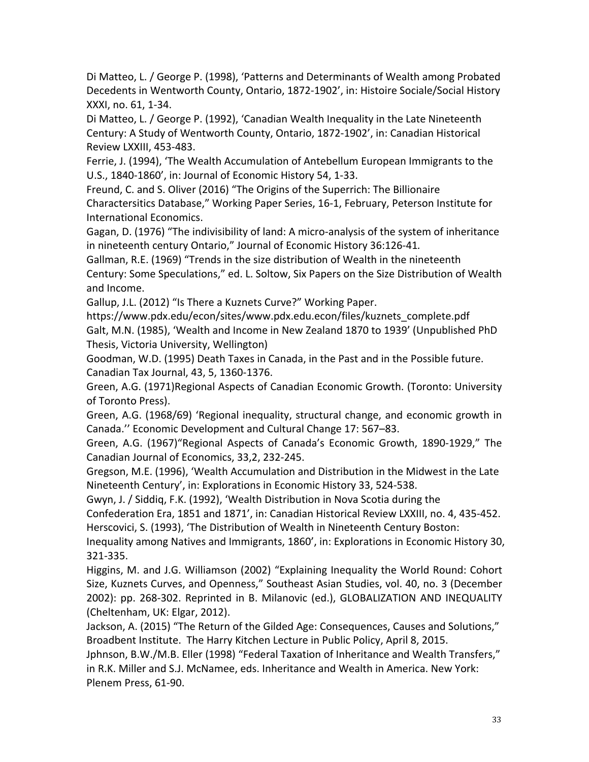Di Matteo, L. / George P. (1998), 'Patterns and Determinants of Wealth among Probated Decedents in Wentworth County, Ontario, 1872-1902', in: Histoire Sociale/Social History XXXI, no. 61, 1-34.

Di Matteo, L. / George P. (1992), 'Canadian Wealth Inequality in the Late Nineteenth Century: A Study of Wentworth County, Ontario, 1872-1902', in: Canadian Historical Review LXXIII, 453-483.

Ferrie, J. (1994), 'The Wealth Accumulation of Antebellum European Immigrants to the U.S., 1840-1860', in: Journal of Economic History 54, 1-33.

Freund, C. and S. Oliver (2016) "The Origins of the Superrich: The Billionaire Charactersitics Database," Working Paper Series, 16-1, February, Peterson Institute for International Economics.

Gagan, D. (1976) "The indivisibility of land: A micro-analysis of the system of inheritance in nineteenth century Ontario," Journal of Economic History 36:126-41.

Gallman, R.E. (1969) "Trends in the size distribution of Wealth in the nineteenth Century: Some Speculations," ed. L. Soltow, Six Papers on the Size Distribution of Wealth and Income.

Gallup, J.L. (2012) "Is There a Kuznets Curve?" Working Paper. https://www.pdx.edu/econ/sites/www.pdx.edu.econ/files/kuznets_complete.pdf

Galt, M.N. (1985), 'Wealth and Income in New Zealand 1870 to 1939' (Unpublished PhD Thesis, Victoria University, Wellington)

Goodman, W.D. (1995) Death Taxes in Canada, in the Past and in the Possible future. Canadian Tax Journal, 43, 5, 1360-1376.

Green, A.G. (1971)Regional Aspects of Canadian Economic Growth. (Toronto: University of Toronto Press).

Green, A.G. (1968/69) 'Regional inequality, structural change, and economic growth in Canada.'' Economic Development and Cultural Change 17: 567–83.

Green, A.G. (1967)"Regional Aspects of Canada's Economic Growth, 1890-1929," The Canadian Journal of Economics, 33,2, 232-245.

Gregson, M.E. (1996), 'Wealth Accumulation and Distribution in the Midwest in the Late Nineteenth Century', in: Explorations in Economic History 33, 524-538.

Gwyn, J. / Siddiq, F.K. (1992), 'Wealth Distribution in Nova Scotia during the Confederation Era, 1851 and 1871', in: Canadian Historical Review LXXIII, no. 4, 435-452.

Herscovici, S. (1993), 'The Distribution of Wealth in Nineteenth Century Boston: Inequality among Natives and Immigrants, 1860', in: Explorations in Economic History 30, 321-335.

Higgins, M. and J.G. Williamson (2002) "Explaining Inequality the World Round: Cohort Size, Kuznets Curves, and Openness," Southeast Asian Studies, vol. 40, no. 3 (December 2002): pp. 268-302. Reprinted in B. Milanovic (ed.), GLOBALIZATION AND INEQUALITY (Cheltenham, UK: Elgar, 2012).

Jackson, A. (2015) "The Return of the Gilded Age: Consequences, Causes and Solutions," Broadbent Institute. The Harry Kitchen Lecture in Public Policy, April 8, 2015.

Jphnson, B.W./M.B. Eller (1998) "Federal Taxation of Inheritance and Wealth Transfers," in R.K. Miller and S.J. McNamee, eds. Inheritance and Wealth in America. New York: Plenem Press, 61-90.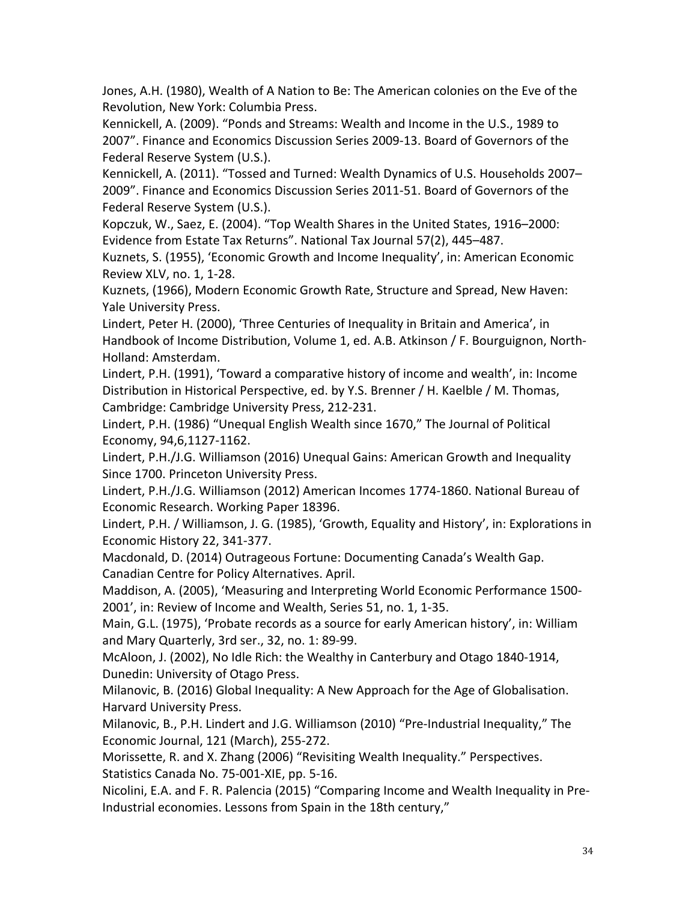Jones, A.H. (1980), Wealth of A Nation to Be: The American colonies on the Eve of the Revolution, New York: Columbia Press.

Kennickell, A. (2009). "Ponds and Streams: Wealth and Income in the U.S., 1989 to 2007". Finance and Economics Discussion Series 2009-13. Board of Governors of the Federal Reserve System (U.S.).

Kennickell, A. (2011). "Tossed and Turned: Wealth Dynamics of U.S. Households 2007–2009". Finance and Economics Discussion Series 2011-51. Board of Governors of the Federal Reserve System (U.S.).

Kopczuk, W., Saez, E. (2004). "Top Wealth Shares in the United States, 1916–2000: Evidence from Estate Tax Returns". National Tax Journal 57(2), 445–487.

Kuznets, S. (1955), 'Economic Growth and Income Inequality', in: American Economic Review XLV, no. 1, 1-28.

Kuznets, (1966), Modern Economic Growth Rate, Structure and Spread, New Haven: Yale University Press.

Lindert, Peter H. (2000), 'Three Centuries of Inequality in Britain and America', in Handbook of Income Distribution, Volume 1, ed. A.B. Atkinson / F. Bourguignon, North-Holland: Amsterdam.

Lindert, P.H. (1991), 'Toward a comparative history of income and wealth', in: Income Distribution in Historical Perspective, ed. by Y.S. Brenner / H. Kaelble / M. Thomas, Cambridge: Cambridge University Press, 212-231.

Lindert, P.H. (1986) "Unequal English Wealth since 1670," The Journal of Political Economy, 94,6,1127-1162.

Lindert, P.H./J.G. Williamson (2016) Unequal Gains: American Growth and Inequality Since 1700. Princeton University Press.

Lindert, P.H./J.G. Williamson (2012) American Incomes 1774-1860. National Bureau of Economic Research. Working Paper 18396.

Lindert, P.H. / Williamson, J. G. (1985), 'Growth, Equality and History', in: Explorations in Economic History 22, 341-377.

Macdonald, D. (2014) Outrageous Fortune: Documenting Canada's Wealth Gap. Canadian Centre for Policy Alternatives. April.

Maddison, A. (2005), 'Measuring and Interpreting World Economic Performance 1500-2001', in: Review of Income and Wealth, Series 51, no. 1, 1-35.

Main, G.L. (1975), 'Probate records as a source for early American history', in: William and Mary Quarterly, 3rd ser., 32, no. 1: 89-99.

McAloon, J. (2002), No Idle Rich: the Wealthy in Canterbury and Otago 1840-1914, Dunedin: University of Otago Press.

Milanovic, B. (2016) Global Inequality: A New Approach for the Age of Globalisation. Harvard University Press.

Milanovic, B., P.H. Lindert and J.G. Williamson (2010) "Pre-Industrial Inequality," The Economic Journal, 121 (March), 255-272.

Morissette, R. and X. Zhang (2006) "Revisiting Wealth Inequality." Perspectives. Statistics Canada No. 75-001-XIE, pp. 5-16.

Nicolini, E.A. and F. R. Palencia (2015) "Comparing Income and Wealth Inequality in Pre-Industrial economies. Lessons from Spain in the 18th century,"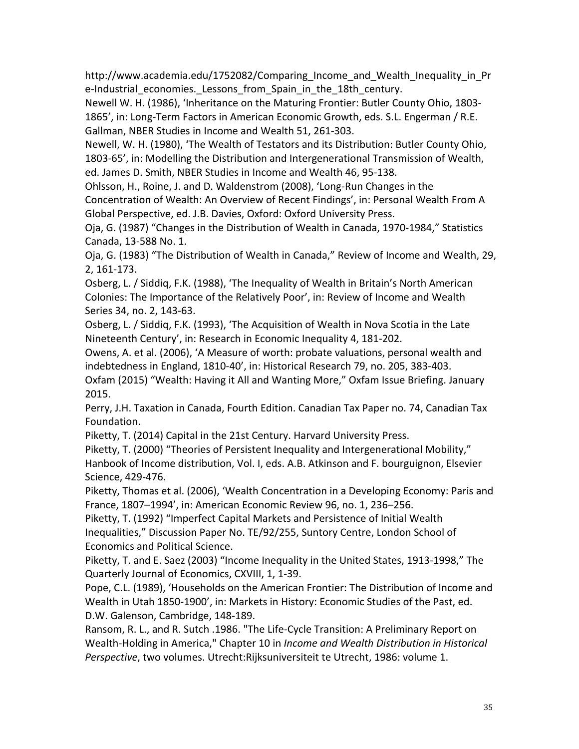http://www.academia.edu/1752082/Comparing_Income_and_Wealth_Inequality_in_Pre-Industrial_economies._Lessons_from_Spain_in_the_18th_century.

Newell W. H. (1986), 'Inheritance on the Maturing Frontier: Butler County Ohio, 1803-1865', in: Long-Term Factors in American Economic Growth, eds. S.L. Engerman / R.E. Gallman, NBER Studies in Income and Wealth 51, 261-303.

Newell, W. H. (1980), 'The Wealth of Testators and its Distribution: Butler County Ohio, 1803-65', in: Modelling the Distribution and Intergenerational Transmission of Wealth, ed. James D. Smith, NBER Studies in Income and Wealth 46, 95-138.

Ohlsson, H., Roine, J. and D. Waldenstrom (2008), 'Long-Run Changes in the Concentration of Wealth: An Overview of Recent Findings', in: Personal Wealth From A Global Perspective, ed. J.B. Davies, Oxford: Oxford University Press.

Oja, G. (1987) "Changes in the Distribution of Wealth in Canada, 1970-1984," Statistics Canada, 13-588 No. 1.

Oja, G. (1983) "The Distribution of Wealth in Canada," Review of Income and Wealth, 29, 2, 161-173.

Osberg, L. / Siddiq, F.K. (1988), 'The Inequality of Wealth in Britain's North American Colonies: The Importance of the Relatively Poor', in: Review of Income and Wealth Series 34, no. 2, 143-63.

Osberg, L. / Siddiq, F.K. (1993), 'The Acquisition of Wealth in Nova Scotia in the Late Nineteenth Century', in: Research in Economic Inequality 4, 181-202.

Owens, A. et al. (2006), 'A Measure of worth: probate valuations, personal wealth and indebtedness in England, 1810-40', in: Historical Research 79, no. 205, 383-403.

Oxfam (2015) "Wealth: Having it All and Wanting More," Oxfam Issue Briefing. January 2015.

Perry, J.H. Taxation in Canada, Fourth Edition. Canadian Tax Paper no. 74, Canadian Tax Foundation.

Piketty, T. (2014) Capital in the 21st Century. Harvard University Press.

Piketty, T. (2000) "Theories of Persistent Inequality and Intergenerational Mobility," Hanbook of Income distribution, Vol. I, eds. A.B. Atkinson and F. bourguignon, Elsevier Science, 429-476.

Piketty, Thomas et al. (2006), 'Wealth Concentration in a Developing Economy: Paris and France, 1807–1994', in: American Economic Review 96, no. 1, 236–256.

Piketty, T. (1992) "Imperfect Capital Markets and Persistence of Initial Wealth Inequalities," Discussion Paper No. TE/92/255, Suntory Centre, London School of Economics and Political Science.

Piketty, T. and E. Saez (2003) "Income Inequality in the United States, 1913-1998," The Quarterly Journal of Economics, CXVIII, 1, 1-39.

Pope, C.L. (1989), 'Households on the American Frontier: The Distribution of Income and Wealth in Utah 1850-1900', in: Markets in History: Economic Studies of the Past, ed. D.W. Galenson, Cambridge, 148-189.

Ransom, R. L., and R. Sutch .1986. "The Life-Cycle Transition: A Preliminary Report on Wealth-Holding in America," Chapter 10 in *Income and Wealth Distribution in Historical Perspective*, two volumes. Utrecht:Rijksuniversiteit te Utrecht, 1986: volume 1.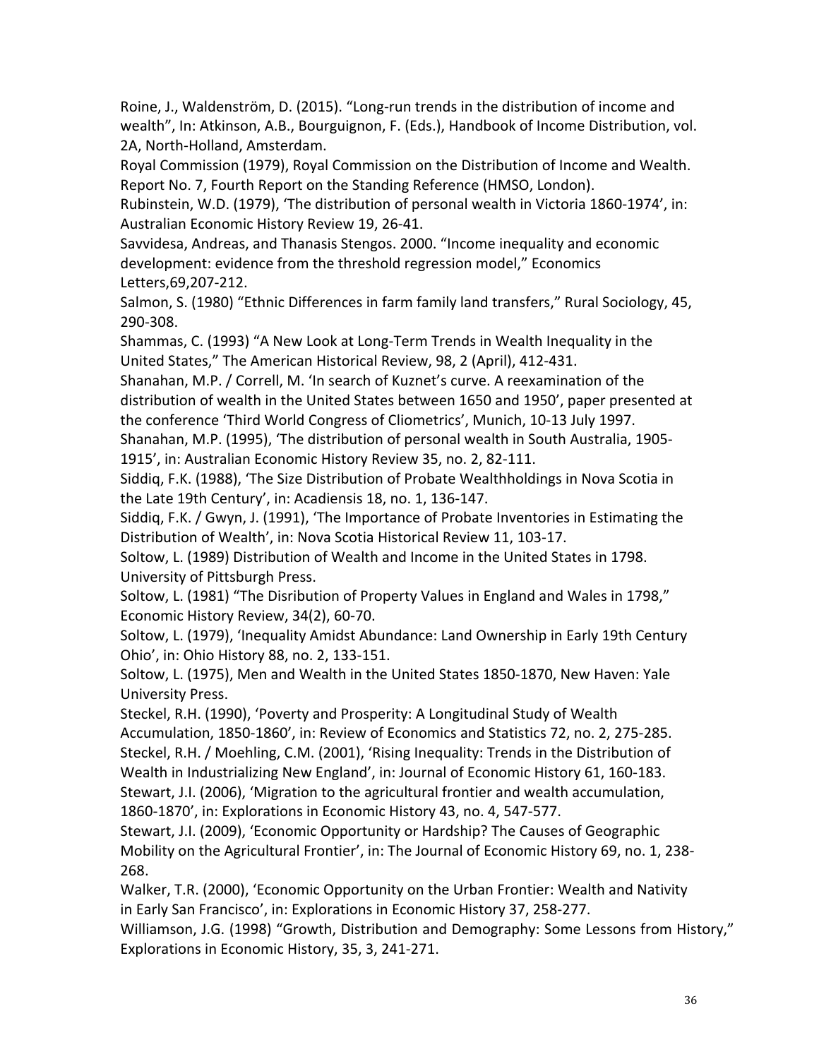Roine, J., Waldenström, D. (2015). "Long-run trends in the distribution of income and wealth", In: Atkinson, A.B., Bourguignon, F. (Eds.), Handbook of Income Distribution, vol. 2A, North-Holland, Amsterdam.

Royal Commission (1979), Royal Commission on the Distribution of Income and Wealth. Report No. 7, Fourth Report on the Standing Reference (HMSO, London).

Rubinstein, W.D. (1979), 'The distribution of personal wealth in Victoria 1860-1974', in: Australian Economic History Review 19, 26-41.

Savvidesa, Andreas, and Thanasis Stengos. 2000. "Income inequality and economic development: evidence from the threshold regression model," Economics Letters,69,207-212.

Salmon, S. (1980) "Ethnic Differences in farm family land transfers," Rural Sociology, 45, 290-308.

Shammas, C. (1993) "A New Look at Long-Term Trends in Wealth Inequality in the United States," The American Historical Review, 98, 2 (April), 412-431.

Shanahan, M.P. / Correll, M. 'In search of Kuznet's curve. A reexamination of the distribution of wealth in the United States between 1650 and 1950', paper presented at the conference 'Third World Congress of Cliometrics', Munich, 10-13 July 1997.

Shanahan, M.P. (1995), 'The distribution of personal wealth in South Australia, 1905-1915', in: Australian Economic History Review 35, no. 2, 82-111.

Siddiq, F.K. (1988), 'The Size Distribution of Probate Wealthholdings in Nova Scotia in the Late 19th Century', in: Acadiensis 18, no. 1, 136-147.

Siddiq, F.K. / Gwyn, J. (1991), 'The Importance of Probate Inventories in Estimating the Distribution of Wealth', in: Nova Scotia Historical Review 11, 103-17.

Soltow, L. (1989) Distribution of Wealth and Income in the United States in 1798. University of Pittsburgh Press.

Soltow, L. (1981) "The Disribution of Property Values in England and Wales in 1798," Economic History Review, 34(2), 60-70.

Soltow, L. (1979), 'Inequality Amidst Abundance: Land Ownership in Early 19th Century Ohio', in: Ohio History 88, no. 2, 133-151.

Soltow, L. (1975), Men and Wealth in the United States 1850-1870, New Haven: Yale University Press.

Steckel, R.H. (1990), 'Poverty and Prosperity: A Longitudinal Study of Wealth Accumulation, 1850-1860', in: Review of Economics and Statistics 72, no. 2, 275-285.

Steckel, R.H. / Moehling, C.M. (2001), 'Rising Inequality: Trends in the Distribution of Wealth in Industrializing New England', in: Journal of Economic History 61, 160-183.

Stewart, J.I. (2006), 'Migration to the agricultural frontier and wealth accumulation, 1860-1870', in: Explorations in Economic History 43, no. 4, 547-577.

Stewart, J.I. (2009), 'Economic Opportunity or Hardship? The Causes of Geographic Mobility on the Agricultural Frontier', in: The Journal of Economic History 69, no. 1, 238-268.

Walker, T.R. (2000), 'Economic Opportunity on the Urban Frontier: Wealth and Nativity in Early San Francisco', in: Explorations in Economic History 37, 258-277.

Williamson, J.G. (1998) "Growth, Distribution and Demography: Some Lessons from History," Explorations in Economic History, 35, 3, 241-271.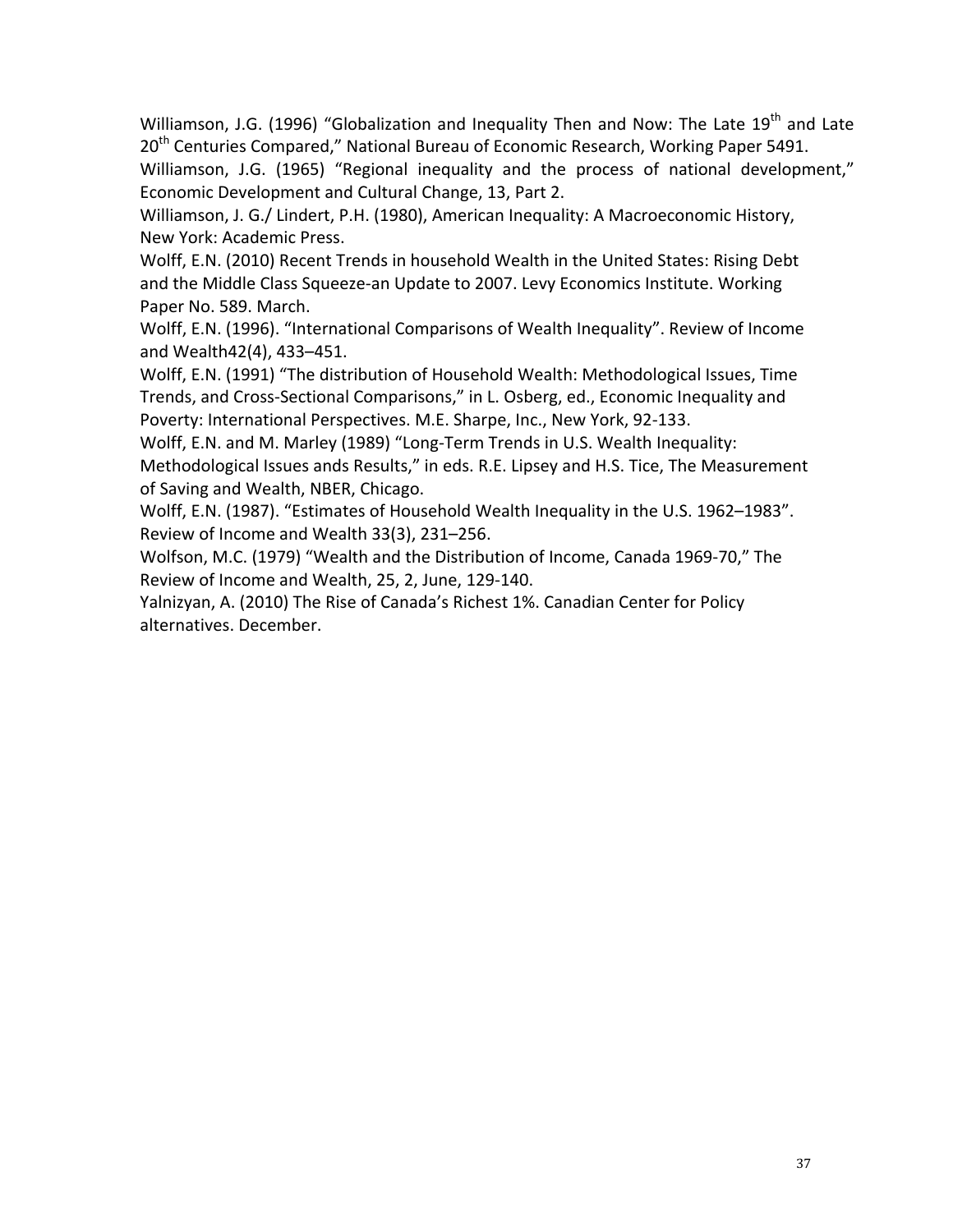Williamson, J.G. (1996) “Globalization and Inequality Then and Now: The Late 19th and Late 20th Centuries Compared,” National Bureau of Economic Research, Working Paper 5491.

Williamson, J.G. (1965) “Regional inequality and the process of national development,” Economic Development and Cultural Change, 13, Part 2.

Williamson, J. G./ Lindert, P.H. (1980), American Inequality: A Macroeconomic History, New York: Academic Press.

Wolff, E.N. (2010) Recent Trends in household Wealth in the United States: Rising Debt and the Middle Class Squeeze-an Update to 2007. Levy Economics Institute. Working Paper No. 589. March.

Wolff, E.N. (1996). “International Comparisons of Wealth Inequality”. Review of Income and Wealth42(4), 433–451.

Wolff, E.N. (1991) “The distribution of Household Wealth: Methodological Issues, Time Trends, and Cross-Sectional Comparisons,” in L. Osberg, ed., Economic Inequality and Poverty: International Perspectives. M.E. Sharpe, Inc., New York, 92-133.

Wolff, E.N. and M. Marley (1989) “Long-Term Trends in U.S. Wealth Inequality: Methodological Issues ands Results,” in eds. R.E. Lipsey and H.S. Tice, The Measurement of Saving and Wealth, NBER, Chicago.

Wolff, E.N. (1987). “Estimates of Household Wealth Inequality in the U.S. 1962–1983”. Review of Income and Wealth 33(3), 231–256.

Wolfson, M.C. (1979) “Wealth and the Distribution of Income, Canada 1969-70,” The Review of Income and Wealth, 25, 2, June, 129-140.

Yalnizyan, A. (2010) The Rise of Canada’s Richest 1%. Canadian Center for Policy alternatives. December.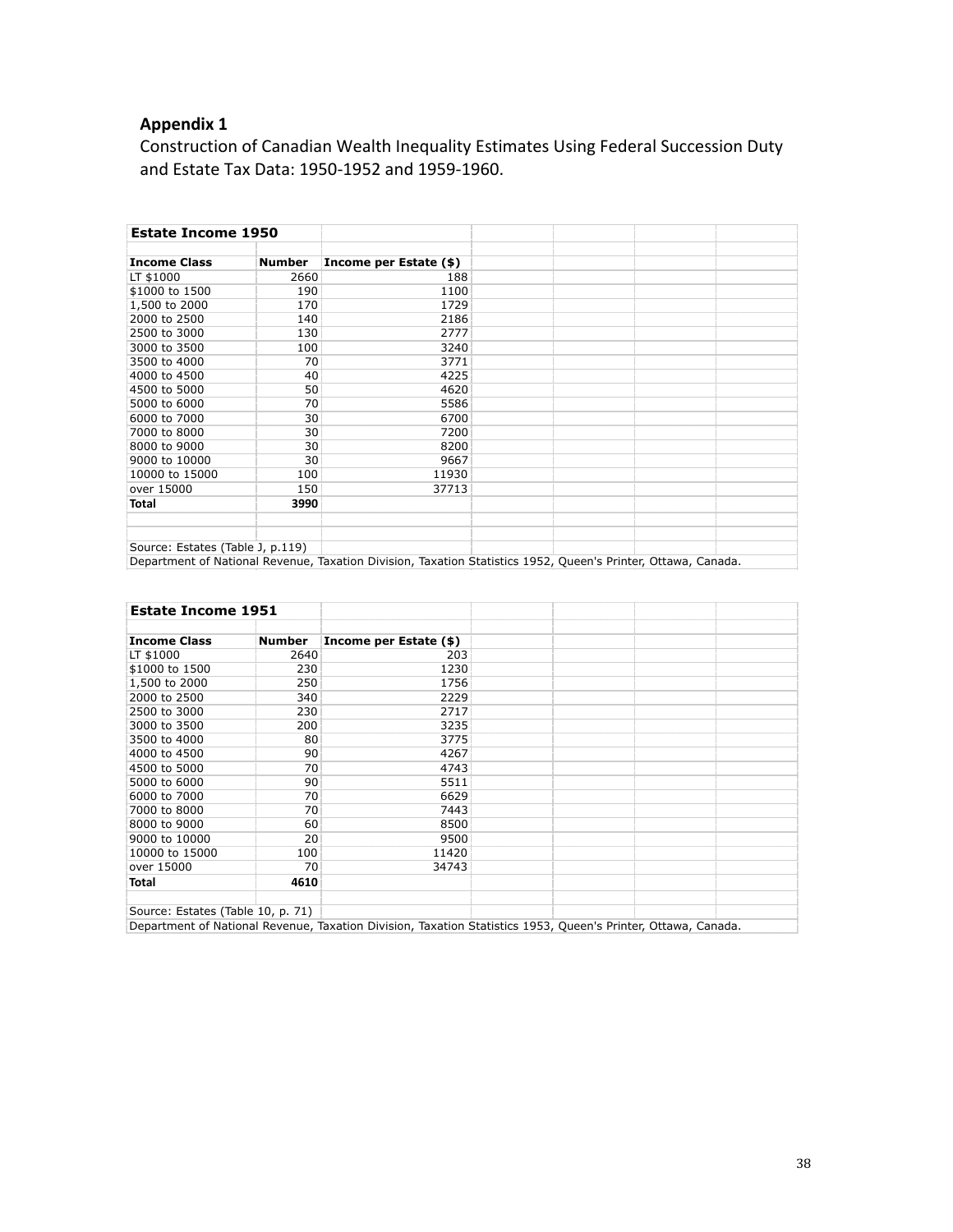## Appendix 1

Construction of Canadian Wealth Inequality Estimates Using Federal Succession Duty and Estate Tax Data: 1950-1952 and 1959-1960.

**Estate Income 1950**

| Income Class | Number | Income per Estate ($) |
|---|---|---|
| LT $1000 | 2660 | 188 |
| $1000 to 1500 | 190 | 1100 |
| 1,500 to 2000 | 170 | 1729 |
| 2000 to 2500 | 140 | 2186 |
| 2500 to 3000 | 130 | 2777 |
| 3000 to 3500 | 100 | 3240 |
| 3500 to 4000 | 70 | 3771 |
| 4000 to 4500 | 40 | 4225 |
| 4500 to 5000 | 50 | 4620 |
| 5000 to 6000 | 70 | 5586 |
| 6000 to 7000 | 30 | 6700 |
| 7000 to 8000 | 30 | 7200 |
| 8000 to 9000 | 30 | 8200 |
| 9000 to 10000 | 30 | 9667 |
| 10000 to 15000 | 100 | 11930 |
| over 15000 | 150 | 37713 |
| **Total** | **3990** | |

Source: Estates (Table J, p.119)
Department of National Revenue, Taxation Division, Taxation Statistics 1952, Queen's Printer, Ottawa, Canada.

**Estate Income 1951**

| Income Class | Number | Income per Estate ($) |
|---|---|---|
| LT $1000 | 2640 | 203 |
| $1000 to 1500 | 230 | 1230 |
| 1,500 to 2000 | 250 | 1756 |
| 2000 to 2500 | 340 | 2229 |
| 2500 to 3000 | 230 | 2717 |
| 3000 to 3500 | 200 | 3235 |
| 3500 to 4000 | 80 | 3775 |
| 4000 to 4500 | 90 | 4267 |
| 4500 to 5000 | 70 | 4743 |
| 5000 to 6000 | 90 | 5511 |
| 6000 to 7000 | 70 | 6629 |
| 7000 to 8000 | 70 | 7443 |
| 8000 to 9000 | 60 | 8500 |
| 9000 to 10000 | 20 | 9500 |
| 10000 to 15000 | 100 | 11420 |
| over 15000 | 70 | 34743 |
| **Total** | **4610** | |

Source: Estates (Table 10, p. 71)
Department of National Revenue, Taxation Division, Taxation Statistics 1953, Queen's Printer, Ottawa, Canada.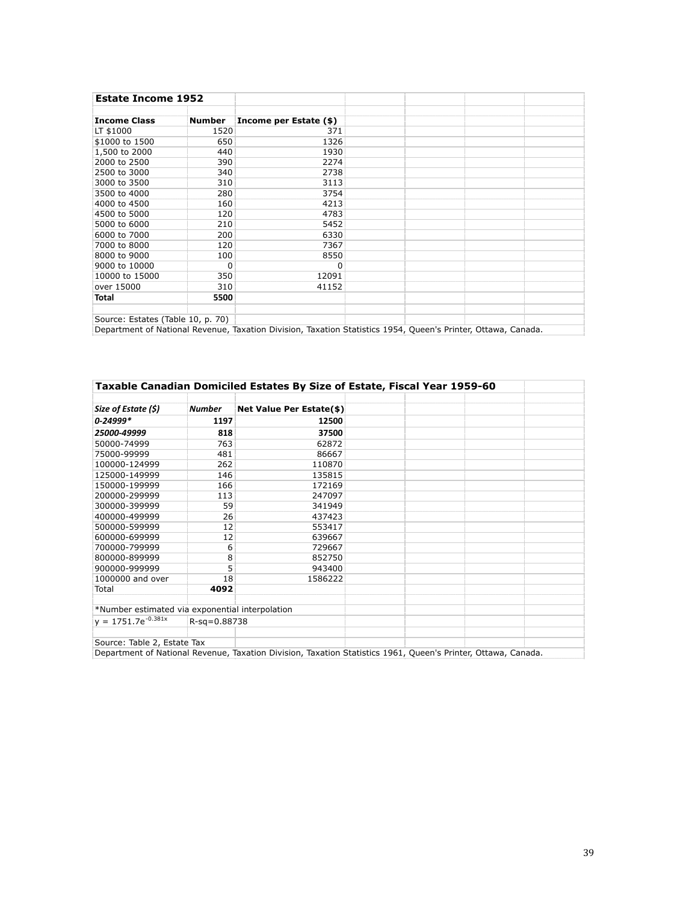**Estate Income 1952**

| Income Class | Number | Income per Estate ($) |
|---|---|---|
| LT $1000 | 1520 | 371 |
| $1000 to 1500 | 650 | 1326 |
| 1,500 to 2000 | 440 | 1930 |
| 2000 to 2500 | 390 | 2274 |
| 2500 to 3000 | 340 | 2738 |
| 3000 to 3500 | 310 | 3113 |
| 3500 to 4000 | 280 | 3754 |
| 4000 to 4500 | 160 | 4213 |
| 4500 to 5000 | 120 | 4783 |
| 5000 to 6000 | 210 | 5452 |
| 6000 to 7000 | 200 | 6330 |
| 7000 to 8000 | 120 | 7367 |
| 8000 to 9000 | 100 | 8550 |
| 9000 to 10000 | 0 | 0 |
| 10000 to 15000 | 350 | 12091 |
| over 15000 | 310 | 41152 |
| **Total** | **5500** | |

Source: Estates (Table 10, p. 70)
Department of National Revenue, Taxation Division, Taxation Statistics 1954, Queen's Printer, Ottawa, Canada.

**Taxable Canadian Domiciled Estates By Size of Estate, Fiscal Year 1959-60**

| *Size of Estate ($)* | *Number* | Net Value Per Estate($) |
|---|---|---|
| ***0-24999**** | **1197** | **12500** |
| ***25000-49999*** | **818** | **37500** |
| 50000-74999 | 763 | 62872 |
| 75000-99999 | 481 | 86667 |
| 100000-124999 | 262 | 110870 |
| 125000-149999 | 146 | 135815 |
| 150000-199999 | 166 | 172169 |
| 200000-299999 | 113 | 247097 |
| 300000-399999 | 59 | 341949 |
| 400000-499999 | 26 | 437423 |
| 500000-599999 | 12 | 553417 |
| 600000-699999 | 12 | 639667 |
| 700000-799999 | 6 | 729667 |
| 800000-899999 | 8 | 852750 |
| 900000-999999 | 5 | 943400 |
| 1000000 and over | 18 | 1586222 |
| Total | **4092** | |

*Number estimated via exponential interpolation

$y = 1751.7e^{-0.381x}$   R-sq=0.88738

Source: Table 2, Estate Tax
Department of National Revenue, Taxation Division, Taxation Statistics 1961, Queen's Printer, Ottawa, Canada.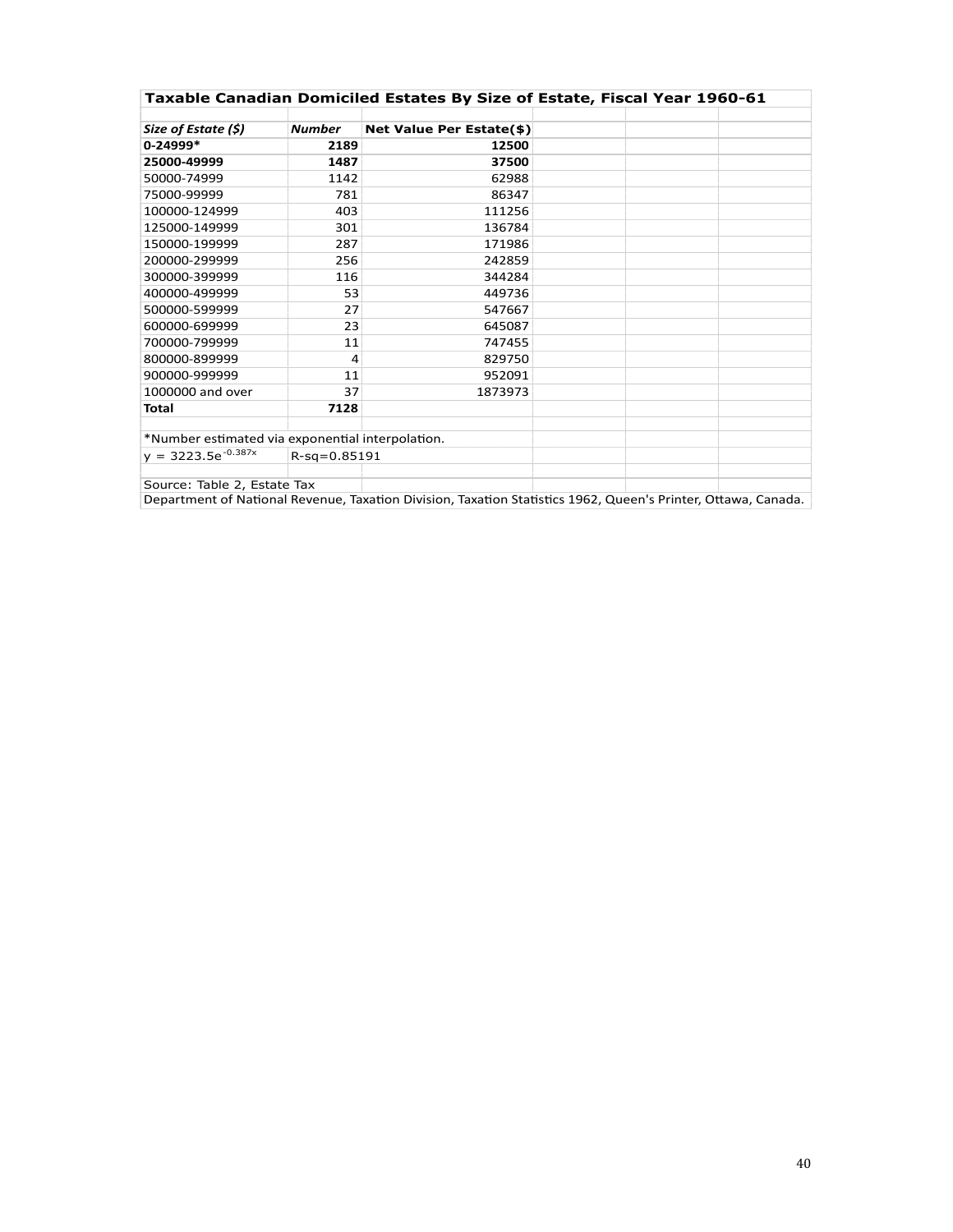**Taxable Canadian Domiciled Estates By Size of Estate, Fiscal Year 1960-61**

| ***Size of Estate ($)*** | ***Number*** | **Net Value Per Estate($)** |
|---|---|---|
| **0-24999*** | **2189** | **12500** |
| **25000-49999** | **1487** | **37500** |
| 50000-74999 | 1142 | 62988 |
| 75000-99999 | 781 | 86347 |
| 100000-124999 | 403 | 111256 |
| 125000-149999 | 301 | 136784 |
| 150000-199999 | 287 | 171986 |
| 200000-299999 | 256 | 242859 |
| 300000-399999 | 116 | 344284 |
| 400000-499999 | 53 | 449736 |
| 500000-599999 | 27 | 547667 |
| 600000-699999 | 23 | 645087 |
| 700000-799999 | 11 | 747455 |
| 800000-899999 | 4 | 829750 |
| 900000-999999 | 11 | 952091 |
| 1000000 and over | 37 | 1873973 |
| **Total** | **7128** | |

*Number estimated via exponential interpolation.

$y = 3223.5e^{-0.387x}$ R-sq=0.85191

Source: Table 2, Estate Tax

Department of National Revenue, Taxation Division, Taxation Statistics 1962, Queen's Printer, Ottawa, Canada.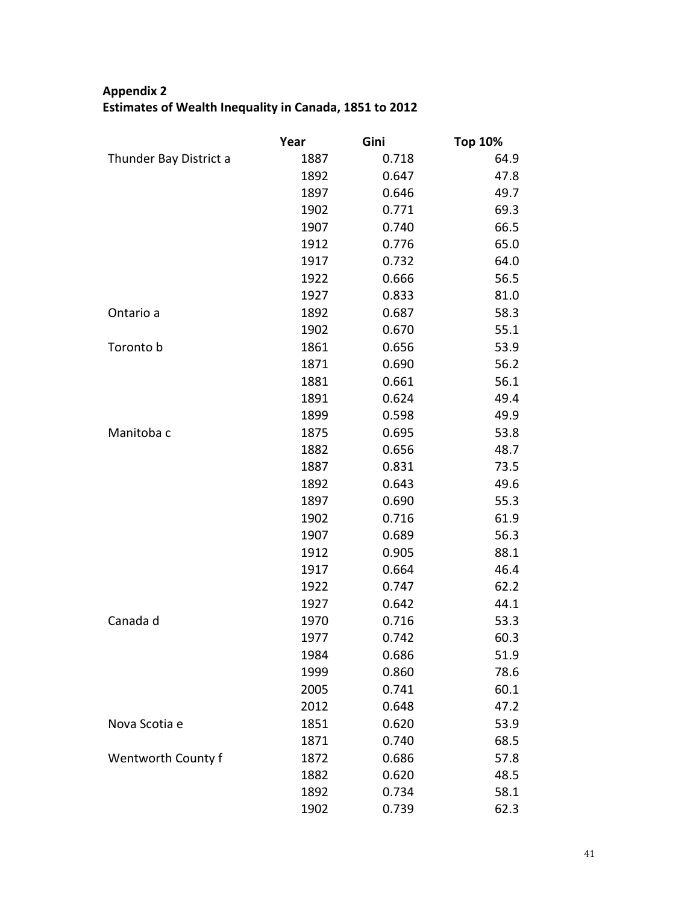**Appendix 2**
**Estimates of Wealth Inequality in Canada, 1851 to 2012**

| | Year | Gini | Top 10% |
|---|---|---|---|
| Thunder Bay District a | 1887 | 0.718 | 64.9 |
| | 1892 | 0.647 | 47.8 |
| | 1897 | 0.646 | 49.7 |
| | 1902 | 0.771 | 69.3 |
| | 1907 | 0.740 | 66.5 |
| | 1912 | 0.776 | 65.0 |
| | 1917 | 0.732 | 64.0 |
| | 1922 | 0.666 | 56.5 |
| | 1927 | 0.833 | 81.0 |
| Ontario a | 1892 | 0.687 | 58.3 |
| | 1902 | 0.670 | 55.1 |
| Toronto b | 1861 | 0.656 | 53.9 |
| | 1871 | 0.690 | 56.2 |
| | 1881 | 0.661 | 56.1 |
| | 1891 | 0.624 | 49.4 |
| | 1899 | 0.598 | 49.9 |
| Manitoba c | 1875 | 0.695 | 53.8 |
| | 1882 | 0.656 | 48.7 |
| | 1887 | 0.831 | 73.5 |
| | 1892 | 0.643 | 49.6 |
| | 1897 | 0.690 | 55.3 |
| | 1902 | 0.716 | 61.9 |
| | 1907 | 0.689 | 56.3 |
| | 1912 | 0.905 | 88.1 |
| | 1917 | 0.664 | 46.4 |
| | 1922 | 0.747 | 62.2 |
| | 1927 | 0.642 | 44.1 |
| Canada d | 1970 | 0.716 | 53.3 |
| | 1977 | 0.742 | 60.3 |
| | 1984 | 0.686 | 51.9 |
| | 1999 | 0.860 | 78.6 |
| | 2005 | 0.741 | 60.1 |
| | 2012 | 0.648 | 47.2 |
| Nova Scotia e | 1851 | 0.620 | 53.9 |
| | 1871 | 0.740 | 68.5 |
| Wentworth County f | 1872 | 0.686 | 57.8 |
| | 1882 | 0.620 | 48.5 |
| | 1892 | 0.734 | 58.1 |
| | 1902 | 0.739 | 62.3 |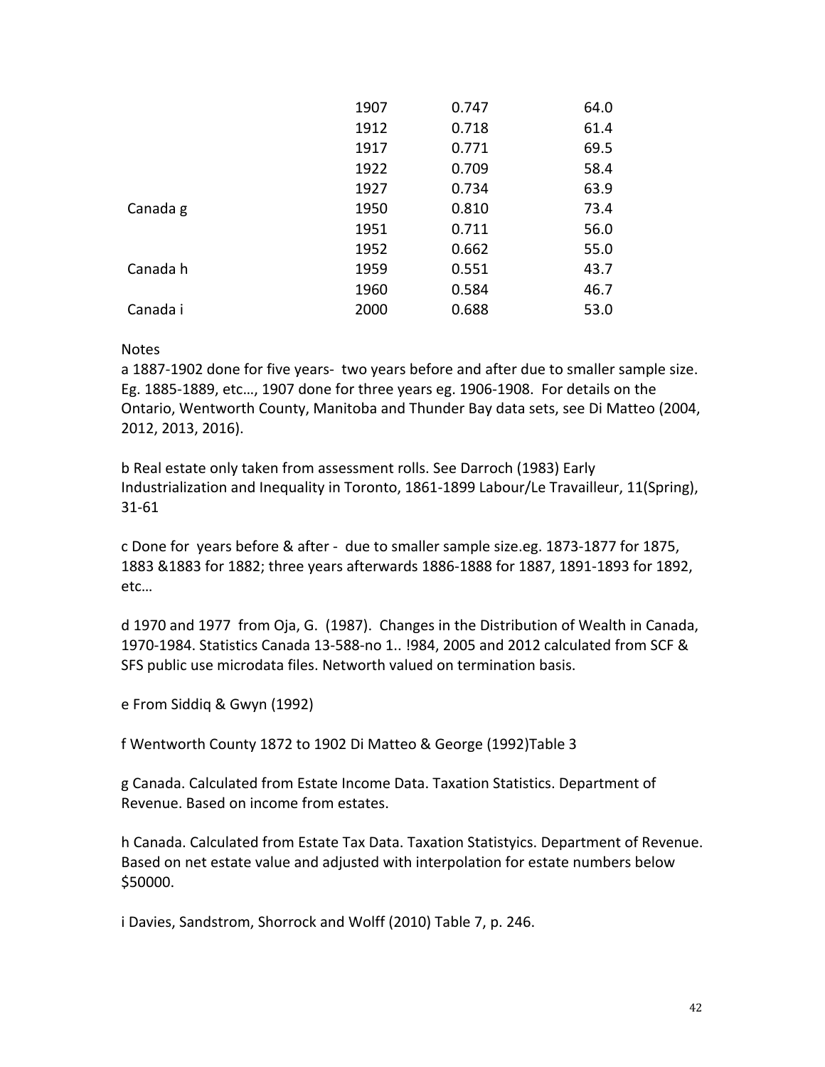| | | | |
|---|---|---|---|
| | 1907 | 0.747 | 64.0 |
| | 1912 | 0.718 | 61.4 |
| | 1917 | 0.771 | 69.5 |
| | 1922 | 0.709 | 58.4 |
| | 1927 | 0.734 | 63.9 |
| Canada g | 1950 | 0.810 | 73.4 |
| | 1951 | 0.711 | 56.0 |
| | 1952 | 0.662 | 55.0 |
| Canada h | 1959 | 0.551 | 43.7 |
| | 1960 | 0.584 | 46.7 |
| Canada i | 2000 | 0.688 | 53.0 |

Notes

a 1887-1902 done for five years- two years before and after due to smaller sample size. Eg. 1885-1889, etc…, 1907 done for three years eg. 1906-1908. For details on the Ontario, Wentworth County, Manitoba and Thunder Bay data sets, see Di Matteo (2004, 2012, 2013, 2016).

b Real estate only taken from assessment rolls. See Darroch (1983) Early Industrialization and Inequality in Toronto, 1861-1899 Labour/Le Travailleur, 11(Spring), 31-61

c Done for years before & after - due to smaller sample size.eg. 1873-1877 for 1875, 1883 &1883 for 1882; three years afterwards 1886-1888 for 1887, 1891-1893 for 1892, etc…

d 1970 and 1977 from Oja, G. (1987). Changes in the Distribution of Wealth in Canada, 1970-1984. Statistics Canada 13-588-no 1.. !984, 2005 and 2012 calculated from SCF & SFS public use microdata files. Networth valued on termination basis.

e From Siddiq & Gwyn (1992)

f Wentworth County 1872 to 1902 Di Matteo & George (1992)Table 3

g Canada. Calculated from Estate Income Data. Taxation Statistics. Department of Revenue. Based on income from estates.

h Canada. Calculated from Estate Tax Data. Taxation Statistyics. Department of Revenue. Based on net estate value and adjusted with interpolation for estate numbers below $50000.

i Davies, Sandstrom, Shorrock and Wolff (2010) Table 7, p. 246.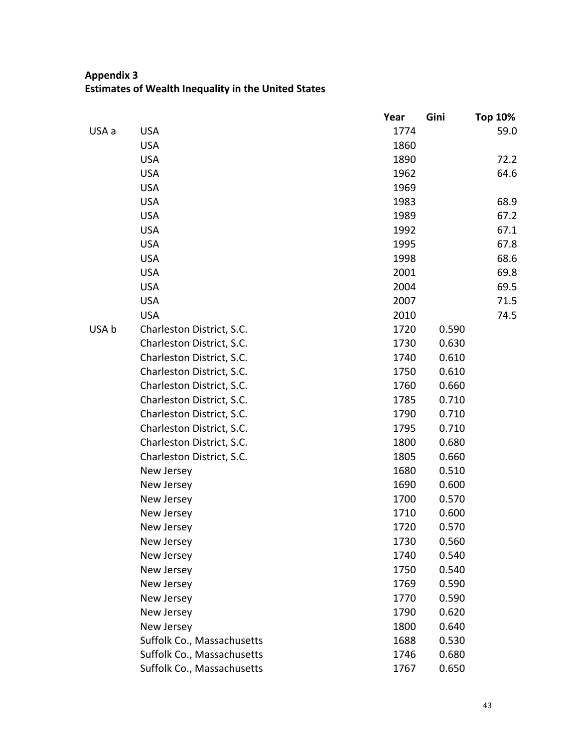**Appendix 3**
**Estimates of Wealth Inequality in the United States**

| | | Year | Gini | Top 10% |
|---|---|---|---|---|
| USA a | USA | 1774 | | 59.0 |
| | USA | 1860 | | |
| | USA | 1890 | | 72.2 |
| | USA | 1962 | | 64.6 |
| | USA | 1969 | | |
| | USA | 1983 | | 68.9 |
| | USA | 1989 | | 67.2 |
| | USA | 1992 | | 67.1 |
| | USA | 1995 | | 67.8 |
| | USA | 1998 | | 68.6 |
| | USA | 2001 | | 69.8 |
| | USA | 2004 | | 69.5 |
| | USA | 2007 | | 71.5 |
| | USA | 2010 | | 74.5 |
| USA b | Charleston District, S.C. | 1720 | 0.590 | |
| | Charleston District, S.C. | 1730 | 0.630 | |
| | Charleston District, S.C. | 1740 | 0.610 | |
| | Charleston District, S.C. | 1750 | 0.610 | |
| | Charleston District, S.C. | 1760 | 0.660 | |
| | Charleston District, S.C. | 1785 | 0.710 | |
| | Charleston District, S.C. | 1790 | 0.710 | |
| | Charleston District, S.C. | 1795 | 0.710 | |
| | Charleston District, S.C. | 1800 | 0.680 | |
| | Charleston District, S.C. | 1805 | 0.660 | |
| | New Jersey | 1680 | 0.510 | |
| | New Jersey | 1690 | 0.600 | |
| | New Jersey | 1700 | 0.570 | |
| | New Jersey | 1710 | 0.600 | |
| | New Jersey | 1720 | 0.570 | |
| | New Jersey | 1730 | 0.560 | |
| | New Jersey | 1740 | 0.540 | |
| | New Jersey | 1750 | 0.540 | |
| | New Jersey | 1769 | 0.590 | |
| | New Jersey | 1770 | 0.590 | |
| | New Jersey | 1790 | 0.620 | |
| | New Jersey | 1800 | 0.640 | |
| | Suffolk Co., Massachusetts | 1688 | 0.530 | |
| | Suffolk Co., Massachusetts | 1746 | 0.680 | |
| | Suffolk Co., Massachusetts | 1767 | 0.650 | |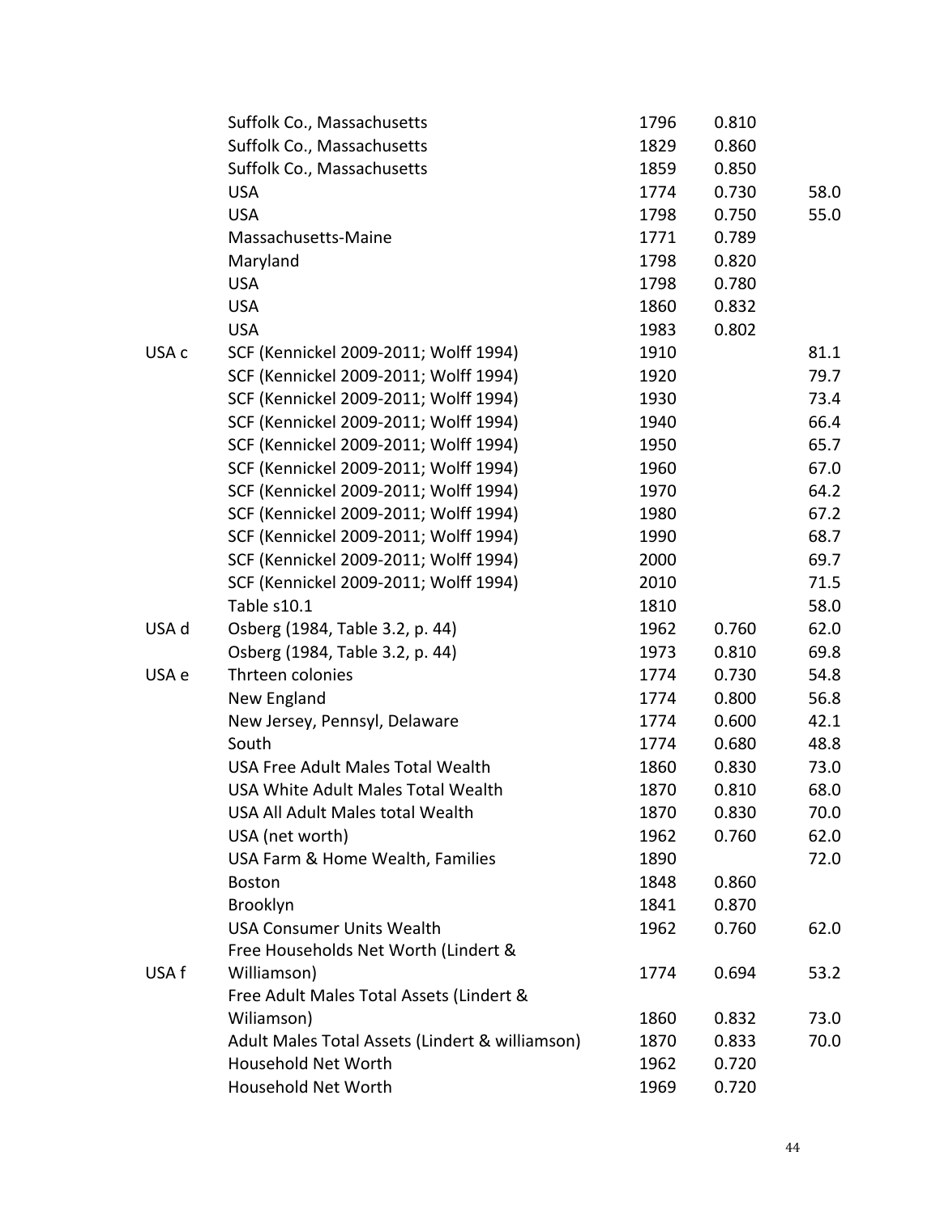| | | | | |
|---|---|---|---|---|
| | Suffolk Co., Massachusetts | 1796 | 0.810 | |
| | Suffolk Co., Massachusetts | 1829 | 0.860 | |
| | Suffolk Co., Massachusetts | 1859 | 0.850 | |
| | USA | 1774 | 0.730 | 58.0 |
| | USA | 1798 | 0.750 | 55.0 |
| | Massachusetts-Maine | 1771 | 0.789 | |
| | Maryland | 1798 | 0.820 | |
| | USA | 1798 | 0.780 | |
| | USA | 1860 | 0.832 | |
| | USA | 1983 | 0.802 | |
| USA c | SCF (Kennickel 2009-2011; Wolff 1994) | 1910 | | 81.1 |
| | SCF (Kennickel 2009-2011; Wolff 1994) | 1920 | | 79.7 |
| | SCF (Kennickel 2009-2011; Wolff 1994) | 1930 | | 73.4 |
| | SCF (Kennickel 2009-2011; Wolff 1994) | 1940 | | 66.4 |
| | SCF (Kennickel 2009-2011; Wolff 1994) | 1950 | | 65.7 |
| | SCF (Kennickel 2009-2011; Wolff 1994) | 1960 | | 67.0 |
| | SCF (Kennickel 2009-2011; Wolff 1994) | 1970 | | 64.2 |
| | SCF (Kennickel 2009-2011; Wolff 1994) | 1980 | | 67.2 |
| | SCF (Kennickel 2009-2011; Wolff 1994) | 1990 | | 68.7 |
| | SCF (Kennickel 2009-2011; Wolff 1994) | 2000 | | 69.7 |
| | SCF (Kennickel 2009-2011; Wolff 1994) | 2010 | | 71.5 |
| | Table s10.1 | 1810 | | 58.0 |
| USA d | Osberg (1984, Table 3.2, p. 44) | 1962 | 0.760 | 62.0 |
| | Osberg (1984, Table 3.2, p. 44) | 1973 | 0.810 | 69.8 |
| USA e | Thrteen colonies | 1774 | 0.730 | 54.8 |
| | New England | 1774 | 0.800 | 56.8 |
| | New Jersey, Pennsyl, Delaware | 1774 | 0.600 | 42.1 |
| | South | 1774 | 0.680 | 48.8 |
| | USA Free Adult Males Total Wealth | 1860 | 0.830 | 73.0 |
| | USA White Adult Males Total Wealth | 1870 | 0.810 | 68.0 |
| | USA All Adult Males total Wealth | 1870 | 0.830 | 70.0 |
| | USA (net worth) | 1962 | 0.760 | 62.0 |
| | USA Farm & Home Wealth, Families | 1890 | | 72.0 |
| | Boston | 1848 | 0.860 | |
| | Brooklyn | 1841 | 0.870 | |
| | USA Consumer Units Wealth | 1962 | 0.760 | 62.0 |
| USA f | Free Households Net Worth (Lindert & Williamson) | 1774 | 0.694 | 53.2 |
| | Free Adult Males Total Assets (Lindert & Wiliamson) | 1860 | 0.832 | 73.0 |
| | Adult Males Total Assets (Lindert & williamson) | 1870 | 0.833 | 70.0 |
| | Household Net Worth | 1962 | 0.720 | |
| | Household Net Worth | 1969 | 0.720 | |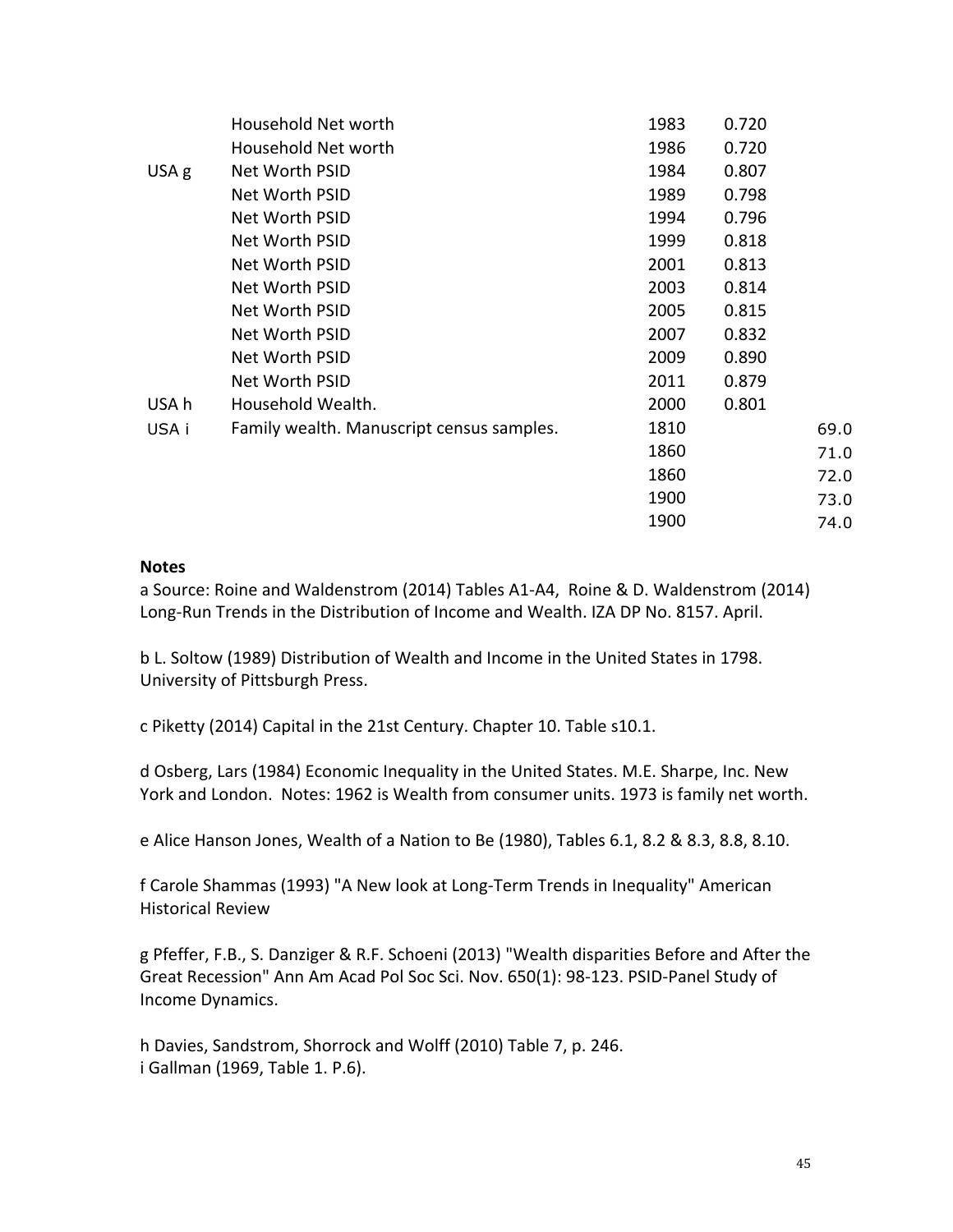| | | | | |
|---|---|---|---|---|
| | Household Net worth | 1983 | 0.720 | |
| | Household Net worth | 1986 | 0.720 | |
| USA g | Net Worth PSID | 1984 | 0.807 | |
| | Net Worth PSID | 1989 | 0.798 | |
| | Net Worth PSID | 1994 | 0.796 | |
| | Net Worth PSID | 1999 | 0.818 | |
| | Net Worth PSID | 2001 | 0.813 | |
| | Net Worth PSID | 2003 | 0.814 | |
| | Net Worth PSID | 2005 | 0.815 | |
| | Net Worth PSID | 2007 | 0.832 | |
| | Net Worth PSID | 2009 | 0.890 | |
| | Net Worth PSID | 2011 | 0.879 | |
| USA h | Household Wealth. | 2000 | 0.801 | |
| USA i | Family wealth. Manuscript census samples. | 1810 | | 69.0 |
| | | 1860 | | 71.0 |
| | | 1860 | | 72.0 |
| | | 1900 | | 73.0 |
| | | 1900 | | 74.0 |

**Notes**

a Source: Roine and Waldenstrom (2014) Tables A1-A4, Roine & D. Waldenstrom (2014) Long-Run Trends in the Distribution of Income and Wealth. IZA DP No. 8157. April.

b L. Soltow (1989) Distribution of Wealth and Income in the United States in 1798. University of Pittsburgh Press.

c Piketty (2014) Capital in the 21st Century. Chapter 10. Table s10.1.

d Osberg, Lars (1984) Economic Inequality in the United States. M.E. Sharpe, Inc. New York and London. Notes: 1962 is Wealth from consumer units. 1973 is family net worth.

e Alice Hanson Jones, Wealth of a Nation to Be (1980), Tables 6.1, 8.2 & 8.3, 8.8, 8.10.

f Carole Shammas (1993) "A New look at Long-Term Trends in Inequality" American Historical Review

g Pfeffer, F.B., S. Danziger & R.F. Schoeni (2013) "Wealth disparities Before and After the Great Recession" Ann Am Acad Pol Soc Sci. Nov. 650(1): 98-123. PSID-Panel Study of Income Dynamics.

h Davies, Sandstrom, Shorrock and Wolff (2010) Table 7, p. 246.
i Gallman (1969, Table 1. P.6).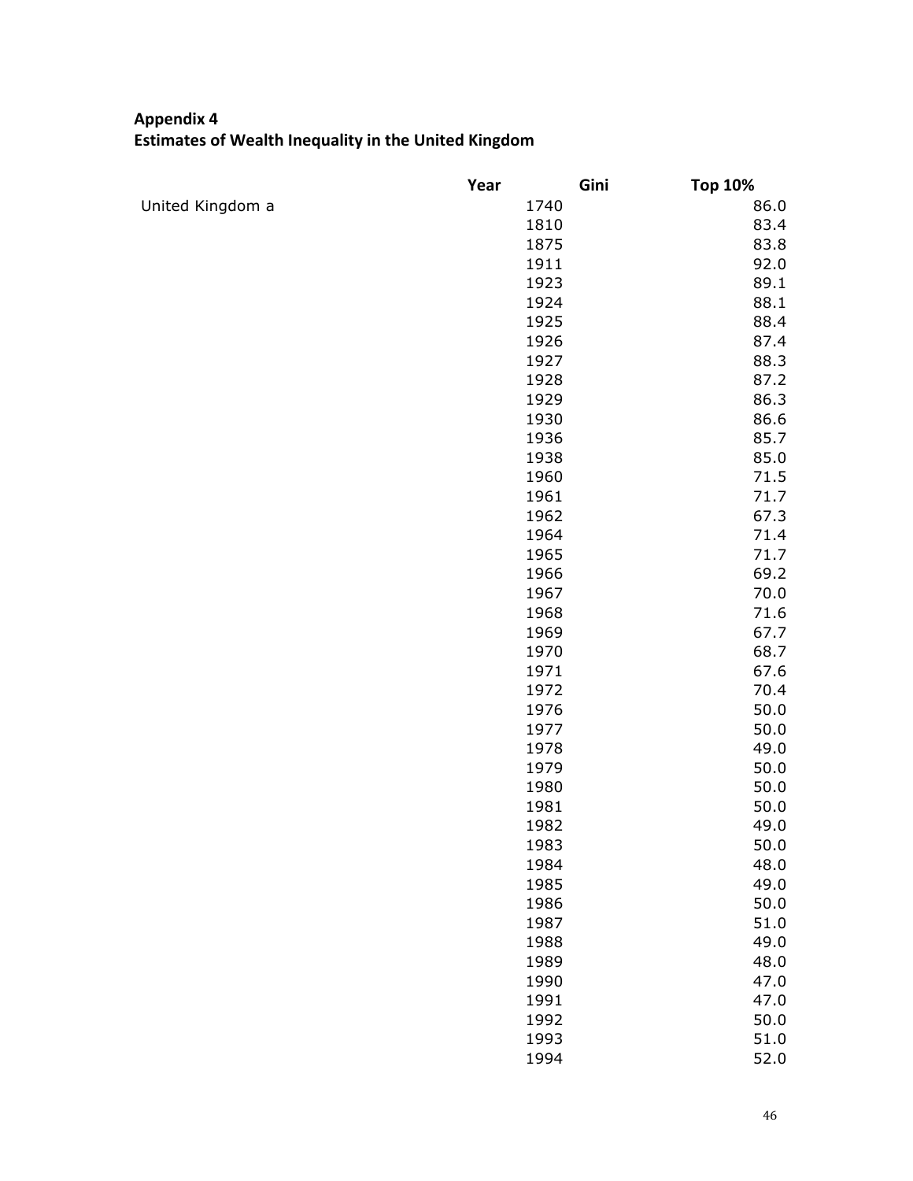**Appendix 4**
**Estimates of Wealth Inequality in the United Kingdom**

| | Year | Gini | Top 10% |
|---|---|---|---|
| United Kingdom a | 1740 | | 86.0 |
| | 1810 | | 83.4 |
| | 1875 | | 83.8 |
| | 1911 | | 92.0 |
| | 1923 | | 89.1 |
| | 1924 | | 88.1 |
| | 1925 | | 88.4 |
| | 1926 | | 87.4 |
| | 1927 | | 88.3 |
| | 1928 | | 87.2 |
| | 1929 | | 86.3 |
| | 1930 | | 86.6 |
| | 1936 | | 85.7 |
| | 1938 | | 85.0 |
| | 1960 | | 71.5 |
| | 1961 | | 71.7 |
| | 1962 | | 67.3 |
| | 1964 | | 71.4 |
| | 1965 | | 71.7 |
| | 1966 | | 69.2 |
| | 1967 | | 70.0 |
| | 1968 | | 71.6 |
| | 1969 | | 67.7 |
| | 1970 | | 68.7 |
| | 1971 | | 67.6 |
| | 1972 | | 70.4 |
| | 1976 | | 50.0 |
| | 1977 | | 50.0 |
| | 1978 | | 49.0 |
| | 1979 | | 50.0 |
| | 1980 | | 50.0 |
| | 1981 | | 50.0 |
| | 1982 | | 49.0 |
| | 1983 | | 50.0 |
| | 1984 | | 48.0 |
| | 1985 | | 49.0 |
| | 1986 | | 50.0 |
| | 1987 | | 51.0 |
| | 1988 | | 49.0 |
| | 1989 | | 48.0 |
| | 1990 | | 47.0 |
| | 1991 | | 47.0 |
| | 1992 | | 50.0 |
| | 1993 | | 51.0 |
| | 1994 | | 52.0 |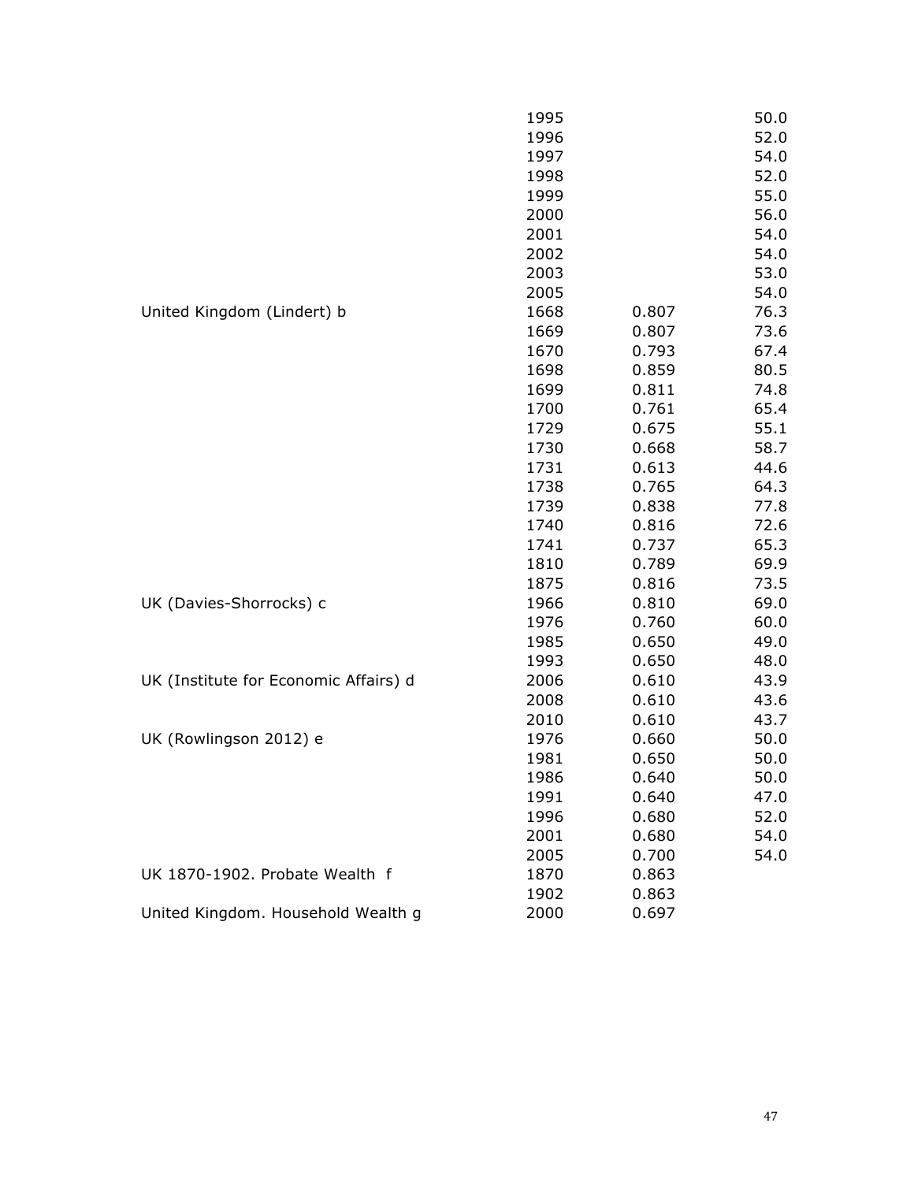| | | | |
|---|---|---|---|
| | 1995 | | 50.0 |
| | 1996 | | 52.0 |
| | 1997 | | 54.0 |
| | 1998 | | 52.0 |
| | 1999 | | 55.0 |
| | 2000 | | 56.0 |
| | 2001 | | 54.0 |
| | 2002 | | 54.0 |
| | 2003 | | 53.0 |
| | 2005 | | 54.0 |
| United Kingdom (Lindert) b | 1668 | 0.807 | 76.3 |
| | 1669 | 0.807 | 73.6 |
| | 1670 | 0.793 | 67.4 |
| | 1698 | 0.859 | 80.5 |
| | 1699 | 0.811 | 74.8 |
| | 1700 | 0.761 | 65.4 |
| | 1729 | 0.675 | 55.1 |
| | 1730 | 0.668 | 58.7 |
| | 1731 | 0.613 | 44.6 |
| | 1738 | 0.765 | 64.3 |
| | 1739 | 0.838 | 77.8 |
| | 1740 | 0.816 | 72.6 |
| | 1741 | 0.737 | 65.3 |
| | 1810 | 0.789 | 69.9 |
| | 1875 | 0.816 | 73.5 |
| UK (Davies-Shorrocks) c | 1966 | 0.810 | 69.0 |
| | 1976 | 0.760 | 60.0 |
| | 1985 | 0.650 | 49.0 |
| | 1993 | 0.650 | 48.0 |
| UK (Institute for Economic Affairs) d | 2006 | 0.610 | 43.9 |
| | 2008 | 0.610 | 43.6 |
| | 2010 | 0.610 | 43.7 |
| UK (Rowlingson 2012) e | 1976 | 0.660 | 50.0 |
| | 1981 | 0.650 | 50.0 |
| | 1986 | 0.640 | 50.0 |
| | 1991 | 0.640 | 47.0 |
| | 1996 | 0.680 | 52.0 |
| | 2001 | 0.680 | 54.0 |
| | 2005 | 0.700 | 54.0 |
| UK 1870-1902. Probate Wealth f | 1870 | 0.863 | |
| | 1902 | 0.863 | |
| United Kingdom. Household Wealth g | 2000 | 0.697 | |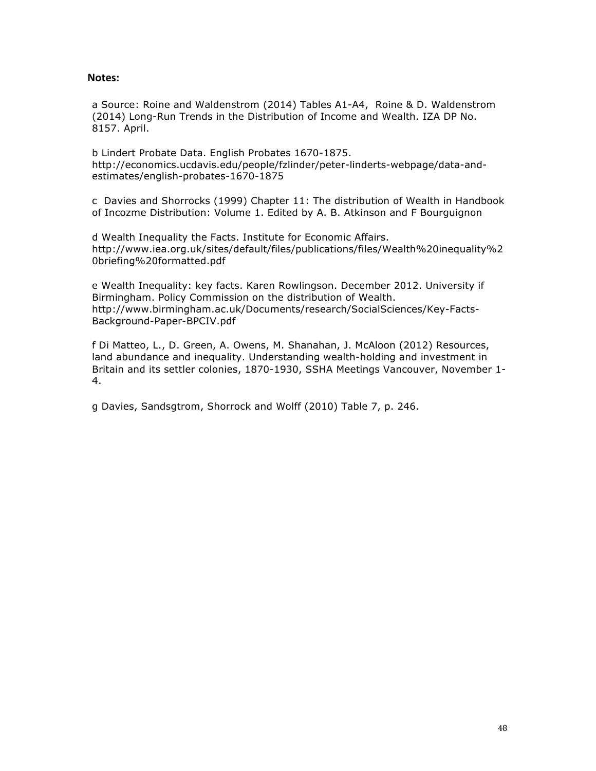**Notes:**

a Source: Roine and Waldenstrom (2014) Tables A1-A4, Roine & D. Waldenstrom (2014) Long-Run Trends in the Distribution of Income and Wealth. IZA DP No. 8157. April.

b Lindert Probate Data. English Probates 1670-1875. http://economics.ucdavis.edu/people/fzlinder/peter-linderts-webpage/data-and-estimates/english-probates-1670-1875

c Davies and Shorrocks (1999) Chapter 11: The distribution of Wealth in Handbook of Incozme Distribution: Volume 1. Edited by A. B. Atkinson and F Bourguignon

d Wealth Inequality the Facts. Institute for Economic Affairs. http://www.iea.org.uk/sites/default/files/publications/files/Wealth%20inequality%20briefing%20formatted.pdf

e Wealth Inequality: key facts. Karen Rowlingson. December 2012. University if Birmingham. Policy Commission on the distribution of Wealth. http://www.birmingham.ac.uk/Documents/research/SocialSciences/Key-Facts-Background-Paper-BPCIV.pdf

f Di Matteo, L., D. Green, A. Owens, M. Shanahan, J. McAloon (2012) Resources, land abundance and inequality. Understanding wealth-holding and investment in Britain and its settler colonies, 1870-1930, SSHA Meetings Vancouver, November 1-4.

g Davies, Sandsgtrom, Shorrock and Wolff (2010) Table 7, p. 246.